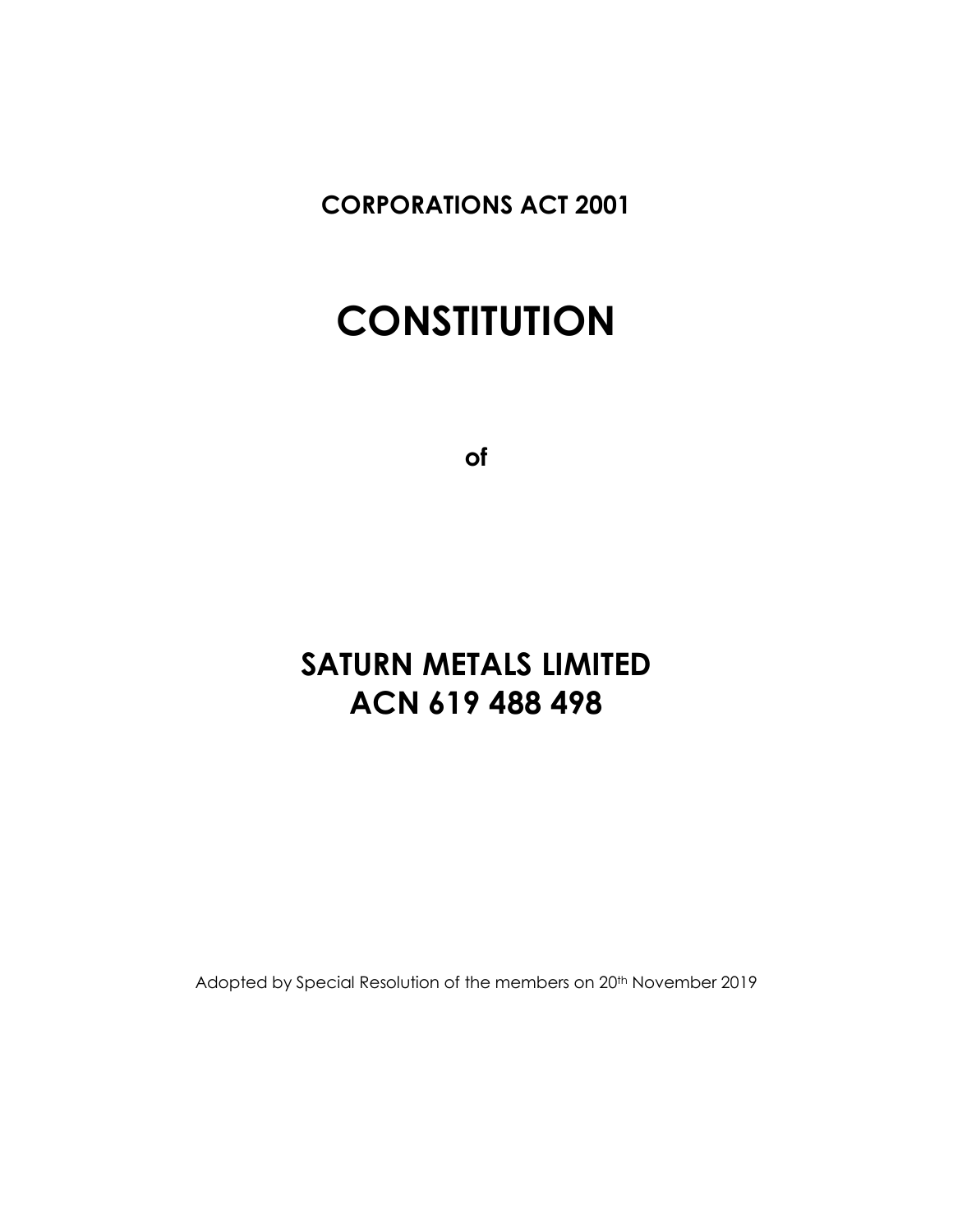**CORPORATIONS ACT 2001**

# CONSTITUTION

**of**

## SATURN METALS LIMITED
## ACN 619 488 498

Adopted by Special Resolution of the members on 20th November 2019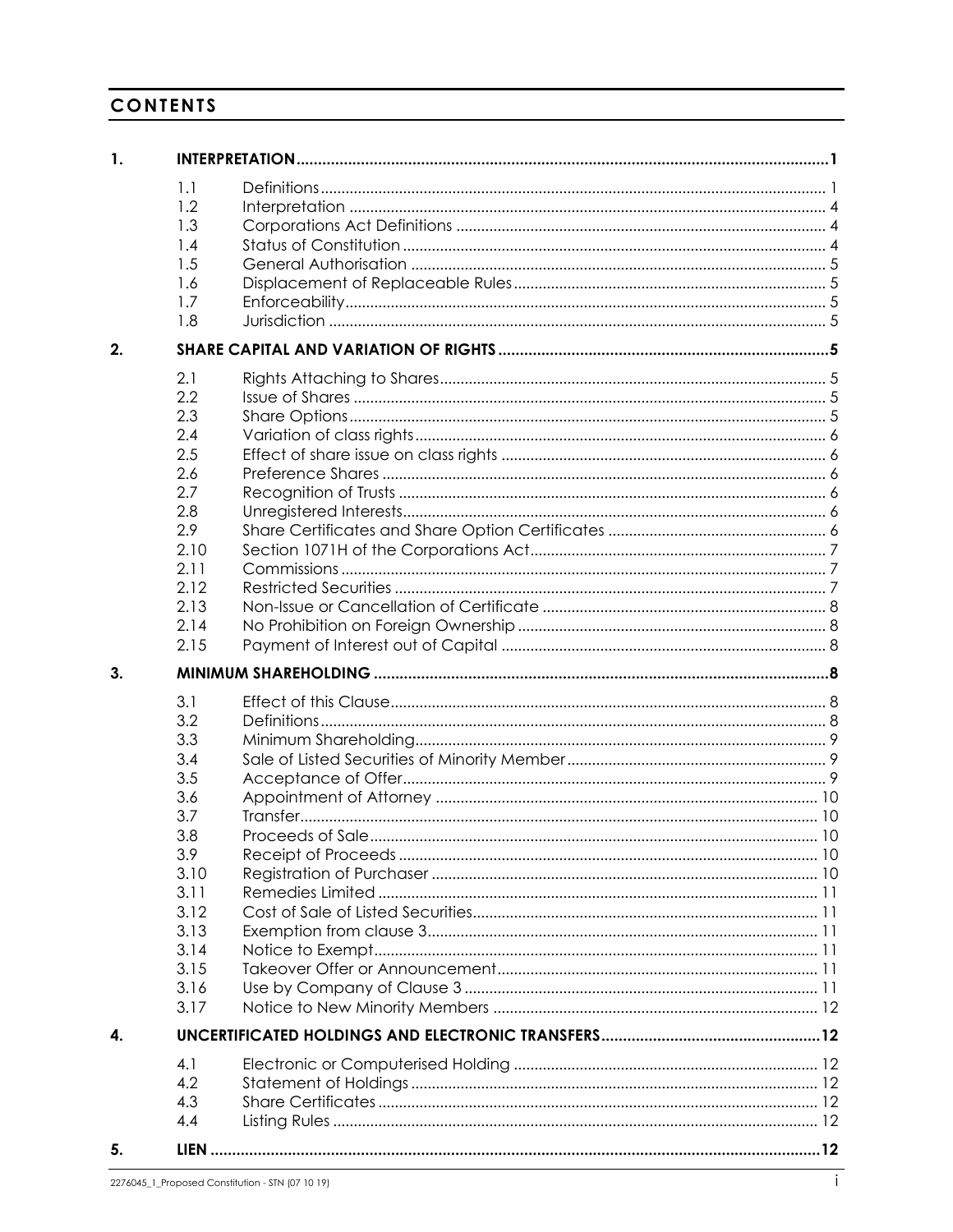## CONTENTS

| | | | |
|---|---|---|---|
| **1.** | **INTERPRETATION** | | **1** |
| | 1.1 | Definitions | 1 |
| | 1.2 | Interpretation | 4 |
| | 1.3 | Corporations Act Definitions | 4 |
| | 1.4 | Status of Constitution | 4 |
| | 1.5 | General Authorisation | 5 |
| | 1.6 | Displacement of Replaceable Rules | 5 |
| | 1.7 | Enforceability | 5 |
| | 1.8 | Jurisdiction | 5 |
| **2.** | **SHARE CAPITAL AND VARIATION OF RIGHTS** | | **5** |
| | 2.1 | Rights Attaching to Shares | 5 |
| | 2.2 | Issue of Shares | 5 |
| | 2.3 | Share Options | 5 |
| | 2.4 | Variation of class rights | 6 |
| | 2.5 | Effect of share issue on class rights | 6 |
| | 2.6 | Preference Shares | 6 |
| | 2.7 | Recognition of Trusts | 6 |
| | 2.8 | Unregistered Interests | 6 |
| | 2.9 | Share Certificates and Share Option Certificates | 6 |
| | 2.10 | Section 1071H of the Corporations Act | 7 |
| | 2.11 | Commissions | 7 |
| | 2.12 | Restricted Securities | 7 |
| | 2.13 | Non-Issue or Cancellation of Certificate | 8 |
| | 2.14 | No Prohibition on Foreign Ownership | 8 |
| | 2.15 | Payment of Interest out of Capital | 8 |
| **3.** | **MINIMUM SHAREHOLDING** | | **8** |
| | 3.1 | Effect of this Clause | 8 |
| | 3.2 | Definitions | 8 |
| | 3.3 | Minimum Shareholding | 9 |
| | 3.4 | Sale of Listed Securities of Minority Member | 9 |
| | 3.5 | Acceptance of Offer | 9 |
| | 3.6 | Appointment of Attorney | 10 |
| | 3.7 | Transfer | 10 |
| | 3.8 | Proceeds of Sale | 10 |
| | 3.9 | Receipt of Proceeds | 10 |
| | 3.10 | Registration of Purchaser | 10 |
| | 3.11 | Remedies Limited | 11 |
| | 3.12 | Cost of Sale of Listed Securities | 11 |
| | 3.13 | Exemption from clause 3 | 11 |
| | 3.14 | Notice to Exempt | 11 |
| | 3.15 | Takeover Offer or Announcement | 11 |
| | 3.16 | Use by Company of Clause 3 | 11 |
| | 3.17 | Notice to New Minority Members | 12 |
| **4.** | **UNCERTIFICATED HOLDINGS AND ELECTRONIC TRANSFERS** | | **12** |
| | 4.1 | Electronic or Computerised Holding | 12 |
| | 4.2 | Statement of Holdings | 12 |
| | 4.3 | Share Certificates | 12 |
| | 4.4 | Listing Rules | 12 |
| **5.** | **LIEN** | | **12** |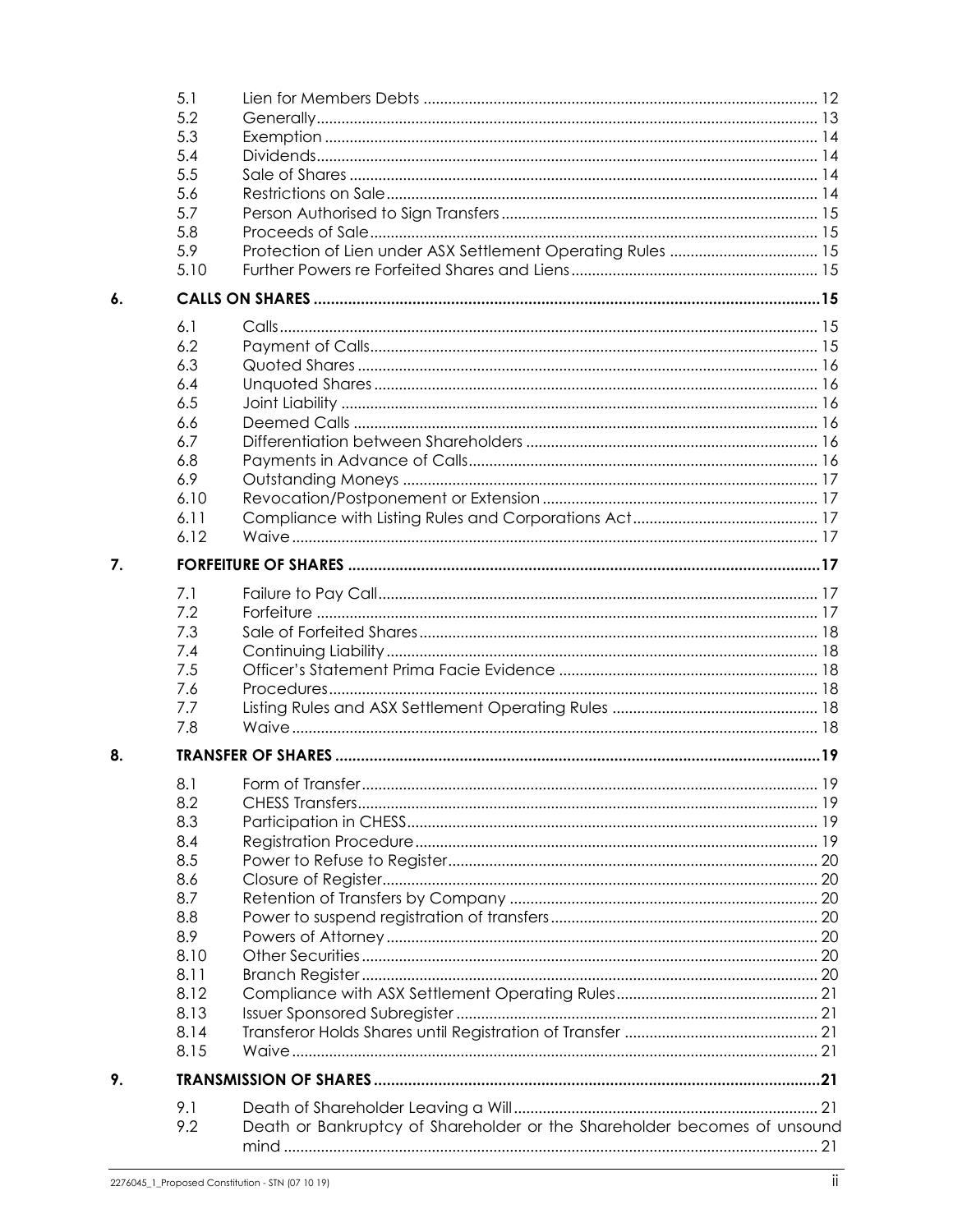| | | |
|---|---|---|
| 5.1 | Lien for Members Debts | 12 |
| 5.2 | Generally | 13 |
| 5.3 | Exemption | 14 |
| 5.4 | Dividends | 14 |
| 5.5 | Sale of Shares | 14 |
| 5.6 | Restrictions on Sale | 14 |
| 5.7 | Person Authorised to Sign Transfers | 15 |
| 5.8 | Proceeds of Sale | 15 |
| 5.9 | Protection of Lien under ASX Settlement Operating Rules | 15 |
| 5.10 | Further Powers re Forfeited Shares and Liens | 15 |

**6. CALLS ON SHARES .......... 15**

| | | |
|---|---|---|
| 6.1 | Calls | 15 |
| 6.2 | Payment of Calls | 15 |
| 6.3 | Quoted Shares | 16 |
| 6.4 | Unquoted Shares | 16 |
| 6.5 | Joint Liability | 16 |
| 6.6 | Deemed Calls | 16 |
| 6.7 | Differentiation between Shareholders | 16 |
| 6.8 | Payments in Advance of Calls | 16 |
| 6.9 | Outstanding Moneys | 17 |
| 6.10 | Revocation/Postponement or Extension | 17 |
| 6.11 | Compliance with Listing Rules and Corporations Act | 17 |
| 6.12 | Waive | 17 |

**7. FORFEITURE OF SHARES .......... 17**

| | | |
|---|---|---|
| 7.1 | Failure to Pay Call | 17 |
| 7.2 | Forfeiture | 17 |
| 7.3 | Sale of Forfeited Shares | 18 |
| 7.4 | Continuing Liability | 18 |
| 7.5 | Officer's Statement Prima Facie Evidence | 18 |
| 7.6 | Procedures | 18 |
| 7.7 | Listing Rules and ASX Settlement Operating Rules | 18 |
| 7.8 | Waive | 18 |

**8. TRANSFER OF SHARES .......... 19**

| | | |
|---|---|---|
| 8.1 | Form of Transfer | 19 |
| 8.2 | CHESS Transfers | 19 |
| 8.3 | Participation in CHESS | 19 |
| 8.4 | Registration Procedure | 19 |
| 8.5 | Power to Refuse to Register | 20 |
| 8.6 | Closure of Register | 20 |
| 8.7 | Retention of Transfers by Company | 20 |
| 8.8 | Power to suspend registration of transfers | 20 |
| 8.9 | Powers of Attorney | 20 |
| 8.10 | Other Securities | 20 |
| 8.11 | Branch Register | 20 |
| 8.12 | Compliance with ASX Settlement Operating Rules | 21 |
| 8.13 | Issuer Sponsored Subregister | 21 |
| 8.14 | Transferor Holds Shares until Registration of Transfer | 21 |
| 8.15 | Waive | 21 |

**9. TRANSMISSION OF SHARES .......... 21**

| | | |
|---|---|---|
| 9.1 | Death of Shareholder Leaving a Will | 21 |
| 9.2 | Death or Bankruptcy of Shareholder or the Shareholder becomes of unsound mind | 21 |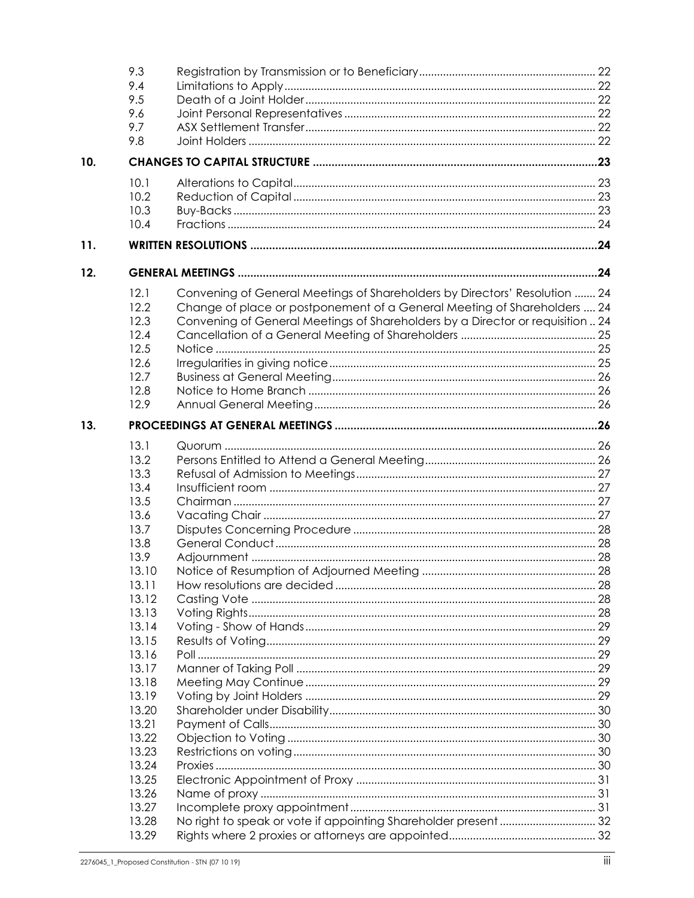| | | |
|---|---|---|
| 9.3 | Registration by Transmission or to Beneficiary | 22 |
| 9.4 | Limitations to Apply | 22 |
| 9.5 | Death of a Joint Holder | 22 |
| 9.6 | Joint Personal Representatives | 22 |
| 9.7 | ASX Settlement Transfer | 22 |
| 9.8 | Joint Holders | 22 |

**10. CHANGES TO CAPITAL STRUCTURE ....................................................................................... 23**

| | | |
|---|---|---|
| 10.1 | Alterations to Capital | 23 |
| 10.2 | Reduction of Capital | 23 |
| 10.3 | Buy-Backs | 23 |
| 10.4 | Fractions | 24 |

**11. WRITTEN RESOLUTIONS ....................................................................................................... 24**

**12. GENERAL MEETINGS ............................................................................................................ 24**

| | | |
|---|---|---|
| 12.1 | Convening of General Meetings of Shareholders by Directors' Resolution | 24 |
| 12.2 | Change of place or postponement of a General Meeting of Shareholders | 24 |
| 12.3 | Convening of General Meetings of Shareholders by a Director or requisition | 24 |
| 12.4 | Cancellation of a General Meeting of Shareholders | 25 |
| 12.5 | Notice | 25 |
| 12.6 | Irregularities in giving notice | 25 |
| 12.7 | Business at General Meeting | 26 |
| 12.8 | Notice to Home Branch | 26 |
| 12.9 | Annual General Meeting | 26 |

**13. PROCEEDINGS AT GENERAL MEETINGS ............................................................................. 26**

| | | |
|---|---|---|
| 13.1 | Quorum | 26 |
| 13.2 | Persons Entitled to Attend a General Meeting | 26 |
| 13.3 | Refusal of Admission to Meetings | 27 |
| 13.4 | Insufficient room | 27 |
| 13.5 | Chairman | 27 |
| 13.6 | Vacating Chair | 27 |
| 13.7 | Disputes Concerning Procedure | 28 |
| 13.8 | General Conduct | 28 |
| 13.9 | Adjournment | 28 |
| 13.10 | Notice of Resumption of Adjourned Meeting | 28 |
| 13.11 | How resolutions are decided | 28 |
| 13.12 | Casting Vote | 28 |
| 13.13 | Voting Rights | 28 |
| 13.14 | Voting - Show of Hands | 29 |
| 13.15 | Results of Voting | 29 |
| 13.16 | Poll | 29 |
| 13.17 | Manner of Taking Poll | 29 |
| 13.18 | Meeting May Continue | 29 |
| 13.19 | Voting by Joint Holders | 29 |
| 13.20 | Shareholder under Disability | 30 |
| 13.21 | Payment of Calls | 30 |
| 13.22 | Objection to Voting | 30 |
| 13.23 | Restrictions on voting | 30 |
| 13.24 | Proxies | 30 |
| 13.25 | Electronic Appointment of Proxy | 31 |
| 13.26 | Name of proxy | 31 |
| 13.27 | Incomplete proxy appointment | 31 |
| 13.28 | No right to speak or vote if appointing Shareholder present | 32 |
| 13.29 | Rights where 2 proxies or attorneys are appointed | 32 |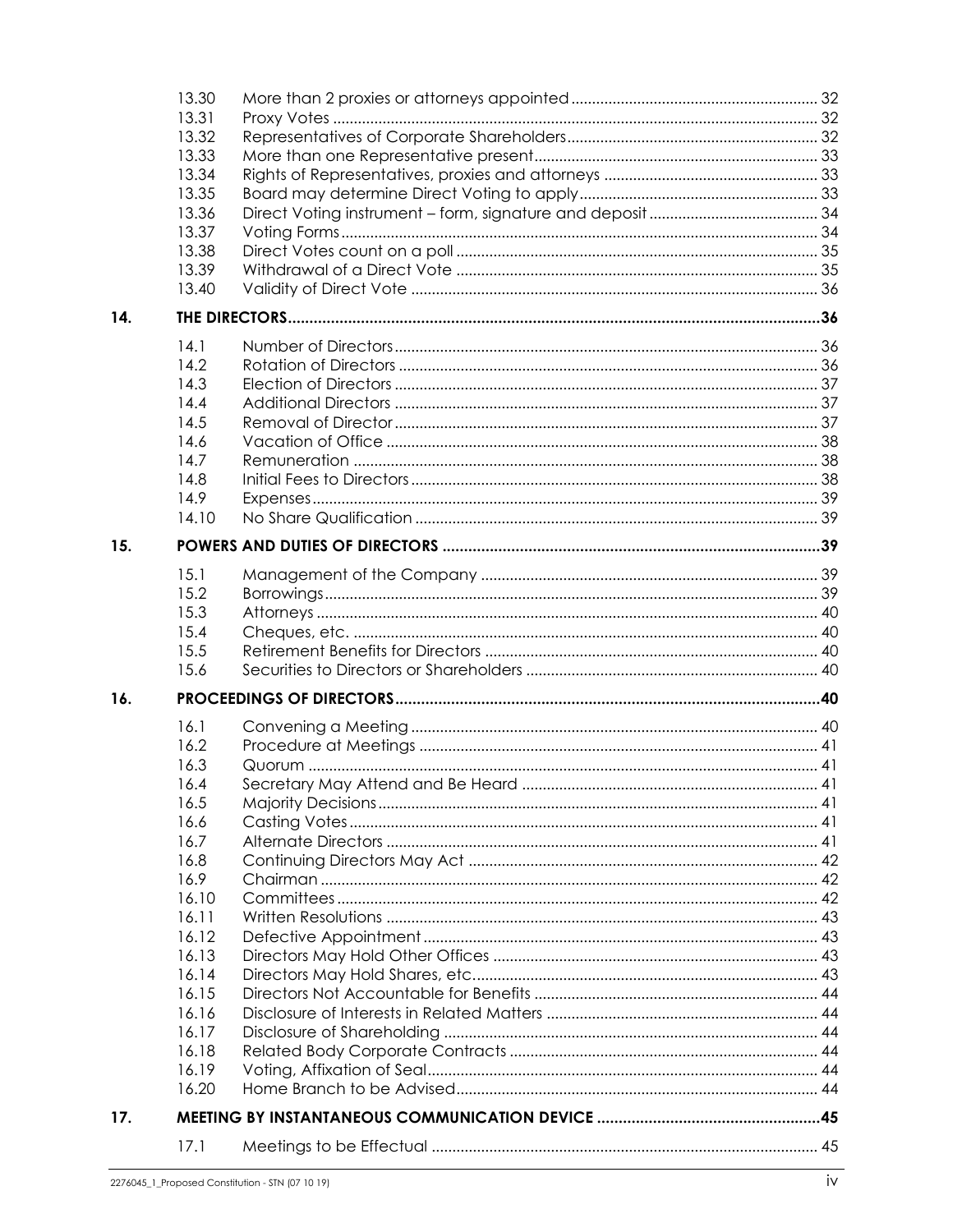| | | | |
|---|---|---|---|
| | 13.30 | More than 2 proxies or attorneys appointed | 32 |
| | 13.31 | Proxy Votes | 32 |
| | 13.32 | Representatives of Corporate Shareholders | 32 |
| | 13.33 | More than one Representative present | 33 |
| | 13.34 | Rights of Representatives, proxies and attorneys | 33 |
| | 13.35 | Board may determine Direct Voting to apply | 33 |
| | 13.36 | Direct Voting instrument – form, signature and deposit | 34 |
| | 13.37 | Voting Forms | 34 |
| | 13.38 | Direct Votes count on a poll | 35 |
| | 13.39 | Withdrawal of a Direct Vote | 35 |
| | 13.40 | Validity of Direct Vote | 36 |
| **14.** | **THE DIRECTORS** | | **36** |
| | 14.1 | Number of Directors | 36 |
| | 14.2 | Rotation of Directors | 36 |
| | 14.3 | Election of Directors | 37 |
| | 14.4 | Additional Directors | 37 |
| | 14.5 | Removal of Director | 37 |
| | 14.6 | Vacation of Office | 38 |
| | 14.7 | Remuneration | 38 |
| | 14.8 | Initial Fees to Directors | 38 |
| | 14.9 | Expenses | 39 |
| | 14.10 | No Share Qualification | 39 |
| **15.** | **POWERS AND DUTIES OF DIRECTORS** | | **39** |
| | 15.1 | Management of the Company | 39 |
| | 15.2 | Borrowings | 39 |
| | 15.3 | Attorneys | 40 |
| | 15.4 | Cheques, etc. | 40 |
| | 15.5 | Retirement Benefits for Directors | 40 |
| | 15.6 | Securities to Directors or Shareholders | 40 |
| **16.** | **PROCEEDINGS OF DIRECTORS** | | **40** |
| | 16.1 | Convening a Meeting | 40 |
| | 16.2 | Procedure at Meetings | 41 |
| | 16.3 | Quorum | 41 |
| | 16.4 | Secretary May Attend and Be Heard | 41 |
| | 16.5 | Majority Decisions | 41 |
| | 16.6 | Casting Votes | 41 |
| | 16.7 | Alternate Directors | 41 |
| | 16.8 | Continuing Directors May Act | 42 |
| | 16.9 | Chairman | 42 |
| | 16.10 | Committees | 42 |
| | 16.11 | Written Resolutions | 43 |
| | 16.12 | Defective Appointment | 43 |
| | 16.13 | Directors May Hold Other Offices | 43 |
| | 16.14 | Directors May Hold Shares, etc. | 43 |
| | 16.15 | Directors Not Accountable for Benefits | 44 |
| | 16.16 | Disclosure of Interests in Related Matters | 44 |
| | 16.17 | Disclosure of Shareholding | 44 |
| | 16.18 | Related Body Corporate Contracts | 44 |
| | 16.19 | Voting, Affixation of Seal | 44 |
| | 16.20 | Home Branch to be Advised | 44 |
| **17.** | **MEETING BY INSTANTANEOUS COMMUNICATION DEVICE** | | **45** |
| | 17.1 | Meetings to be Effectual | 45 |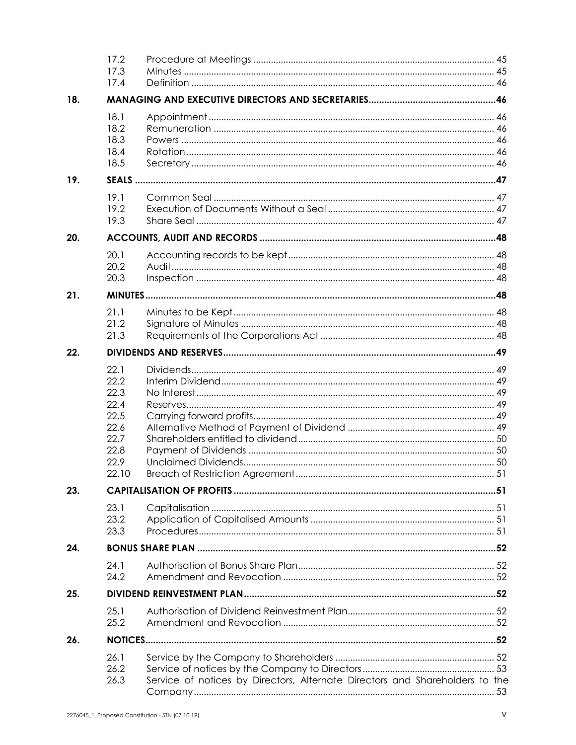| | | | |
|---|---|---|---|
| | 17.2 | Procedure at Meetings | 45 |
| | 17.3 | Minutes | 45 |
| | 17.4 | Definition | 46 |
| **18.** | **MANAGING AND EXECUTIVE DIRECTORS AND SECRETARIES** | | **46** |
| | 18.1 | Appointment | 46 |
| | 18.2 | Remuneration | 46 |
| | 18.3 | Powers | 46 |
| | 18.4 | Rotation | 46 |
| | 18.5 | Secretary | 46 |
| **19.** | **SEALS** | | **47** |
| | 19.1 | Common Seal | 47 |
| | 19.2 | Execution of Documents Without a Seal | 47 |
| | 19.3 | Share Seal | 47 |
| **20.** | **ACCOUNTS, AUDIT AND RECORDS** | | **48** |
| | 20.1 | Accounting records to be kept | 48 |
| | 20.2 | Audit | 48 |
| | 20.3 | Inspection | 48 |
| **21.** | **MINUTES** | | **48** |
| | 21.1 | Minutes to be Kept | 48 |
| | 21.2 | Signature of Minutes | 48 |
| | 21.3 | Requirements of the Corporations Act | 48 |
| **22.** | **DIVIDENDS AND RESERVES** | | **49** |
| | 22.1 | Dividends | 49 |
| | 22.2 | Interim Dividend | 49 |
| | 22.3 | No Interest | 49 |
| | 22.4 | Reserves | 49 |
| | 22.5 | Carrying forward profits | 49 |
| | 22.6 | Alternative Method of Payment of Dividend | 49 |
| | 22.7 | Shareholders entitled to dividend | 50 |
| | 22.8 | Payment of Dividends | 50 |
| | 22.9 | Unclaimed Dividends | 50 |
| | 22.10 | Breach of Restriction Agreement | 51 |
| **23.** | **CAPITALISATION OF PROFITS** | | **51** |
| | 23.1 | Capitalisation | 51 |
| | 23.2 | Application of Capitalised Amounts | 51 |
| | 23.3 | Procedures | 51 |
| **24.** | **BONUS SHARE PLAN** | | **52** |
| | 24.1 | Authorisation of Bonus Share Plan | 52 |
| | 24.2 | Amendment and Revocation | 52 |
| **25.** | **DIVIDEND REINVESTMENT PLAN** | | **52** |
| | 25.1 | Authorisation of Dividend Reinvestment Plan | 52 |
| | 25.2 | Amendment and Revocation | 52 |
| **26.** | **NOTICES** | | **52** |
| | 26.1 | Service by the Company to Shareholders | 52 |
| | 26.2 | Service of notices by the Company to Directors | 53 |
| | 26.3 | Service of notices by Directors, Alternate Directors and Shareholders to the Company | 53 |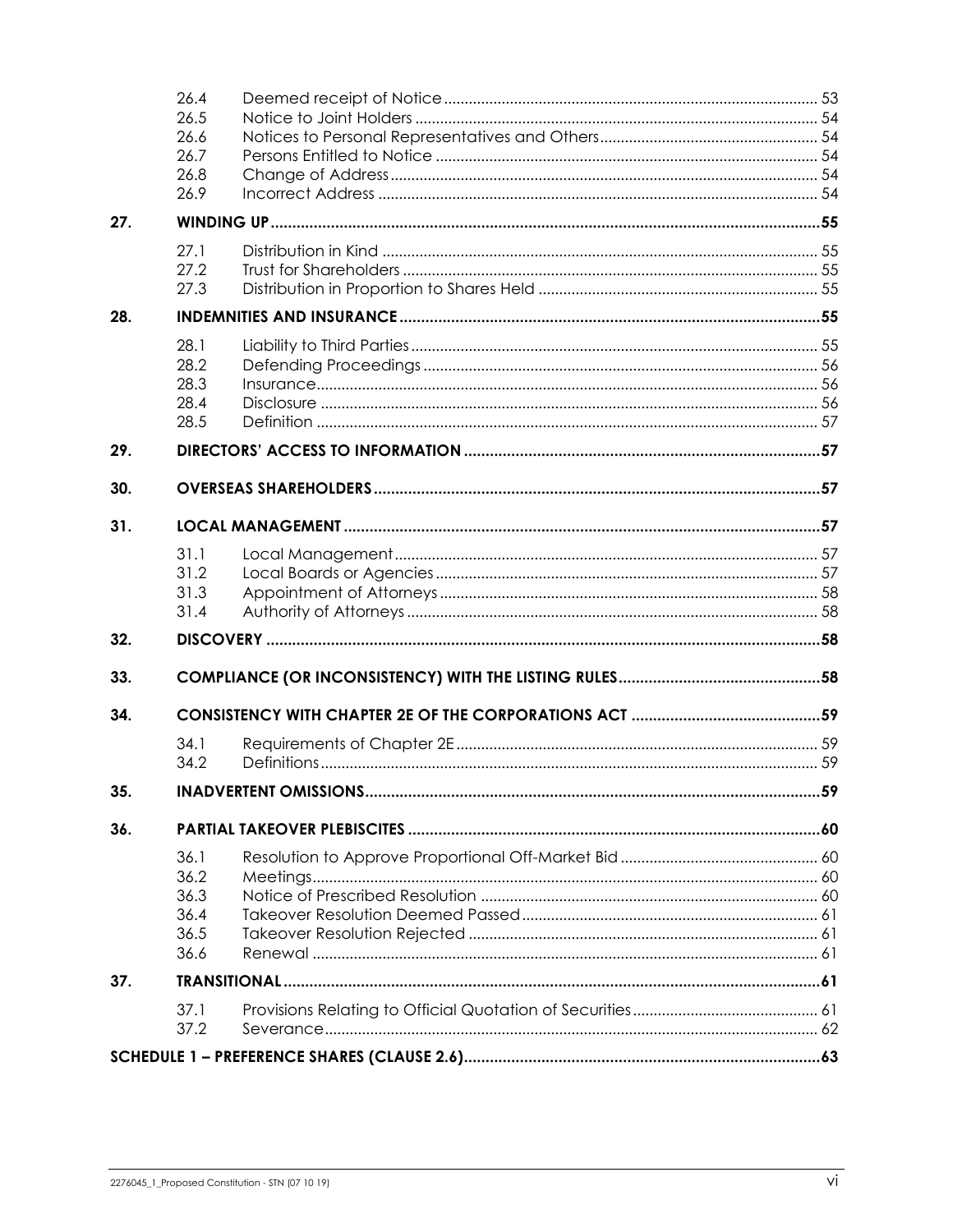| | | | |
|---|---|---|---|
| | 26.4 | Deemed receipt of Notice | 53 |
| | 26.5 | Notice to Joint Holders | 54 |
| | 26.6 | Notices to Personal Representatives and Others | 54 |
| | 26.7 | Persons Entitled to Notice | 54 |
| | 26.8 | Change of Address | 54 |
| | 26.9 | Incorrect Address | 54 |
| **27.** | **WINDING UP** | | **55** |
| | 27.1 | Distribution in Kind | 55 |
| | 27.2 | Trust for Shareholders | 55 |
| | 27.3 | Distribution in Proportion to Shares Held | 55 |
| **28.** | **INDEMNITIES AND INSURANCE** | | **55** |
| | 28.1 | Liability to Third Parties | 55 |
| | 28.2 | Defending Proceedings | 56 |
| | 28.3 | Insurance | 56 |
| | 28.4 | Disclosure | 56 |
| | 28.5 | Definition | 57 |
| **29.** | **DIRECTORS' ACCESS TO INFORMATION** | | **57** |
| **30.** | **OVERSEAS SHAREHOLDERS** | | **57** |
| **31.** | **LOCAL MANAGEMENT** | | **57** |
| | 31.1 | Local Management | 57 |
| | 31.2 | Local Boards or Agencies | 57 |
| | 31.3 | Appointment of Attorneys | 58 |
| | 31.4 | Authority of Attorneys | 58 |
| **32.** | **DISCOVERY** | | **58** |
| **33.** | **COMPLIANCE (OR INCONSISTENCY) WITH THE LISTING RULES** | | **58** |
| **34.** | **CONSISTENCY WITH CHAPTER 2E OF THE CORPORATIONS ACT** | | **59** |
| | 34.1 | Requirements of Chapter 2E | 59 |
| | 34.2 | Definitions | 59 |
| **35.** | **INADVERTENT OMISSIONS** | | **59** |
| **36.** | **PARTIAL TAKEOVER PLEBISCITES** | | **60** |
| | 36.1 | Resolution to Approve Proportional Off-Market Bid | 60 |
| | 36.2 | Meetings | 60 |
| | 36.3 | Notice of Prescribed Resolution | 60 |
| | 36.4 | Takeover Resolution Deemed Passed | 61 |
| | 36.5 | Takeover Resolution Rejected | 61 |
| | 36.6 | Renewal | 61 |
| **37.** | **TRANSITIONAL** | | **61** |
| | 37.1 | Provisions Relating to Official Quotation of Securities | 61 |
| | 37.2 | Severance | 62 |
| **SCHEDULE 1 – PREFERENCE SHARES (CLAUSE 2.6)** | | | **63** |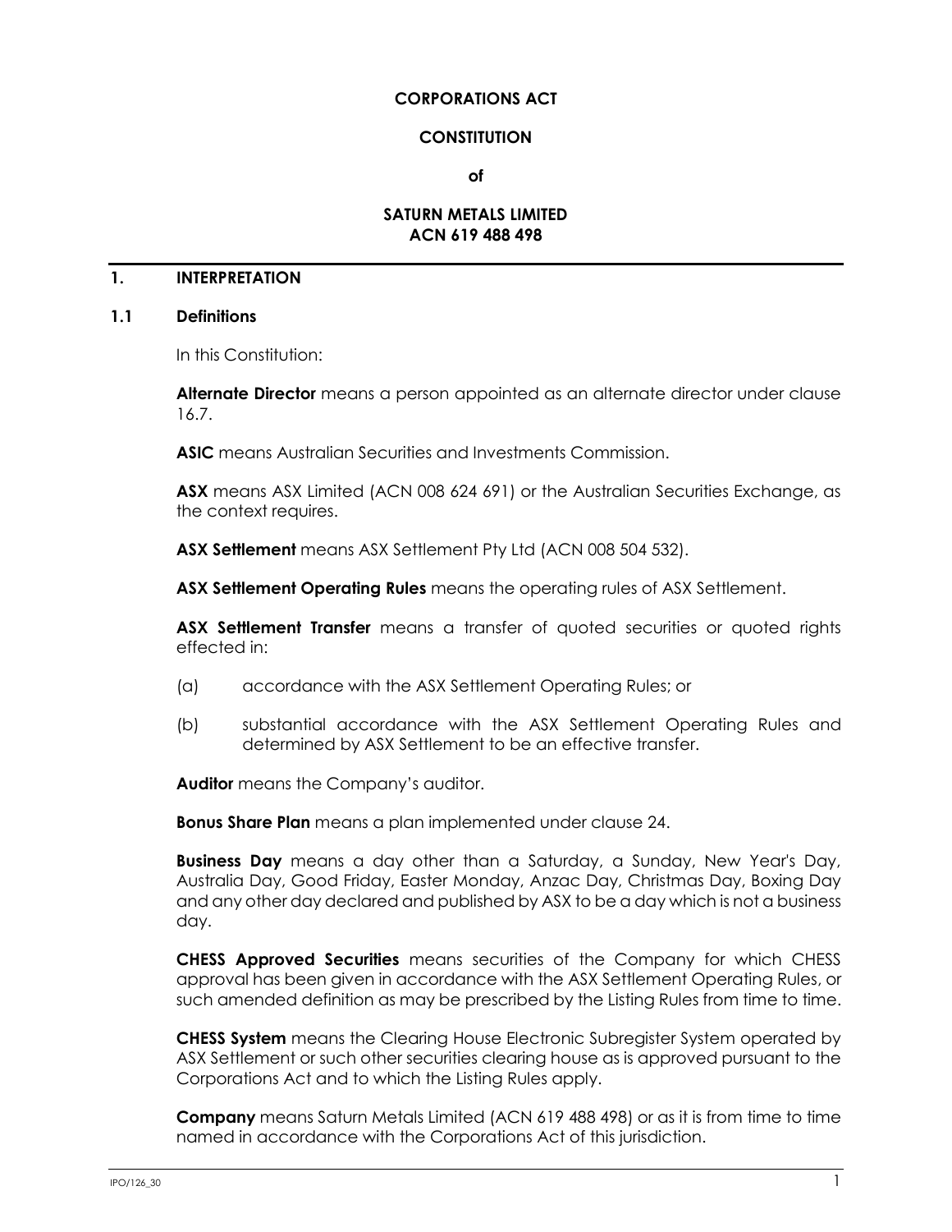**CORPORATIONS ACT**

**CONSTITUTION**

**of**

**SATURN METALS LIMITED**
**ACN 619 488 498**

# 1. INTERPRETATION

## 1.1 Definitions

In this Constitution:

**Alternate Director** means a person appointed as an alternate director under clause 16.7.

**ASIC** means Australian Securities and Investments Commission.

**ASX** means ASX Limited (ACN 008 624 691) or the Australian Securities Exchange, as the context requires.

**ASX Settlement** means ASX Settlement Pty Ltd (ACN 008 504 532).

**ASX Settlement Operating Rules** means the operating rules of ASX Settlement.

**ASX Settlement Transfer** means a transfer of quoted securities or quoted rights effected in:

(a) accordance with the ASX Settlement Operating Rules; or

(b) substantial accordance with the ASX Settlement Operating Rules and determined by ASX Settlement to be an effective transfer.

**Auditor** means the Company's auditor.

**Bonus Share Plan** means a plan implemented under clause 24.

**Business Day** means a day other than a Saturday, a Sunday, New Year's Day, Australia Day, Good Friday, Easter Monday, Anzac Day, Christmas Day, Boxing Day and any other day declared and published by ASX to be a day which is not a business day.

**CHESS Approved Securities** means securities of the Company for which CHESS approval has been given in accordance with the ASX Settlement Operating Rules, or such amended definition as may be prescribed by the Listing Rules from time to time.

**CHESS System** means the Clearing House Electronic Subregister System operated by ASX Settlement or such other securities clearing house as is approved pursuant to the Corporations Act and to which the Listing Rules apply.

**Company** means Saturn Metals Limited (ACN 619 488 498) or as it is from time to time named in accordance with the Corporations Act of this jurisdiction.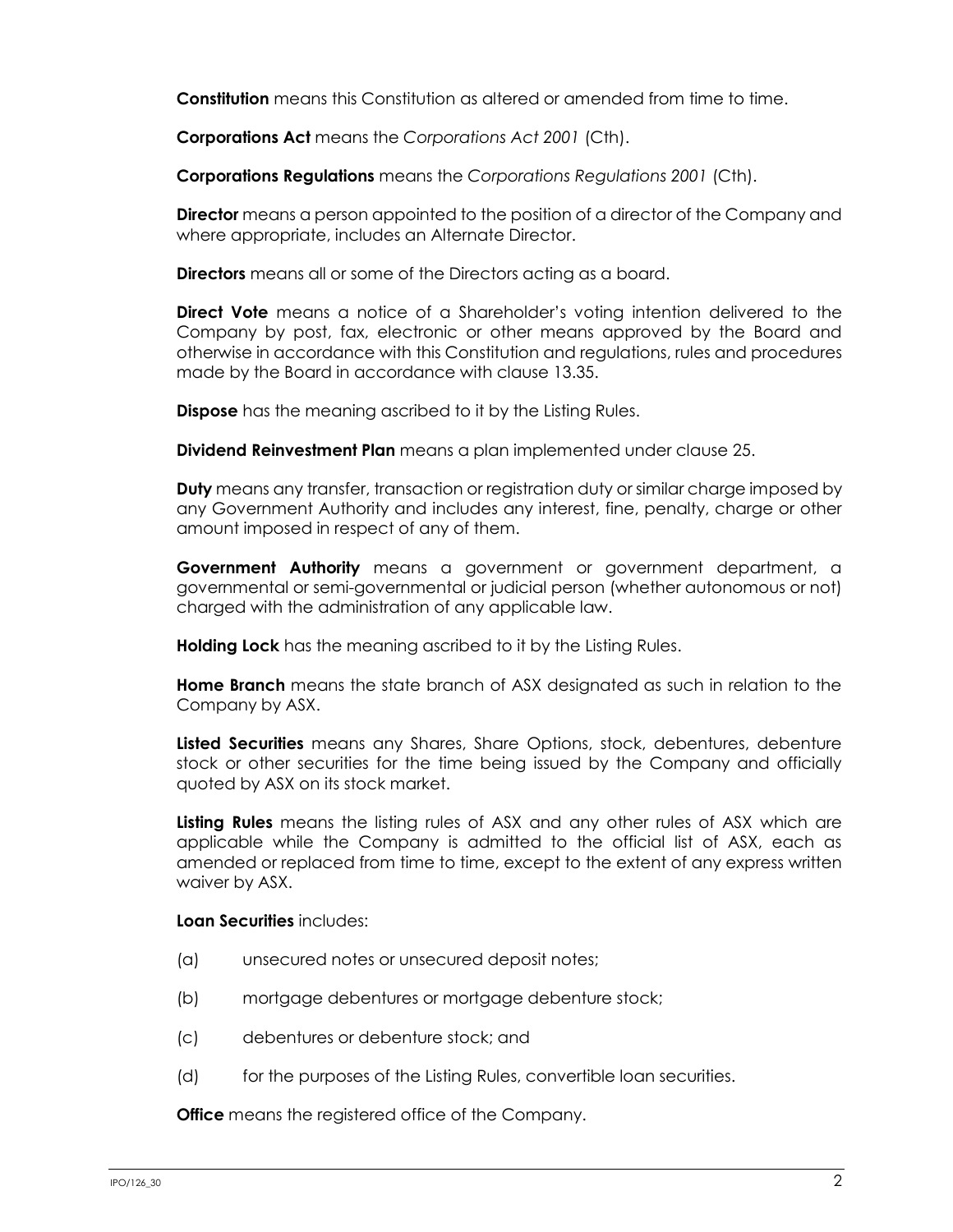**Constitution** means this Constitution as altered or amended from time to time.

**Corporations Act** means the *Corporations Act 2001* (Cth).

**Corporations Regulations** means the *Corporations Regulations 2001* (Cth).

**Director** means a person appointed to the position of a director of the Company and where appropriate, includes an Alternate Director.

**Directors** means all or some of the Directors acting as a board.

**Direct Vote** means a notice of a Shareholder's voting intention delivered to the Company by post, fax, electronic or other means approved by the Board and otherwise in accordance with this Constitution and regulations, rules and procedures made by the Board in accordance with clause 13.35.

**Dispose** has the meaning ascribed to it by the Listing Rules.

**Dividend Reinvestment Plan** means a plan implemented under clause 25.

**Duty** means any transfer, transaction or registration duty or similar charge imposed by any Government Authority and includes any interest, fine, penalty, charge or other amount imposed in respect of any of them.

**Government Authority** means a government or government department, a governmental or semi-governmental or judicial person (whether autonomous or not) charged with the administration of any applicable law.

**Holding Lock** has the meaning ascribed to it by the Listing Rules.

**Home Branch** means the state branch of ASX designated as such in relation to the Company by ASX.

**Listed Securities** means any Shares, Share Options, stock, debentures, debenture stock or other securities for the time being issued by the Company and officially quoted by ASX on its stock market.

**Listing Rules** means the listing rules of ASX and any other rules of ASX which are applicable while the Company is admitted to the official list of ASX, each as amended or replaced from time to time, except to the extent of any express written waiver by ASX.

**Loan Securities** includes:

(a) unsecured notes or unsecured deposit notes;

(b) mortgage debentures or mortgage debenture stock;

(c) debentures or debenture stock; and

(d) for the purposes of the Listing Rules, convertible loan securities.

**Office** means the registered office of the Company.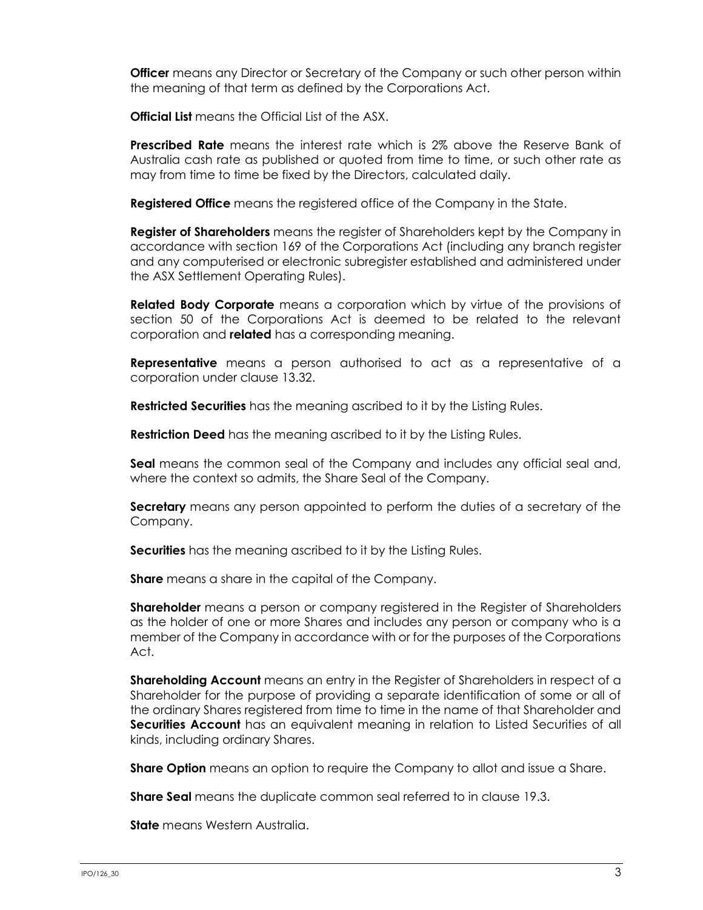**Officer** means any Director or Secretary of the Company or such other person within the meaning of that term as defined by the Corporations Act.

**Official List** means the Official List of the ASX.

**Prescribed Rate** means the interest rate which is 2% above the Reserve Bank of Australia cash rate as published or quoted from time to time, or such other rate as may from time to time be fixed by the Directors, calculated daily.

**Registered Office** means the registered office of the Company in the State.

**Register of Shareholders** means the register of Shareholders kept by the Company in accordance with section 169 of the Corporations Act (including any branch register and any computerised or electronic subregister established and administered under the ASX Settlement Operating Rules).

**Related Body Corporate** means a corporation which by virtue of the provisions of section 50 of the Corporations Act is deemed to be related to the relevant corporation and **related** has a corresponding meaning.

**Representative** means a person authorised to act as a representative of a corporation under clause 13.32.

**Restricted Securities** has the meaning ascribed to it by the Listing Rules.

**Restriction Deed** has the meaning ascribed to it by the Listing Rules.

**Seal** means the common seal of the Company and includes any official seal and, where the context so admits, the Share Seal of the Company.

**Secretary** means any person appointed to perform the duties of a secretary of the Company.

**Securities** has the meaning ascribed to it by the Listing Rules.

**Share** means a share in the capital of the Company.

**Shareholder** means a person or company registered in the Register of Shareholders as the holder of one or more Shares and includes any person or company who is a member of the Company in accordance with or for the purposes of the Corporations Act.

**Shareholding Account** means an entry in the Register of Shareholders in respect of a Shareholder for the purpose of providing a separate identification of some or all of the ordinary Shares registered from time to time in the name of that Shareholder and **Securities Account** has an equivalent meaning in relation to Listed Securities of all kinds, including ordinary Shares.

**Share Option** means an option to require the Company to allot and issue a Share.

**Share Seal** means the duplicate common seal referred to in clause 19.3.

**State** means Western Australia.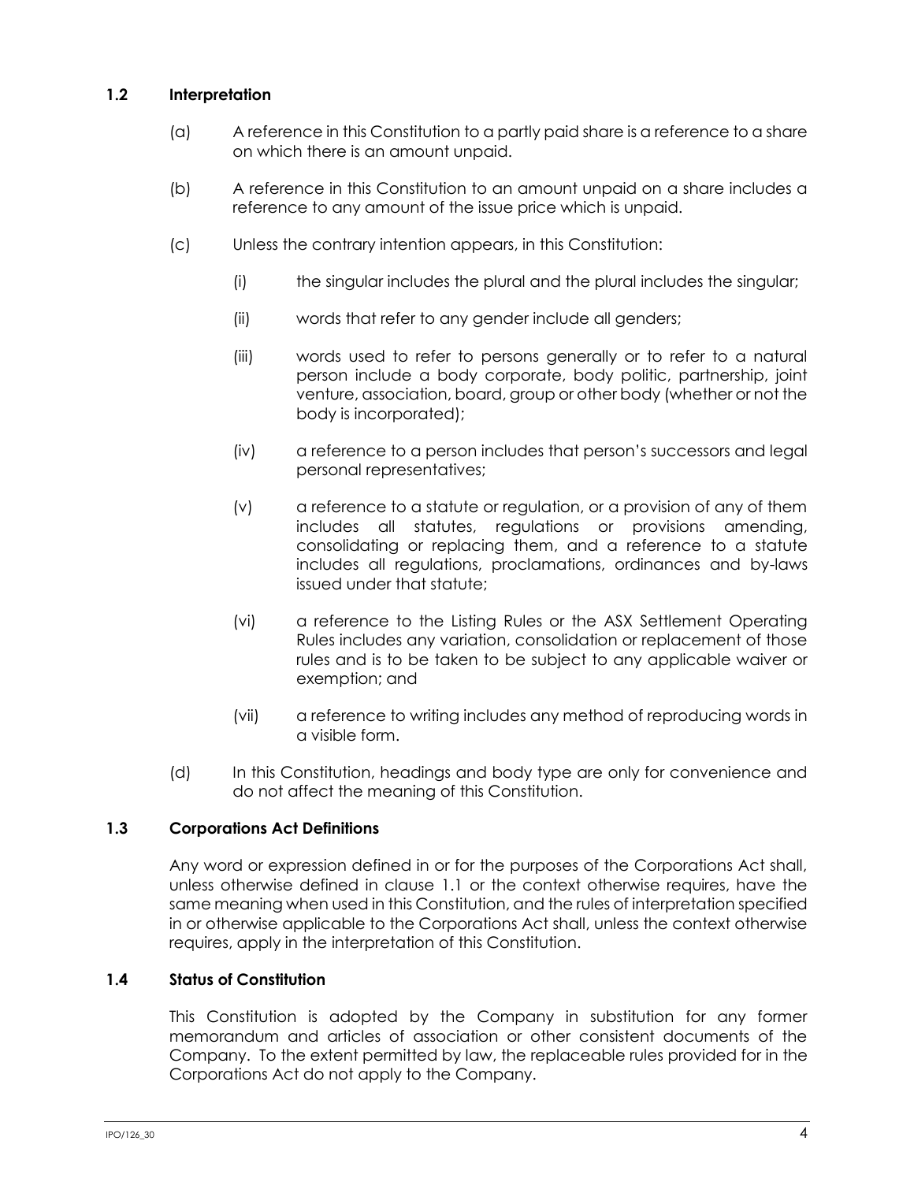### 1.2 Interpretation

(a) A reference in this Constitution to a partly paid share is a reference to a share on which there is an amount unpaid.

(b) A reference in this Constitution to an amount unpaid on a share includes a reference to any amount of the issue price which is unpaid.

(c) Unless the contrary intention appears, in this Constitution:

(i) the singular includes the plural and the plural includes the singular;

(ii) words that refer to any gender include all genders;

(iii) words used to refer to persons generally or to refer to a natural person include a body corporate, body politic, partnership, joint venture, association, board, group or other body (whether or not the body is incorporated);

(iv) a reference to a person includes that person's successors and legal personal representatives;

(v) a reference to a statute or regulation, or a provision of any of them includes all statutes, regulations or provisions amending, consolidating or replacing them, and a reference to a statute includes all regulations, proclamations, ordinances and by-laws issued under that statute;

(vi) a reference to the Listing Rules or the ASX Settlement Operating Rules includes any variation, consolidation or replacement of those rules and is to be taken to be subject to any applicable waiver or exemption; and

(vii) a reference to writing includes any method of reproducing words in a visible form.

(d) In this Constitution, headings and body type are only for convenience and do not affect the meaning of this Constitution.

### 1.3 Corporations Act Definitions

Any word or expression defined in or for the purposes of the Corporations Act shall, unless otherwise defined in clause 1.1 or the context otherwise requires, have the same meaning when used in this Constitution, and the rules of interpretation specified in or otherwise applicable to the Corporations Act shall, unless the context otherwise requires, apply in the interpretation of this Constitution.

### 1.4 Status of Constitution

This Constitution is adopted by the Company in substitution for any former memorandum and articles of association or other consistent documents of the Company. To the extent permitted by law, the replaceable rules provided for in the Corporations Act do not apply to the Company.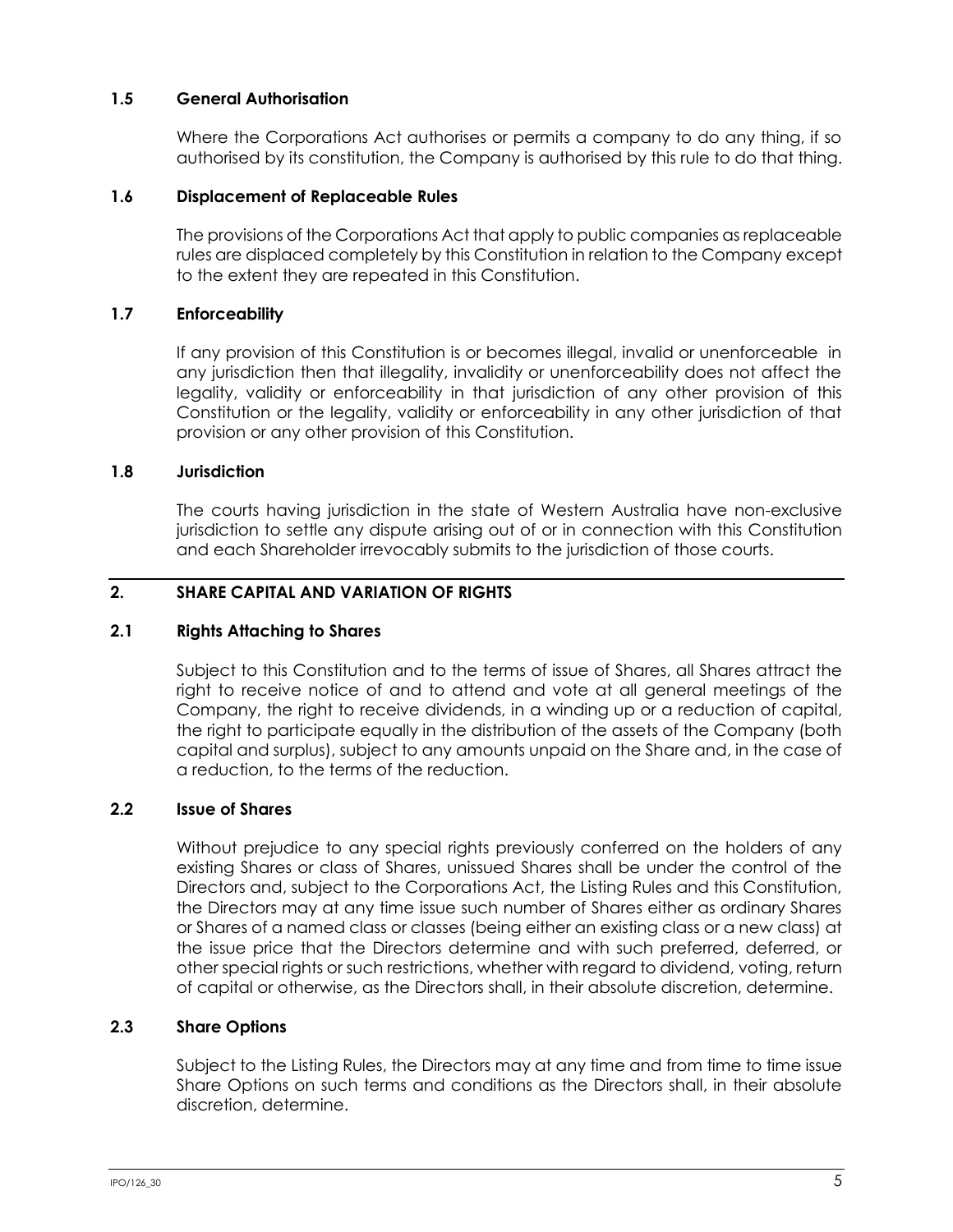### 1.5 General Authorisation

Where the Corporations Act authorises or permits a company to do any thing, if so authorised by its constitution, the Company is authorised by this rule to do that thing.

### 1.6 Displacement of Replaceable Rules

The provisions of the Corporations Act that apply to public companies as replaceable rules are displaced completely by this Constitution in relation to the Company except to the extent they are repeated in this Constitution.

### 1.7 Enforceability

If any provision of this Constitution is or becomes illegal, invalid or unenforceable in any jurisdiction then that illegality, invalidity or unenforceability does not affect the legality, validity or enforceability in that jurisdiction of any other provision of this Constitution or the legality, validity or enforceability in any other jurisdiction of that provision or any other provision of this Constitution.

### 1.8 Jurisdiction

The courts having jurisdiction in the state of Western Australia have non-exclusive jurisdiction to settle any dispute arising out of or in connection with this Constitution and each Shareholder irrevocably submits to the jurisdiction of those courts.

## 2. SHARE CAPITAL AND VARIATION OF RIGHTS

### 2.1 Rights Attaching to Shares

Subject to this Constitution and to the terms of issue of Shares, all Shares attract the right to receive notice of and to attend and vote at all general meetings of the Company, the right to receive dividends, in a winding up or a reduction of capital, the right to participate equally in the distribution of the assets of the Company (both capital and surplus), subject to any amounts unpaid on the Share and, in the case of a reduction, to the terms of the reduction.

### 2.2 Issue of Shares

Without prejudice to any special rights previously conferred on the holders of any existing Shares or class of Shares, unissued Shares shall be under the control of the Directors and, subject to the Corporations Act, the Listing Rules and this Constitution, the Directors may at any time issue such number of Shares either as ordinary Shares or Shares of a named class or classes (being either an existing class or a new class) at the issue price that the Directors determine and with such preferred, deferred, or other special rights or such restrictions, whether with regard to dividend, voting, return of capital or otherwise, as the Directors shall, in their absolute discretion, determine.

### 2.3 Share Options

Subject to the Listing Rules, the Directors may at any time and from time to time issue Share Options on such terms and conditions as the Directors shall, in their absolute discretion, determine.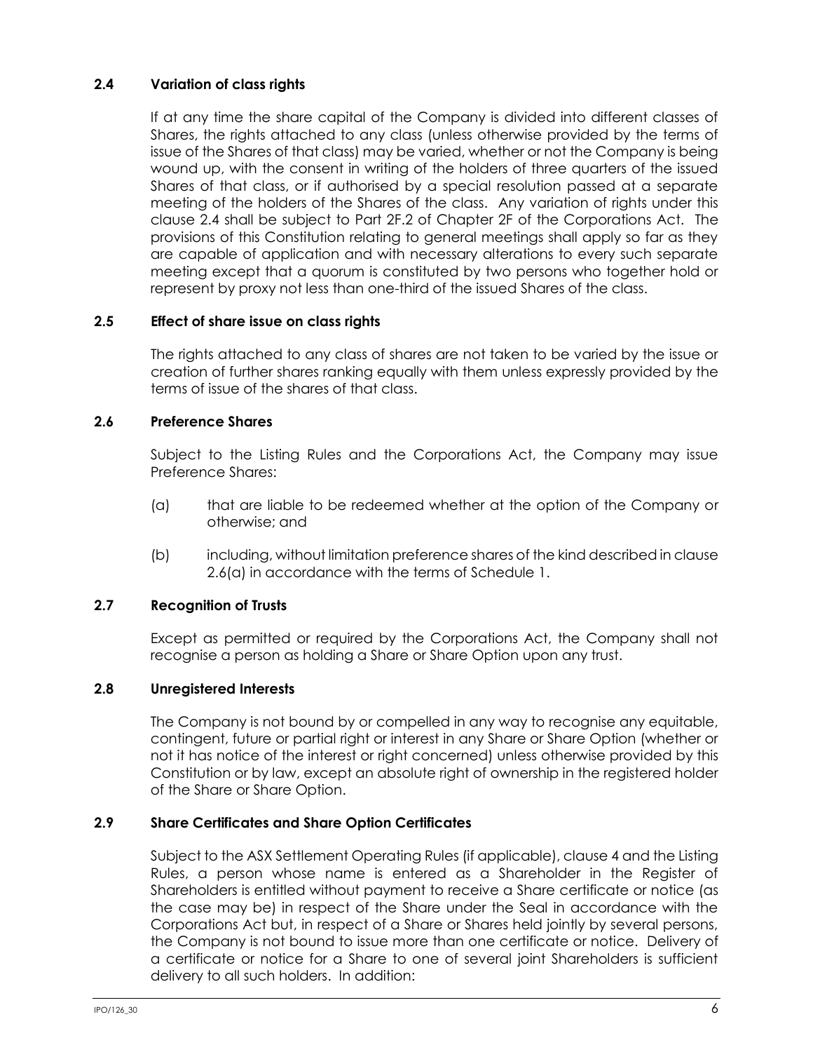### 2.4 Variation of class rights

If at any time the share capital of the Company is divided into different classes of Shares, the rights attached to any class (unless otherwise provided by the terms of issue of the Shares of that class) may be varied, whether or not the Company is being wound up, with the consent in writing of the holders of three quarters of the issued Shares of that class, or if authorised by a special resolution passed at a separate meeting of the holders of the Shares of the class. Any variation of rights under this clause 2.4 shall be subject to Part 2F.2 of Chapter 2F of the Corporations Act. The provisions of this Constitution relating to general meetings shall apply so far as they are capable of application and with necessary alterations to every such separate meeting except that a quorum is constituted by two persons who together hold or represent by proxy not less than one-third of the issued Shares of the class.

### 2.5 Effect of share issue on class rights

The rights attached to any class of shares are not taken to be varied by the issue or creation of further shares ranking equally with them unless expressly provided by the terms of issue of the shares of that class.

### 2.6 Preference Shares

Subject to the Listing Rules and the Corporations Act, the Company may issue Preference Shares:

(a) that are liable to be redeemed whether at the option of the Company or otherwise; and

(b) including, without limitation preference shares of the kind described in clause 2.6(a) in accordance with the terms of Schedule 1.

### 2.7 Recognition of Trusts

Except as permitted or required by the Corporations Act, the Company shall not recognise a person as holding a Share or Share Option upon any trust.

### 2.8 Unregistered Interests

The Company is not bound by or compelled in any way to recognise any equitable, contingent, future or partial right or interest in any Share or Share Option (whether or not it has notice of the interest or right concerned) unless otherwise provided by this Constitution or by law, except an absolute right of ownership in the registered holder of the Share or Share Option.

### 2.9 Share Certificates and Share Option Certificates

Subject to the ASX Settlement Operating Rules (if applicable), clause 4 and the Listing Rules, a person whose name is entered as a Shareholder in the Register of Shareholders is entitled without payment to receive a Share certificate or notice (as the case may be) in respect of the Share under the Seal in accordance with the Corporations Act but, in respect of a Share or Shares held jointly by several persons, the Company is not bound to issue more than one certificate or notice. Delivery of a certificate or notice for a Share to one of several joint Shareholders is sufficient delivery to all such holders. In addition: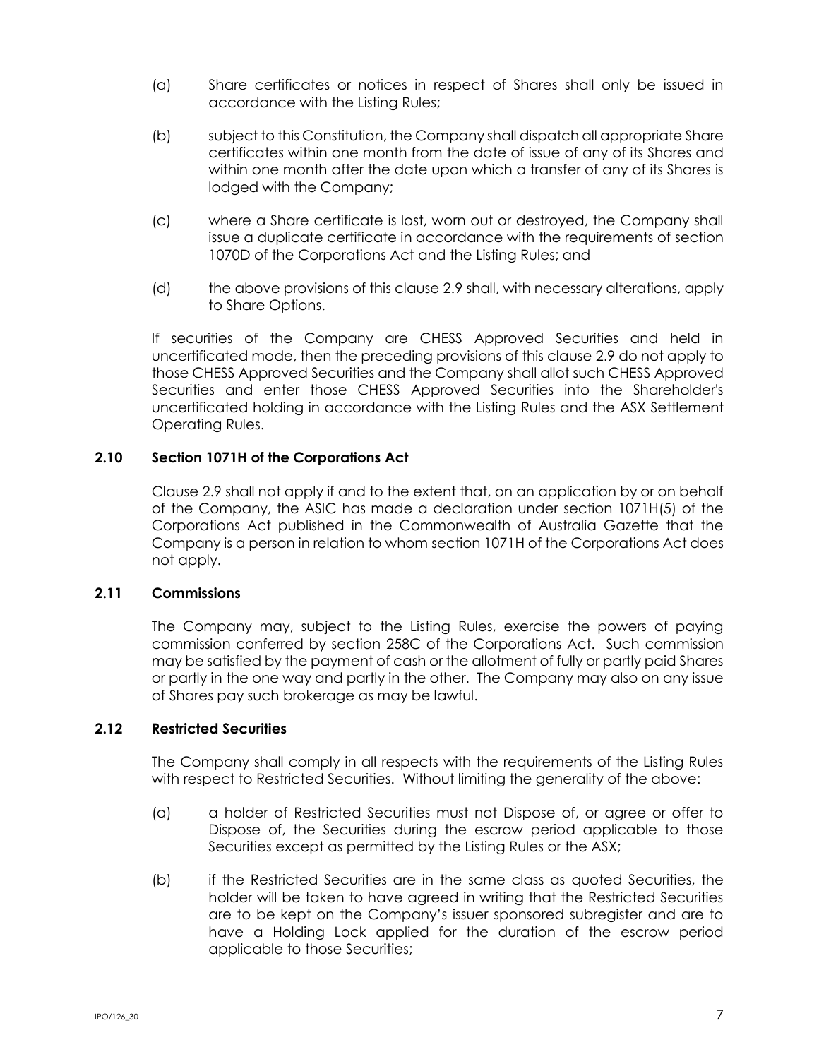(a) Share certificates or notices in respect of Shares shall only be issued in accordance with the Listing Rules;

(b) subject to this Constitution, the Company shall dispatch all appropriate Share certificates within one month from the date of issue of any of its Shares and within one month after the date upon which a transfer of any of its Shares is lodged with the Company;

(c) where a Share certificate is lost, worn out or destroyed, the Company shall issue a duplicate certificate in accordance with the requirements of section 1070D of the Corporations Act and the Listing Rules; and

(d) the above provisions of this clause 2.9 shall, with necessary alterations, apply to Share Options.

If securities of the Company are CHESS Approved Securities and held in uncertificated mode, then the preceding provisions of this clause 2.9 do not apply to those CHESS Approved Securities and the Company shall allot such CHESS Approved Securities and enter those CHESS Approved Securities into the Shareholder's uncertificated holding in accordance with the Listing Rules and the ASX Settlement Operating Rules.

### 2.10 Section 1071H of the Corporations Act

Clause 2.9 shall not apply if and to the extent that, on an application by or on behalf of the Company, the ASIC has made a declaration under section 1071H(5) of the Corporations Act published in the Commonwealth of Australia Gazette that the Company is a person in relation to whom section 1071H of the Corporations Act does not apply.

### 2.11 Commissions

The Company may, subject to the Listing Rules, exercise the powers of paying commission conferred by section 258C of the Corporations Act. Such commission may be satisfied by the payment of cash or the allotment of fully or partly paid Shares or partly in the one way and partly in the other. The Company may also on any issue of Shares pay such brokerage as may be lawful.

### 2.12 Restricted Securities

The Company shall comply in all respects with the requirements of the Listing Rules with respect to Restricted Securities. Without limiting the generality of the above:

(a) a holder of Restricted Securities must not Dispose of, or agree or offer to Dispose of, the Securities during the escrow period applicable to those Securities except as permitted by the Listing Rules or the ASX;

(b) if the Restricted Securities are in the same class as quoted Securities, the holder will be taken to have agreed in writing that the Restricted Securities are to be kept on the Company's issuer sponsored subregister and are to have a Holding Lock applied for the duration of the escrow period applicable to those Securities;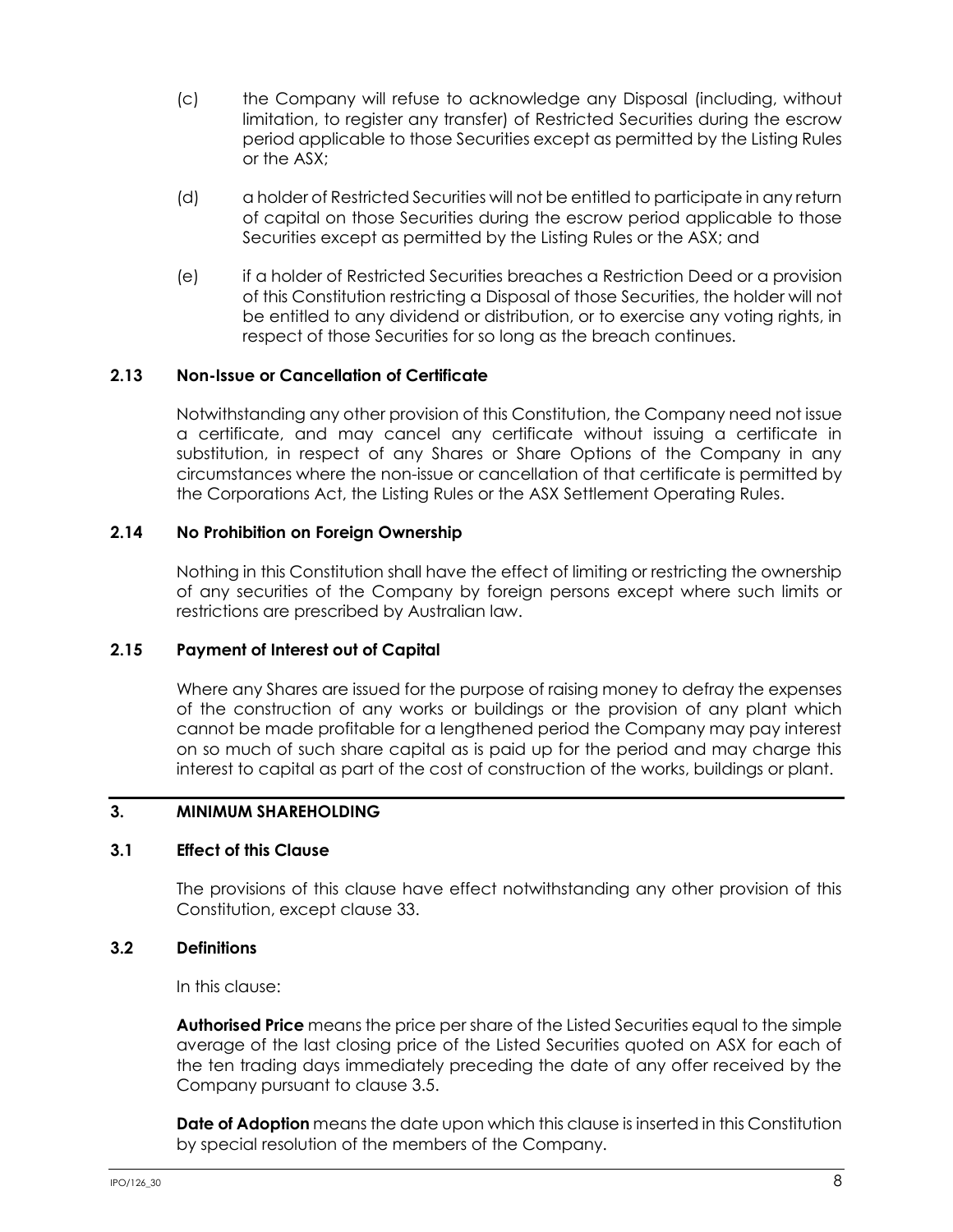(c) the Company will refuse to acknowledge any Disposal (including, without limitation, to register any transfer) of Restricted Securities during the escrow period applicable to those Securities except as permitted by the Listing Rules or the ASX;

(d) a holder of Restricted Securities will not be entitled to participate in any return of capital on those Securities during the escrow period applicable to those Securities except as permitted by the Listing Rules or the ASX; and

(e) if a holder of Restricted Securities breaches a Restriction Deed or a provision of this Constitution restricting a Disposal of those Securities, the holder will not be entitled to any dividend or distribution, or to exercise any voting rights, in respect of those Securities for so long as the breach continues.

### 2.13 Non-Issue or Cancellation of Certificate

Notwithstanding any other provision of this Constitution, the Company need not issue a certificate, and may cancel any certificate without issuing a certificate in substitution, in respect of any Shares or Share Options of the Company in any circumstances where the non-issue or cancellation of that certificate is permitted by the Corporations Act, the Listing Rules or the ASX Settlement Operating Rules.

### 2.14 No Prohibition on Foreign Ownership

Nothing in this Constitution shall have the effect of limiting or restricting the ownership of any securities of the Company by foreign persons except where such limits or restrictions are prescribed by Australian law.

### 2.15 Payment of Interest out of Capital

Where any Shares are issued for the purpose of raising money to defray the expenses of the construction of any works or buildings or the provision of any plant which cannot be made profitable for a lengthened period the Company may pay interest on so much of such share capital as is paid up for the period and may charge this interest to capital as part of the cost of construction of the works, buildings or plant.

## 3. MINIMUM SHAREHOLDING

### 3.1 Effect of this Clause

The provisions of this clause have effect notwithstanding any other provision of this Constitution, except clause 33.

### 3.2 Definitions

In this clause:

**Authorised Price** means the price per share of the Listed Securities equal to the simple average of the last closing price of the Listed Securities quoted on ASX for each of the ten trading days immediately preceding the date of any offer received by the Company pursuant to clause 3.5.

**Date of Adoption** means the date upon which this clause is inserted in this Constitution by special resolution of the members of the Company.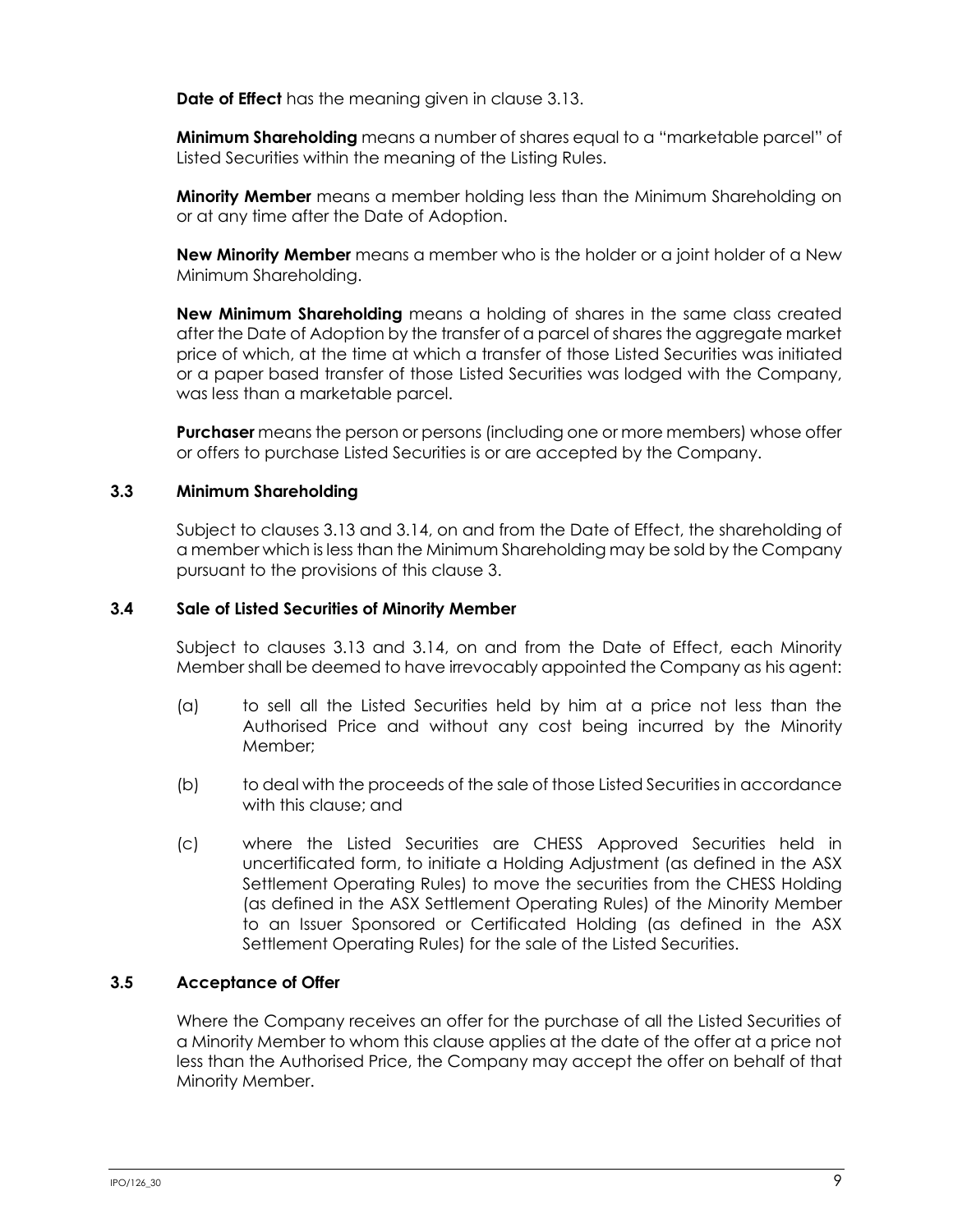**Date of Effect** has the meaning given in clause 3.13.

**Minimum Shareholding** means a number of shares equal to a "marketable parcel" of Listed Securities within the meaning of the Listing Rules.

**Minority Member** means a member holding less than the Minimum Shareholding on or at any time after the Date of Adoption.

**New Minority Member** means a member who is the holder or a joint holder of a New Minimum Shareholding.

**New Minimum Shareholding** means a holding of shares in the same class created after the Date of Adoption by the transfer of a parcel of shares the aggregate market price of which, at the time at which a transfer of those Listed Securities was initiated or a paper based transfer of those Listed Securities was lodged with the Company, was less than a marketable parcel.

**Purchaser** means the person or persons (including one or more members) whose offer or offers to purchase Listed Securities is or are accepted by the Company.

### 3.3 Minimum Shareholding

Subject to clauses 3.13 and 3.14, on and from the Date of Effect, the shareholding of a member which is less than the Minimum Shareholding may be sold by the Company pursuant to the provisions of this clause 3.

### 3.4 Sale of Listed Securities of Minority Member

Subject to clauses 3.13 and 3.14, on and from the Date of Effect, each Minority Member shall be deemed to have irrevocably appointed the Company as his agent:

(a) to sell all the Listed Securities held by him at a price not less than the Authorised Price and without any cost being incurred by the Minority Member;

(b) to deal with the proceeds of the sale of those Listed Securities in accordance with this clause; and

(c) where the Listed Securities are CHESS Approved Securities held in uncertificated form, to initiate a Holding Adjustment (as defined in the ASX Settlement Operating Rules) to move the securities from the CHESS Holding (as defined in the ASX Settlement Operating Rules) of the Minority Member to an Issuer Sponsored or Certificated Holding (as defined in the ASX Settlement Operating Rules) for the sale of the Listed Securities.

### 3.5 Acceptance of Offer

Where the Company receives an offer for the purchase of all the Listed Securities of a Minority Member to whom this clause applies at the date of the offer at a price not less than the Authorised Price, the Company may accept the offer on behalf of that Minority Member.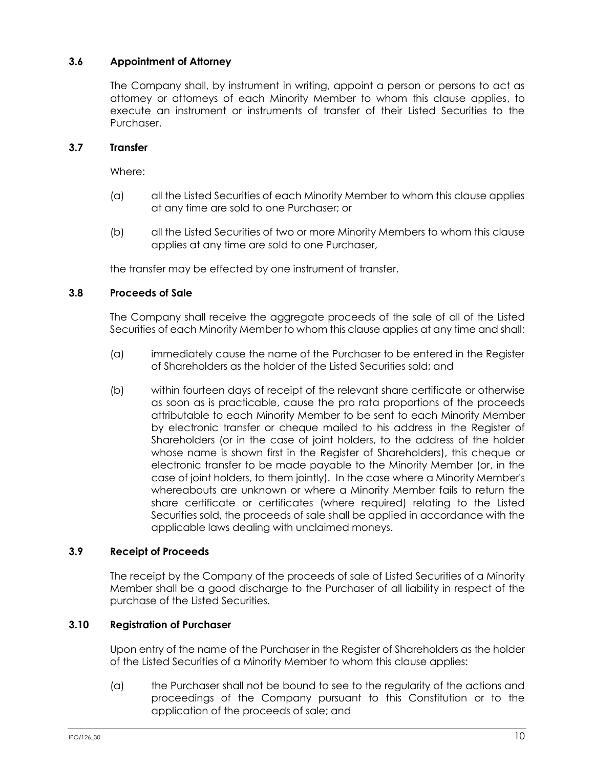### 3.6 Appointment of Attorney

The Company shall, by instrument in writing, appoint a person or persons to act as attorney or attorneys of each Minority Member to whom this clause applies, to execute an instrument or instruments of transfer of their Listed Securities to the Purchaser.

### 3.7 Transfer

Where:

(a) all the Listed Securities of each Minority Member to whom this clause applies at any time are sold to one Purchaser; or

(b) all the Listed Securities of two or more Minority Members to whom this clause applies at any time are sold to one Purchaser,

the transfer may be effected by one instrument of transfer.

### 3.8 Proceeds of Sale

The Company shall receive the aggregate proceeds of the sale of all of the Listed Securities of each Minority Member to whom this clause applies at any time and shall:

(a) immediately cause the name of the Purchaser to be entered in the Register of Shareholders as the holder of the Listed Securities sold; and

(b) within fourteen days of receipt of the relevant share certificate or otherwise as soon as is practicable, cause the pro rata proportions of the proceeds attributable to each Minority Member to be sent to each Minority Member by electronic transfer or cheque mailed to his address in the Register of Shareholders (or in the case of joint holders, to the address of the holder whose name is shown first in the Register of Shareholders), this cheque or electronic transfer to be made payable to the Minority Member (or, in the case of joint holders, to them jointly). In the case where a Minority Member's whereabouts are unknown or where a Minority Member fails to return the share certificate or certificates (where required) relating to the Listed Securities sold, the proceeds of sale shall be applied in accordance with the applicable laws dealing with unclaimed moneys.

### 3.9 Receipt of Proceeds

The receipt by the Company of the proceeds of sale of Listed Securities of a Minority Member shall be a good discharge to the Purchaser of all liability in respect of the purchase of the Listed Securities.

### 3.10 Registration of Purchaser

Upon entry of the name of the Purchaser in the Register of Shareholders as the holder of the Listed Securities of a Minority Member to whom this clause applies:

(a) the Purchaser shall not be bound to see to the regularity of the actions and proceedings of the Company pursuant to this Constitution or to the application of the proceeds of sale; and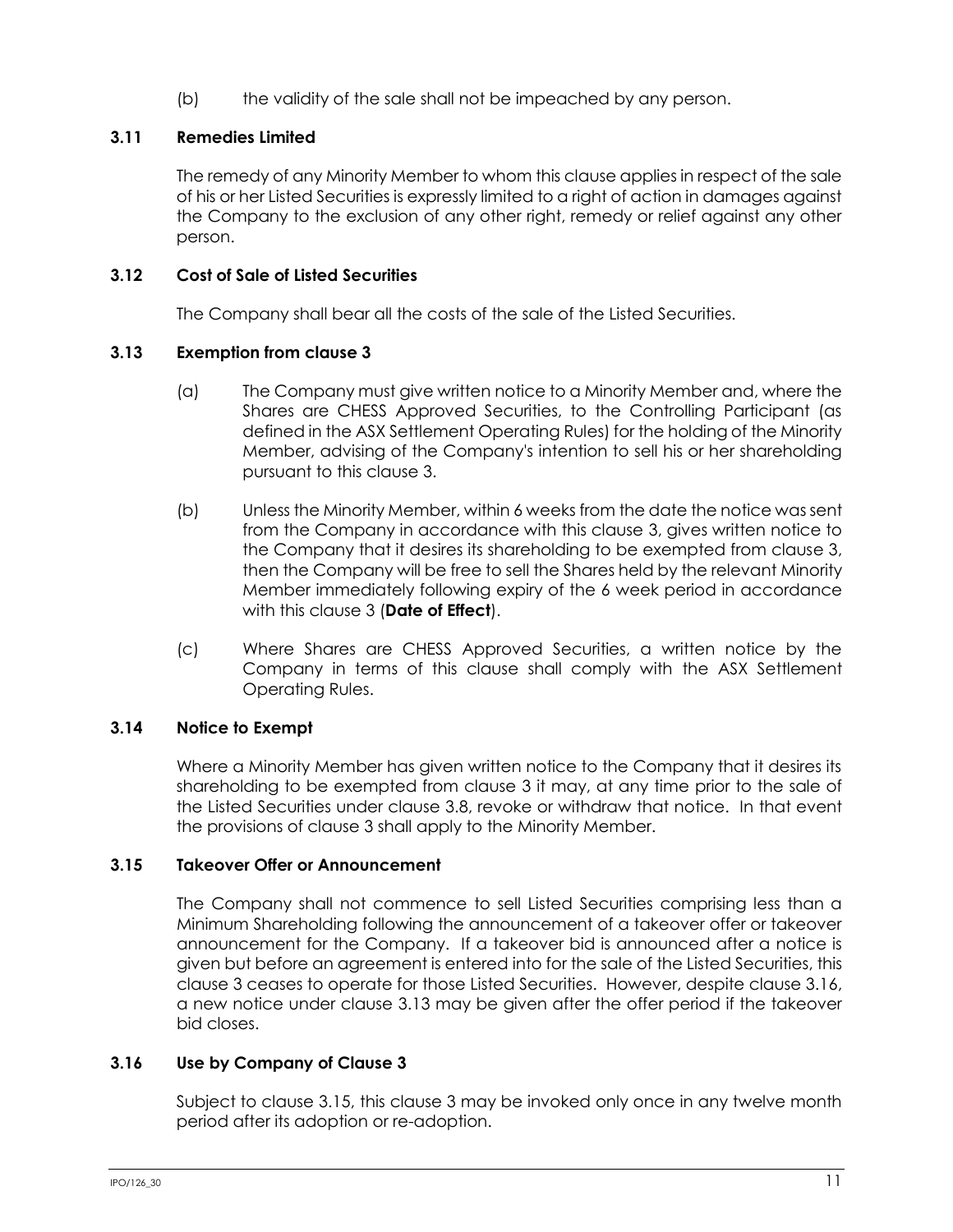(b) the validity of the sale shall not be impeached by any person.

### 3.11 Remedies Limited

The remedy of any Minority Member to whom this clause applies in respect of the sale of his or her Listed Securities is expressly limited to a right of action in damages against the Company to the exclusion of any other right, remedy or relief against any other person.

### 3.12 Cost of Sale of Listed Securities

The Company shall bear all the costs of the sale of the Listed Securities.

### 3.13 Exemption from clause 3

(a) The Company must give written notice to a Minority Member and, where the Shares are CHESS Approved Securities, to the Controlling Participant (as defined in the ASX Settlement Operating Rules) for the holding of the Minority Member, advising of the Company's intention to sell his or her shareholding pursuant to this clause 3.

(b) Unless the Minority Member, within 6 weeks from the date the notice was sent from the Company in accordance with this clause 3, gives written notice to the Company that it desires its shareholding to be exempted from clause 3, then the Company will be free to sell the Shares held by the relevant Minority Member immediately following expiry of the 6 week period in accordance with this clause 3 (**Date of Effect**).

(c) Where Shares are CHESS Approved Securities, a written notice by the Company in terms of this clause shall comply with the ASX Settlement Operating Rules.

### 3.14 Notice to Exempt

Where a Minority Member has given written notice to the Company that it desires its shareholding to be exempted from clause 3 it may, at any time prior to the sale of the Listed Securities under clause 3.8, revoke or withdraw that notice. In that event the provisions of clause 3 shall apply to the Minority Member.

### 3.15 Takeover Offer or Announcement

The Company shall not commence to sell Listed Securities comprising less than a Minimum Shareholding following the announcement of a takeover offer or takeover announcement for the Company. If a takeover bid is announced after a notice is given but before an agreement is entered into for the sale of the Listed Securities, this clause 3 ceases to operate for those Listed Securities. However, despite clause 3.16, a new notice under clause 3.13 may be given after the offer period if the takeover bid closes.

### 3.16 Use by Company of Clause 3

Subject to clause 3.15, this clause 3 may be invoked only once in any twelve month period after its adoption or re-adoption.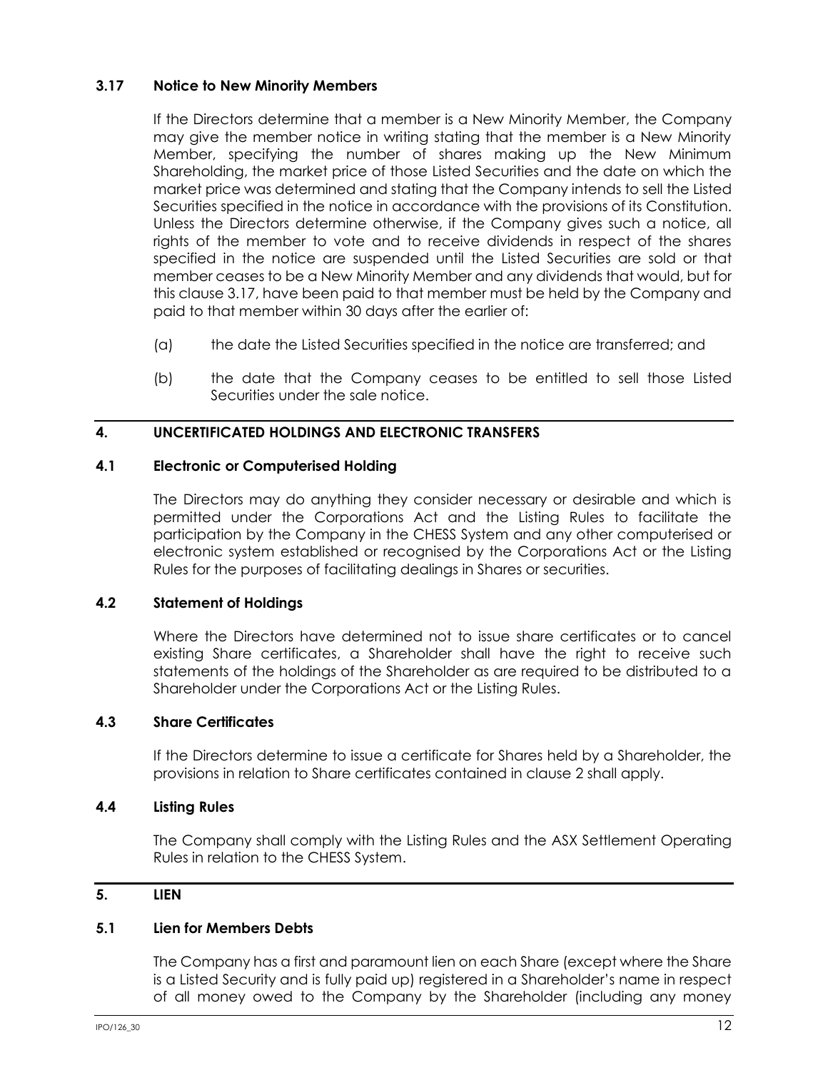### 3.17 Notice to New Minority Members

If the Directors determine that a member is a New Minority Member, the Company may give the member notice in writing stating that the member is a New Minority Member, specifying the number of shares making up the New Minimum Shareholding, the market price of those Listed Securities and the date on which the market price was determined and stating that the Company intends to sell the Listed Securities specified in the notice in accordance with the provisions of its Constitution. Unless the Directors determine otherwise, if the Company gives such a notice, all rights of the member to vote and to receive dividends in respect of the shares specified in the notice are suspended until the Listed Securities are sold or that member ceases to be a New Minority Member and any dividends that would, but for this clause 3.17, have been paid to that member must be held by the Company and paid to that member within 30 days after the earlier of:

(a) the date the Listed Securities specified in the notice are transferred; and

(b) the date that the Company ceases to be entitled to sell those Listed Securities under the sale notice.

## 4. UNCERTIFICATED HOLDINGS AND ELECTRONIC TRANSFERS

### 4.1 Electronic or Computerised Holding

The Directors may do anything they consider necessary or desirable and which is permitted under the Corporations Act and the Listing Rules to facilitate the participation by the Company in the CHESS System and any other computerised or electronic system established or recognised by the Corporations Act or the Listing Rules for the purposes of facilitating dealings in Shares or securities.

### 4.2 Statement of Holdings

Where the Directors have determined not to issue share certificates or to cancel existing Share certificates, a Shareholder shall have the right to receive such statements of the holdings of the Shareholder as are required to be distributed to a Shareholder under the Corporations Act or the Listing Rules.

### 4.3 Share Certificates

If the Directors determine to issue a certificate for Shares held by a Shareholder, the provisions in relation to Share certificates contained in clause 2 shall apply.

### 4.4 Listing Rules

The Company shall comply with the Listing Rules and the ASX Settlement Operating Rules in relation to the CHESS System.

## 5. LIEN

### 5.1 Lien for Members Debts

The Company has a first and paramount lien on each Share (except where the Share is a Listed Security and is fully paid up) registered in a Shareholder's name in respect of all money owed to the Company by the Shareholder (including any money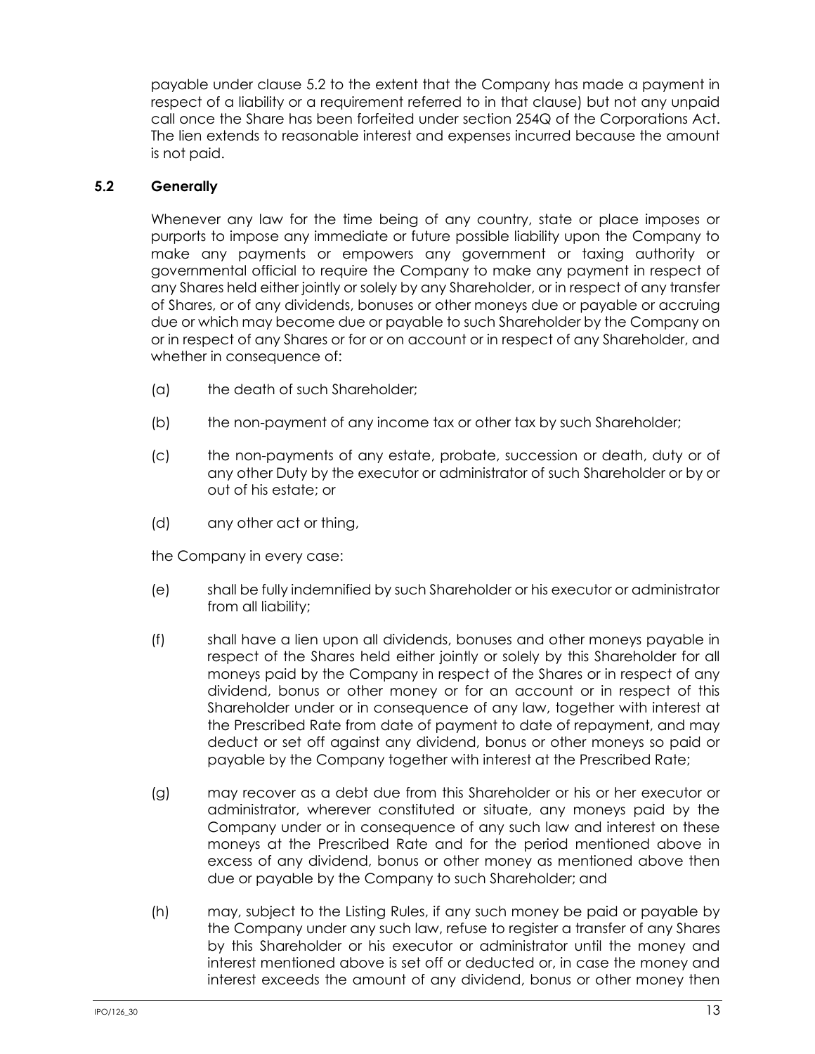payable under clause 5.2 to the extent that the Company has made a payment in respect of a liability or a requirement referred to in that clause) but not any unpaid call once the Share has been forfeited under section 254Q of the Corporations Act. The lien extends to reasonable interest and expenses incurred because the amount is not paid.

### 5.2 Generally

Whenever any law for the time being of any country, state or place imposes or purports to impose any immediate or future possible liability upon the Company to make any payments or empowers any government or taxing authority or governmental official to require the Company to make any payment in respect of any Shares held either jointly or solely by any Shareholder, or in respect of any transfer of Shares, or of any dividends, bonuses or other moneys due or payable or accruing due or which may become due or payable to such Shareholder by the Company on or in respect of any Shares or for or on account or in respect of any Shareholder, and whether in consequence of:

(a) the death of such Shareholder;

(b) the non-payment of any income tax or other tax by such Shareholder;

(c) the non-payments of any estate, probate, succession or death, duty or of any other Duty by the executor or administrator of such Shareholder or by or out of his estate; or

(d) any other act or thing,

the Company in every case:

(e) shall be fully indemnified by such Shareholder or his executor or administrator from all liability;

(f) shall have a lien upon all dividends, bonuses and other moneys payable in respect of the Shares held either jointly or solely by this Shareholder for all moneys paid by the Company in respect of the Shares or in respect of any dividend, bonus or other money or for an account or in respect of this Shareholder under or in consequence of any law, together with interest at the Prescribed Rate from date of payment to date of repayment, and may deduct or set off against any dividend, bonus or other moneys so paid or payable by the Company together with interest at the Prescribed Rate;

(g) may recover as a debt due from this Shareholder or his or her executor or administrator, wherever constituted or situate, any moneys paid by the Company under or in consequence of any such law and interest on these moneys at the Prescribed Rate and for the period mentioned above in excess of any dividend, bonus or other money as mentioned above then due or payable by the Company to such Shareholder; and

(h) may, subject to the Listing Rules, if any such money be paid or payable by the Company under any such law, refuse to register a transfer of any Shares by this Shareholder or his executor or administrator until the money and interest mentioned above is set off or deducted or, in case the money and interest exceeds the amount of any dividend, bonus or other money then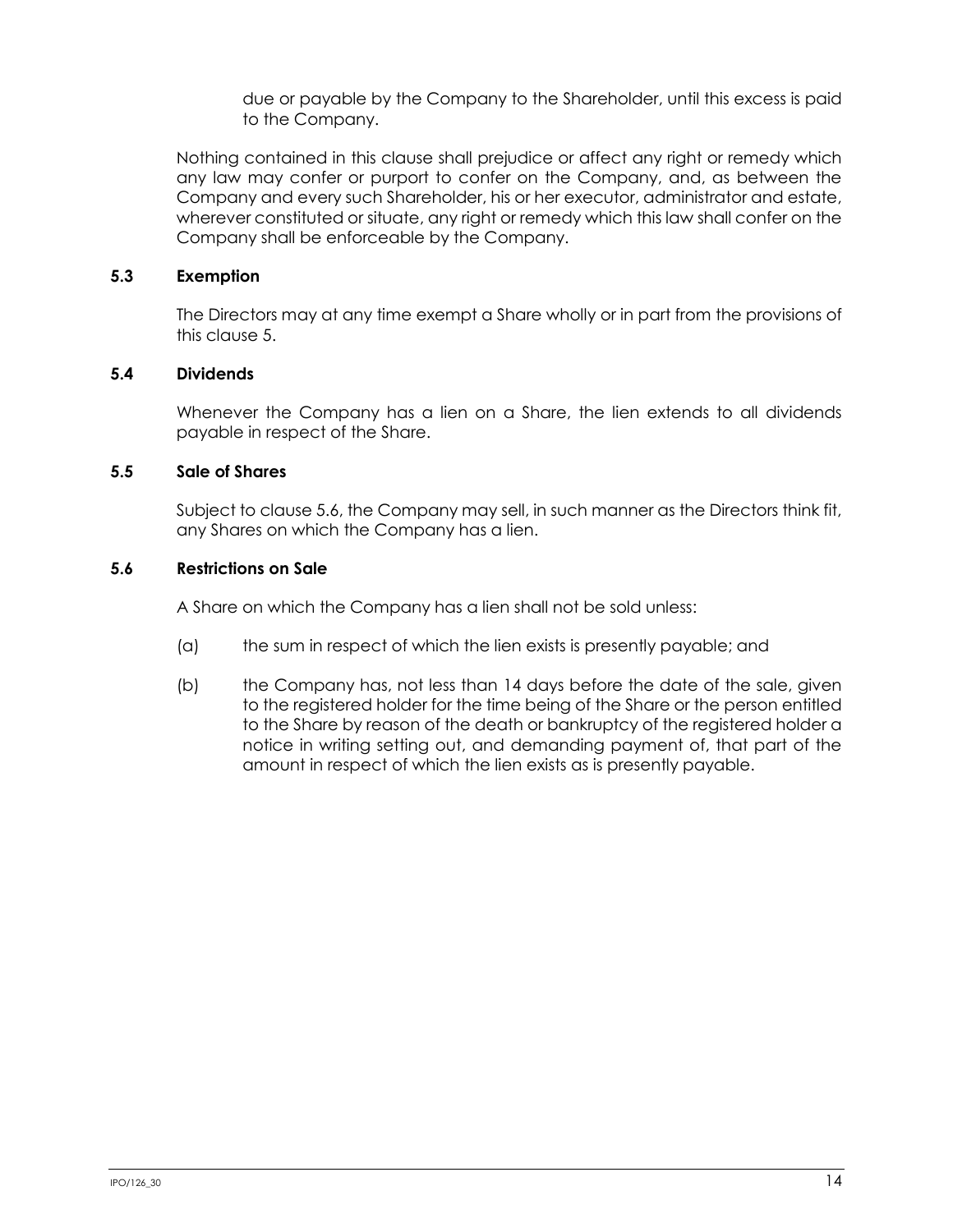due or payable by the Company to the Shareholder, until this excess is paid to the Company.

Nothing contained in this clause shall prejudice or affect any right or remedy which any law may confer or purport to confer on the Company, and, as between the Company and every such Shareholder, his or her executor, administrator and estate, wherever constituted or situate, any right or remedy which this law shall confer on the Company shall be enforceable by the Company.

### 5.3 Exemption

The Directors may at any time exempt a Share wholly or in part from the provisions of this clause 5.

### 5.4 Dividends

Whenever the Company has a lien on a Share, the lien extends to all dividends payable in respect of the Share.

### 5.5 Sale of Shares

Subject to clause 5.6, the Company may sell, in such manner as the Directors think fit, any Shares on which the Company has a lien.

### 5.6 Restrictions on Sale

A Share on which the Company has a lien shall not be sold unless:

(a) the sum in respect of which the lien exists is presently payable; and

(b) the Company has, not less than 14 days before the date of the sale, given to the registered holder for the time being of the Share or the person entitled to the Share by reason of the death or bankruptcy of the registered holder a notice in writing setting out, and demanding payment of, that part of the amount in respect of which the lien exists as is presently payable.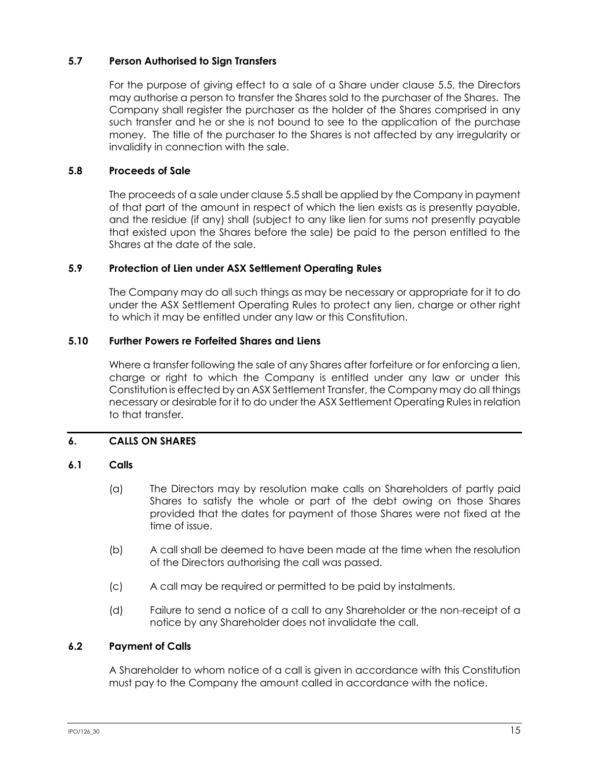### 5.7 Person Authorised to Sign Transfers

For the purpose of giving effect to a sale of a Share under clause 5.5, the Directors may authorise a person to transfer the Shares sold to the purchaser of the Shares. The Company shall register the purchaser as the holder of the Shares comprised in any such transfer and he or she is not bound to see to the application of the purchase money. The title of the purchaser to the Shares is not affected by any irregularity or invalidity in connection with the sale.

### 5.8 Proceeds of Sale

The proceeds of a sale under clause 5.5 shall be applied by the Company in payment of that part of the amount in respect of which the lien exists as is presently payable, and the residue (if any) shall (subject to any like lien for sums not presently payable that existed upon the Shares before the sale) be paid to the person entitled to the Shares at the date of the sale.

### 5.9 Protection of Lien under ASX Settlement Operating Rules

The Company may do all such things as may be necessary or appropriate for it to do under the ASX Settlement Operating Rules to protect any lien, charge or other right to which it may be entitled under any law or this Constitution.

### 5.10 Further Powers re Forfeited Shares and Liens

Where a transfer following the sale of any Shares after forfeiture or for enforcing a lien, charge or right to which the Company is entitled under any law or under this Constitution is effected by an ASX Settlement Transfer, the Company may do all things necessary or desirable for it to do under the ASX Settlement Operating Rules in relation to that transfer.

## 6. CALLS ON SHARES

### 6.1 Calls

(a) The Directors may by resolution make calls on Shareholders of partly paid Shares to satisfy the whole or part of the debt owing on those Shares provided that the dates for payment of those Shares were not fixed at the time of issue.

(b) A call shall be deemed to have been made at the time when the resolution of the Directors authorising the call was passed.

(c) A call may be required or permitted to be paid by instalments.

(d) Failure to send a notice of a call to any Shareholder or the non-receipt of a notice by any Shareholder does not invalidate the call.

### 6.2 Payment of Calls

A Shareholder to whom notice of a call is given in accordance with this Constitution must pay to the Company the amount called in accordance with the notice.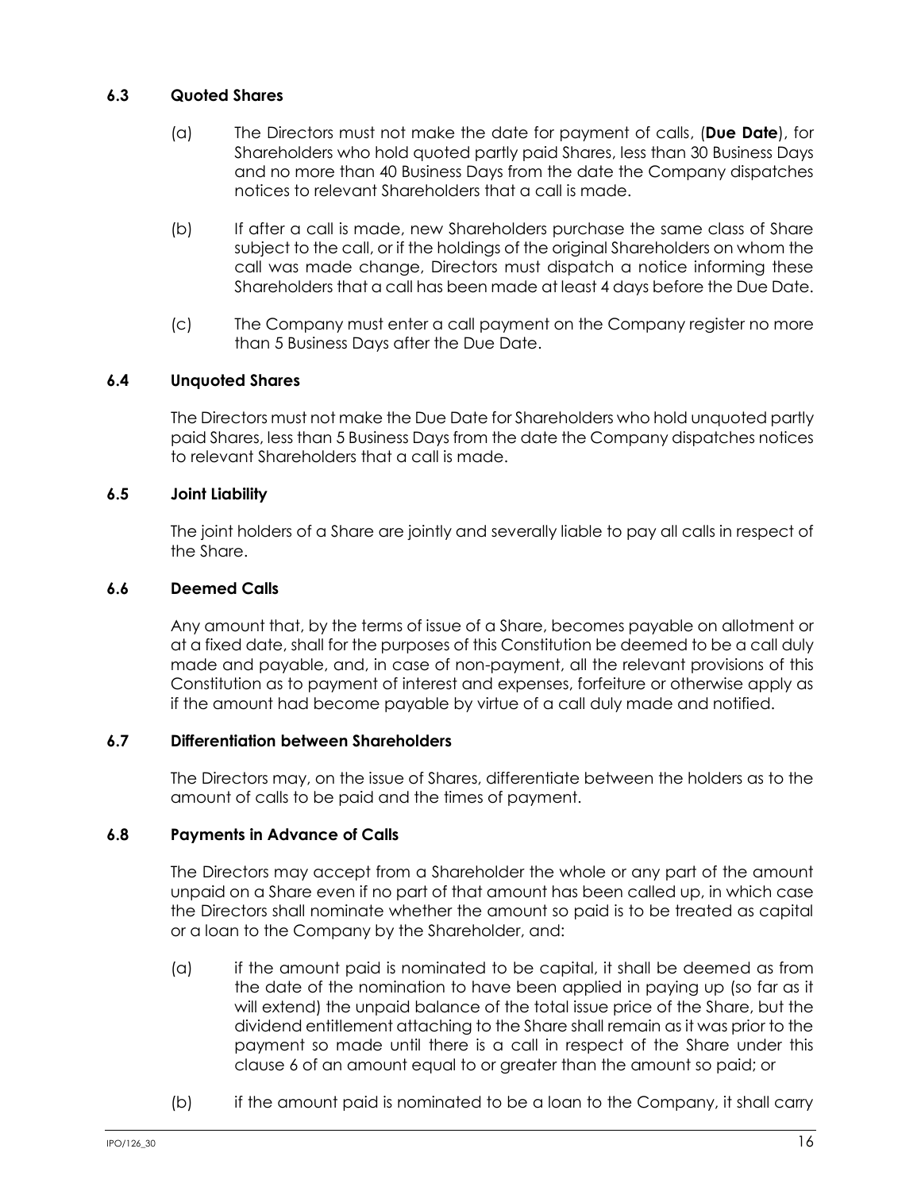### 6.3 Quoted Shares

(a) The Directors must not make the date for payment of calls, (**Due Date**), for Shareholders who hold quoted partly paid Shares, less than 30 Business Days and no more than 40 Business Days from the date the Company dispatches notices to relevant Shareholders that a call is made.

(b) If after a call is made, new Shareholders purchase the same class of Share subject to the call, or if the holdings of the original Shareholders on whom the call was made change, Directors must dispatch a notice informing these Shareholders that a call has been made at least 4 days before the Due Date.

(c) The Company must enter a call payment on the Company register no more than 5 Business Days after the Due Date.

### 6.4 Unquoted Shares

The Directors must not make the Due Date for Shareholders who hold unquoted partly paid Shares, less than 5 Business Days from the date the Company dispatches notices to relevant Shareholders that a call is made.

### 6.5 Joint Liability

The joint holders of a Share are jointly and severally liable to pay all calls in respect of the Share.

### 6.6 Deemed Calls

Any amount that, by the terms of issue of a Share, becomes payable on allotment or at a fixed date, shall for the purposes of this Constitution be deemed to be a call duly made and payable, and, in case of non-payment, all the relevant provisions of this Constitution as to payment of interest and expenses, forfeiture or otherwise apply as if the amount had become payable by virtue of a call duly made and notified.

### 6.7 Differentiation between Shareholders

The Directors may, on the issue of Shares, differentiate between the holders as to the amount of calls to be paid and the times of payment.

### 6.8 Payments in Advance of Calls

The Directors may accept from a Shareholder the whole or any part of the amount unpaid on a Share even if no part of that amount has been called up, in which case the Directors shall nominate whether the amount so paid is to be treated as capital or a loan to the Company by the Shareholder, and:

(a) if the amount paid is nominated to be capital, it shall be deemed as from the date of the nomination to have been applied in paying up (so far as it will extend) the unpaid balance of the total issue price of the Share, but the dividend entitlement attaching to the Share shall remain as it was prior to the payment so made until there is a call in respect of the Share under this clause 6 of an amount equal to or greater than the amount so paid; or

(b) if the amount paid is nominated to be a loan to the Company, it shall carry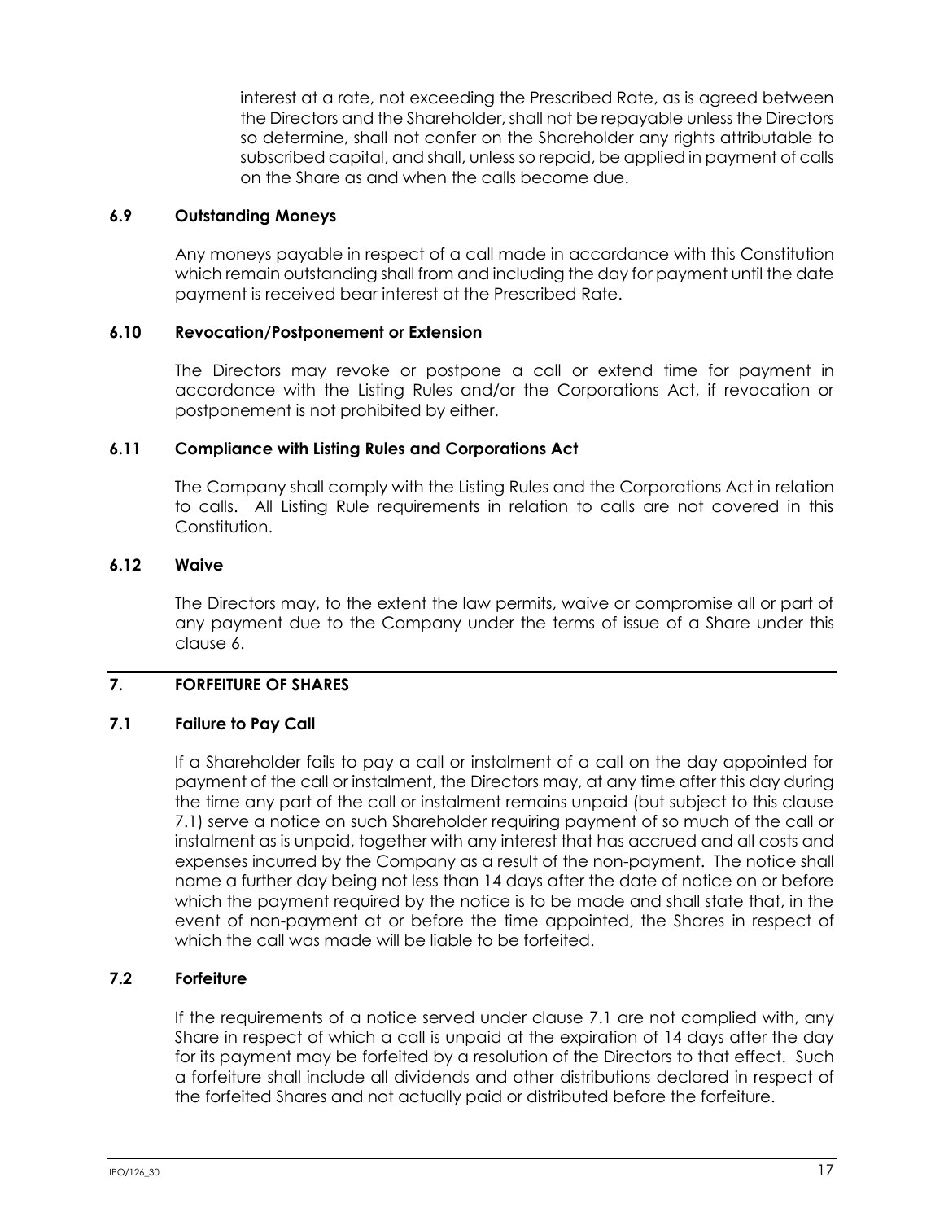interest at a rate, not exceeding the Prescribed Rate, as is agreed between the Directors and the Shareholder, shall not be repayable unless the Directors so determine, shall not confer on the Shareholder any rights attributable to subscribed capital, and shall, unless so repaid, be applied in payment of calls on the Share as and when the calls become due.

### 6.9 Outstanding Moneys

Any moneys payable in respect of a call made in accordance with this Constitution which remain outstanding shall from and including the day for payment until the date payment is received bear interest at the Prescribed Rate.

### 6.10 Revocation/Postponement or Extension

The Directors may revoke or postpone a call or extend time for payment in accordance with the Listing Rules and/or the Corporations Act, if revocation or postponement is not prohibited by either.

### 6.11 Compliance with Listing Rules and Corporations Act

The Company shall comply with the Listing Rules and the Corporations Act in relation to calls. All Listing Rule requirements in relation to calls are not covered in this Constitution.

### 6.12 Waive

The Directors may, to the extent the law permits, waive or compromise all or part of any payment due to the Company under the terms of issue of a Share under this clause 6.

## 7. FORFEITURE OF SHARES

### 7.1 Failure to Pay Call

If a Shareholder fails to pay a call or instalment of a call on the day appointed for payment of the call or instalment, the Directors may, at any time after this day during the time any part of the call or instalment remains unpaid (but subject to this clause 7.1) serve a notice on such Shareholder requiring payment of so much of the call or instalment as is unpaid, together with any interest that has accrued and all costs and expenses incurred by the Company as a result of the non-payment. The notice shall name a further day being not less than 14 days after the date of notice on or before which the payment required by the notice is to be made and shall state that, in the event of non-payment at or before the time appointed, the Shares in respect of which the call was made will be liable to be forfeited.

### 7.2 Forfeiture

If the requirements of a notice served under clause 7.1 are not complied with, any Share in respect of which a call is unpaid at the expiration of 14 days after the day for its payment may be forfeited by a resolution of the Directors to that effect. Such a forfeiture shall include all dividends and other distributions declared in respect of the forfeited Shares and not actually paid or distributed before the forfeiture.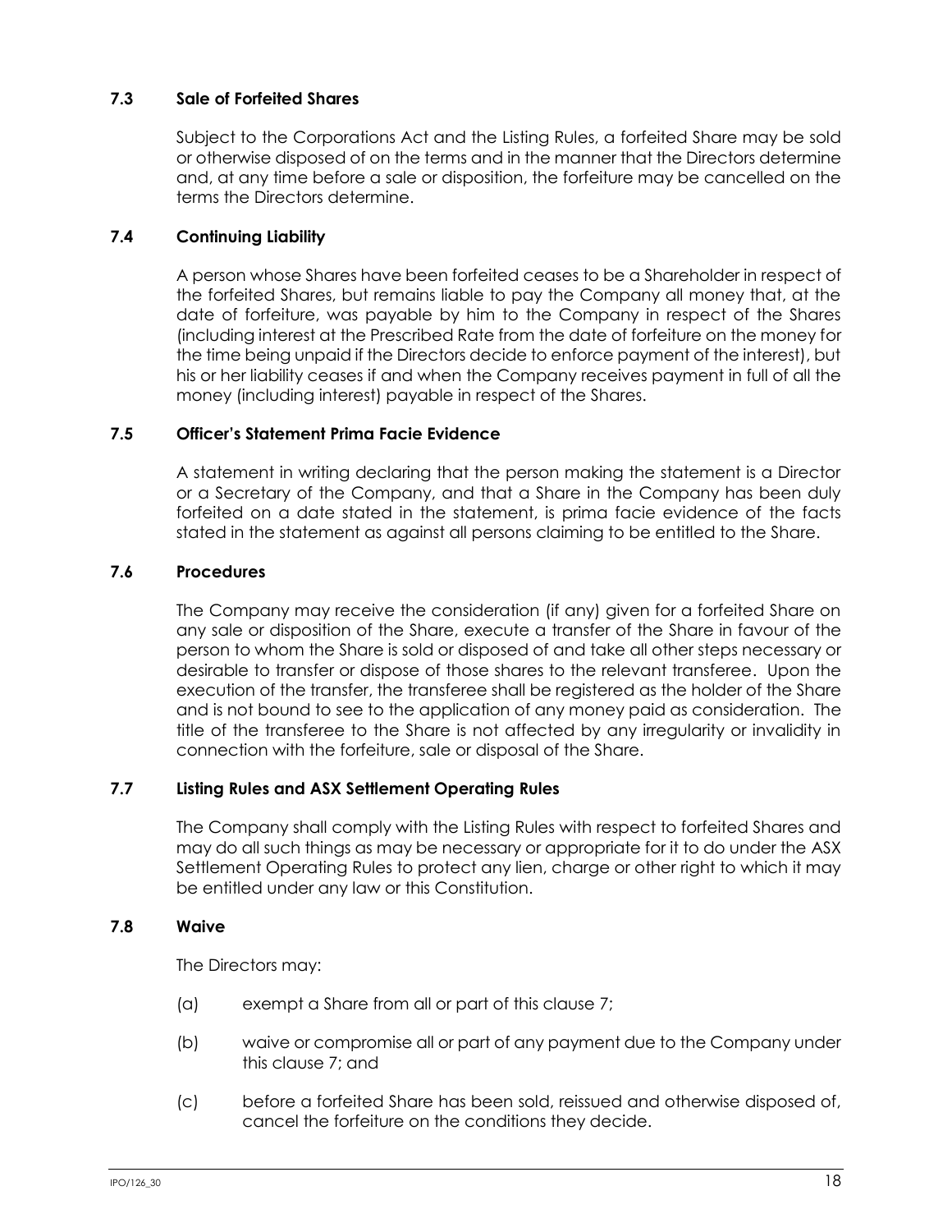### 7.3 Sale of Forfeited Shares

Subject to the Corporations Act and the Listing Rules, a forfeited Share may be sold or otherwise disposed of on the terms and in the manner that the Directors determine and, at any time before a sale or disposition, the forfeiture may be cancelled on the terms the Directors determine.

### 7.4 Continuing Liability

A person whose Shares have been forfeited ceases to be a Shareholder in respect of the forfeited Shares, but remains liable to pay the Company all money that, at the date of forfeiture, was payable by him to the Company in respect of the Shares (including interest at the Prescribed Rate from the date of forfeiture on the money for the time being unpaid if the Directors decide to enforce payment of the interest), but his or her liability ceases if and when the Company receives payment in full of all the money (including interest) payable in respect of the Shares.

### 7.5 Officer's Statement Prima Facie Evidence

A statement in writing declaring that the person making the statement is a Director or a Secretary of the Company, and that a Share in the Company has been duly forfeited on a date stated in the statement, is prima facie evidence of the facts stated in the statement as against all persons claiming to be entitled to the Share.

### 7.6 Procedures

The Company may receive the consideration (if any) given for a forfeited Share on any sale or disposition of the Share, execute a transfer of the Share in favour of the person to whom the Share is sold or disposed of and take all other steps necessary or desirable to transfer or dispose of those shares to the relevant transferee. Upon the execution of the transfer, the transferee shall be registered as the holder of the Share and is not bound to see to the application of any money paid as consideration. The title of the transferee to the Share is not affected by any irregularity or invalidity in connection with the forfeiture, sale or disposal of the Share.

### 7.7 Listing Rules and ASX Settlement Operating Rules

The Company shall comply with the Listing Rules with respect to forfeited Shares and may do all such things as may be necessary or appropriate for it to do under the ASX Settlement Operating Rules to protect any lien, charge or other right to which it may be entitled under any law or this Constitution.

### 7.8 Waive

The Directors may:

(a) exempt a Share from all or part of this clause 7;

(b) waive or compromise all or part of any payment due to the Company under this clause 7; and

(c) before a forfeited Share has been sold, reissued and otherwise disposed of, cancel the forfeiture on the conditions they decide.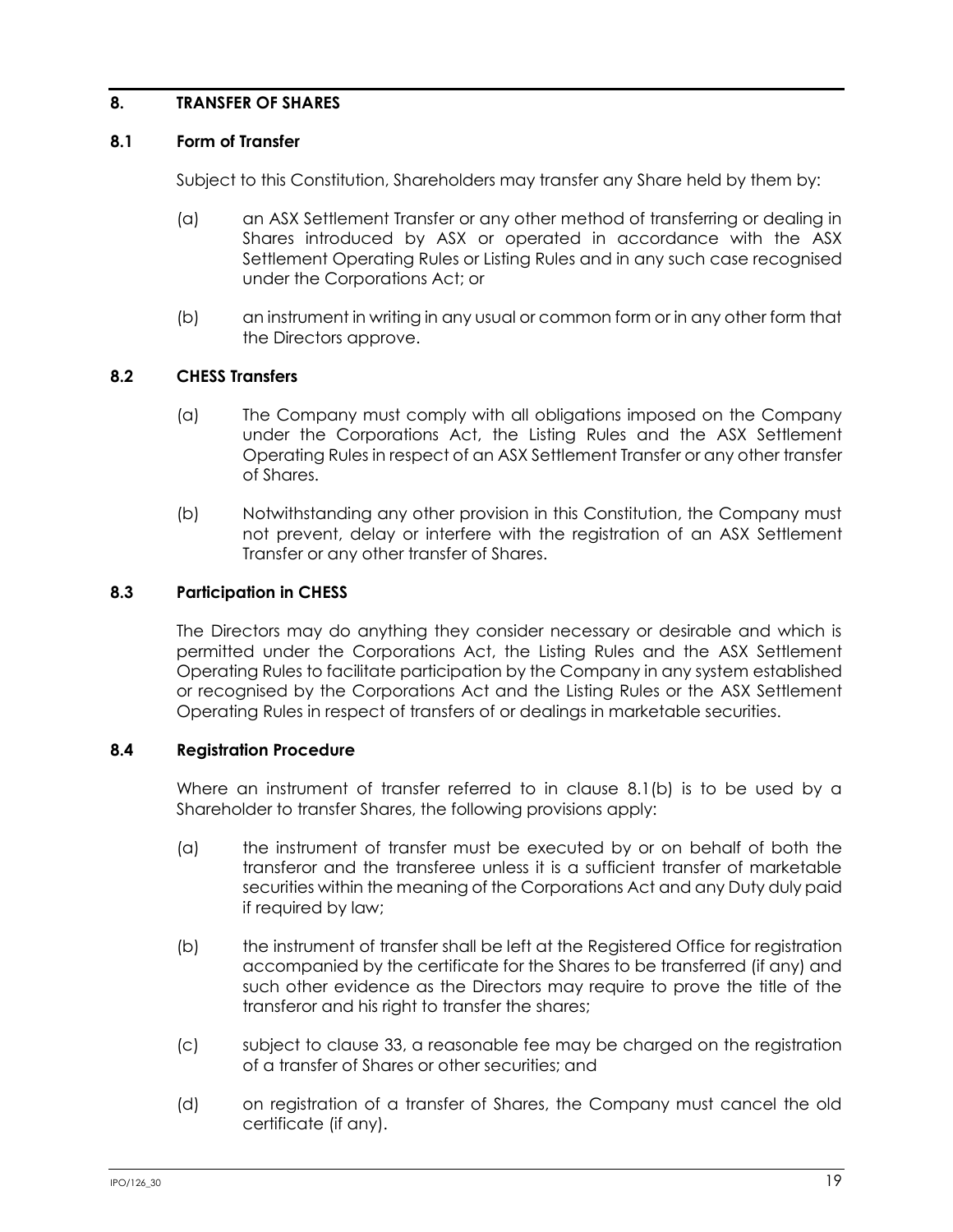## 8. TRANSFER OF SHARES

### 8.1 Form of Transfer

Subject to this Constitution, Shareholders may transfer any Share held by them by:

(a) an ASX Settlement Transfer or any other method of transferring or dealing in Shares introduced by ASX or operated in accordance with the ASX Settlement Operating Rules or Listing Rules and in any such case recognised under the Corporations Act; or

(b) an instrument in writing in any usual or common form or in any other form that the Directors approve.

### 8.2 CHESS Transfers

(a) The Company must comply with all obligations imposed on the Company under the Corporations Act, the Listing Rules and the ASX Settlement Operating Rules in respect of an ASX Settlement Transfer or any other transfer of Shares.

(b) Notwithstanding any other provision in this Constitution, the Company must not prevent, delay or interfere with the registration of an ASX Settlement Transfer or any other transfer of Shares.

### 8.3 Participation in CHESS

The Directors may do anything they consider necessary or desirable and which is permitted under the Corporations Act, the Listing Rules and the ASX Settlement Operating Rules to facilitate participation by the Company in any system established or recognised by the Corporations Act and the Listing Rules or the ASX Settlement Operating Rules in respect of transfers of or dealings in marketable securities.

### 8.4 Registration Procedure

Where an instrument of transfer referred to in clause 8.1(b) is to be used by a Shareholder to transfer Shares, the following provisions apply:

(a) the instrument of transfer must be executed by or on behalf of both the transferor and the transferee unless it is a sufficient transfer of marketable securities within the meaning of the Corporations Act and any Duty duly paid if required by law;

(b) the instrument of transfer shall be left at the Registered Office for registration accompanied by the certificate for the Shares to be transferred (if any) and such other evidence as the Directors may require to prove the title of the transferor and his right to transfer the shares;

(c) subject to clause 33, a reasonable fee may be charged on the registration of a transfer of Shares or other securities; and

(d) on registration of a transfer of Shares, the Company must cancel the old certificate (if any).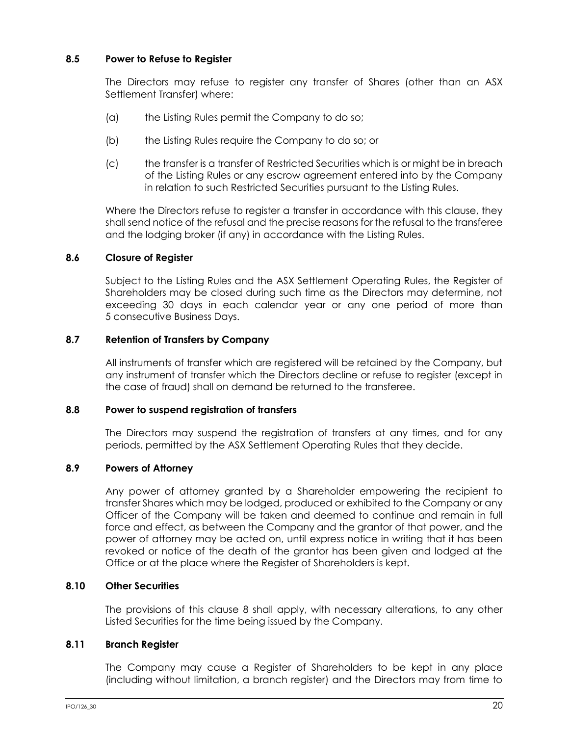### 8.5 Power to Refuse to Register

The Directors may refuse to register any transfer of Shares (other than an ASX Settlement Transfer) where:

(a) the Listing Rules permit the Company to do so;

(b) the Listing Rules require the Company to do so; or

(c) the transfer is a transfer of Restricted Securities which is or might be in breach of the Listing Rules or any escrow agreement entered into by the Company in relation to such Restricted Securities pursuant to the Listing Rules.

Where the Directors refuse to register a transfer in accordance with this clause, they shall send notice of the refusal and the precise reasons for the refusal to the transferee and the lodging broker (if any) in accordance with the Listing Rules.

### 8.6 Closure of Register

Subject to the Listing Rules and the ASX Settlement Operating Rules, the Register of Shareholders may be closed during such time as the Directors may determine, not exceeding 30 days in each calendar year or any one period of more than 5 consecutive Business Days.

### 8.7 Retention of Transfers by Company

All instruments of transfer which are registered will be retained by the Company, but any instrument of transfer which the Directors decline or refuse to register (except in the case of fraud) shall on demand be returned to the transferee.

### 8.8 Power to suspend registration of transfers

The Directors may suspend the registration of transfers at any times, and for any periods, permitted by the ASX Settlement Operating Rules that they decide.

### 8.9 Powers of Attorney

Any power of attorney granted by a Shareholder empowering the recipient to transfer Shares which may be lodged, produced or exhibited to the Company or any Officer of the Company will be taken and deemed to continue and remain in full force and effect, as between the Company and the grantor of that power, and the power of attorney may be acted on, until express notice in writing that it has been revoked or notice of the death of the grantor has been given and lodged at the Office or at the place where the Register of Shareholders is kept.

### 8.10 Other Securities

The provisions of this clause 8 shall apply, with necessary alterations, to any other Listed Securities for the time being issued by the Company.

### 8.11 Branch Register

The Company may cause a Register of Shareholders to be kept in any place (including without limitation, a branch register) and the Directors may from time to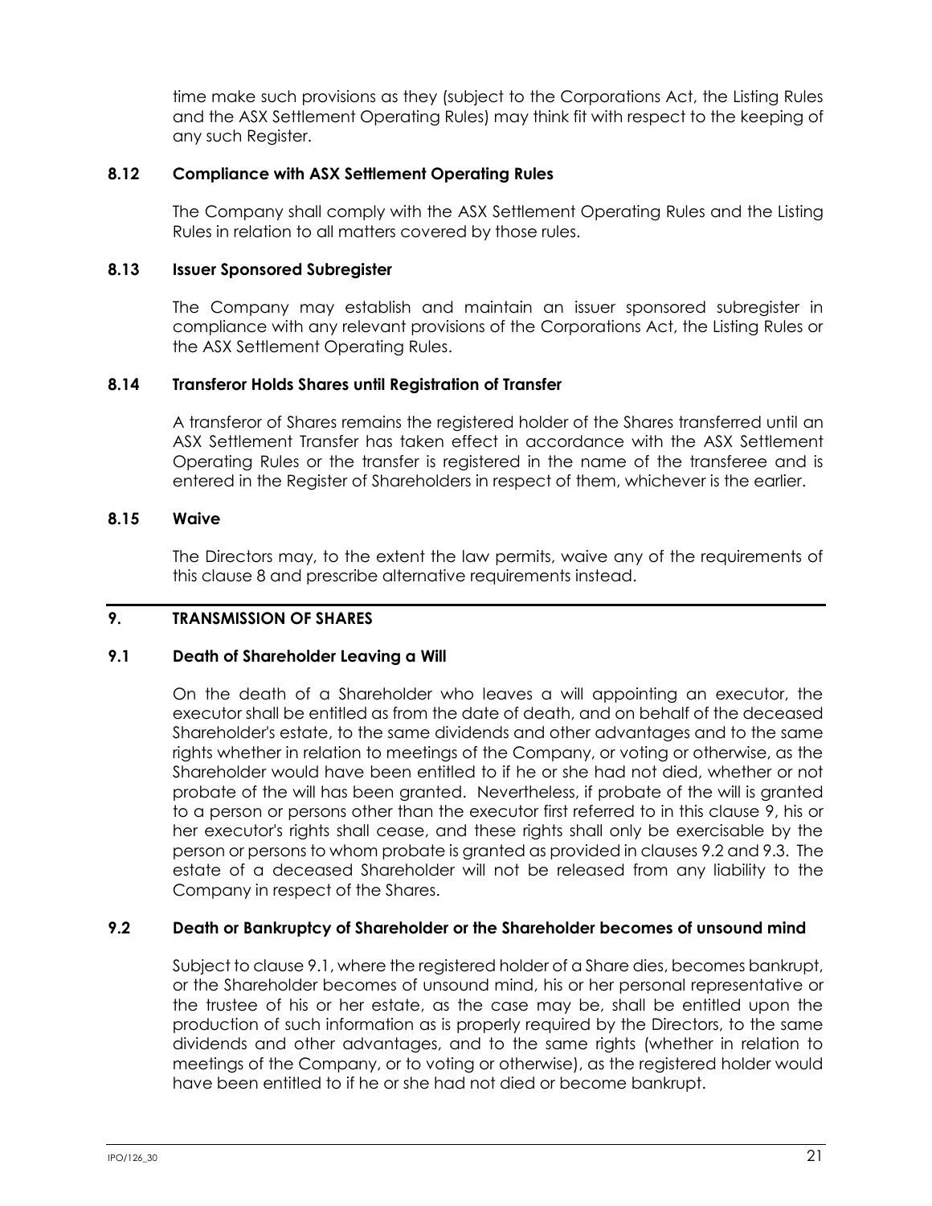time make such provisions as they (subject to the Corporations Act, the Listing Rules and the ASX Settlement Operating Rules) may think fit with respect to the keeping of any such Register.

### 8.12 Compliance with ASX Settlement Operating Rules

The Company shall comply with the ASX Settlement Operating Rules and the Listing Rules in relation to all matters covered by those rules.

### 8.13 Issuer Sponsored Subregister

The Company may establish and maintain an issuer sponsored subregister in compliance with any relevant provisions of the Corporations Act, the Listing Rules or the ASX Settlement Operating Rules.

### 8.14 Transferor Holds Shares until Registration of Transfer

A transferor of Shares remains the registered holder of the Shares transferred until an ASX Settlement Transfer has taken effect in accordance with the ASX Settlement Operating Rules or the transfer is registered in the name of the transferee and is entered in the Register of Shareholders in respect of them, whichever is the earlier.

### 8.15 Waive

The Directors may, to the extent the law permits, waive any of the requirements of this clause 8 and prescribe alternative requirements instead.

## 9. TRANSMISSION OF SHARES

### 9.1 Death of Shareholder Leaving a Will

On the death of a Shareholder who leaves a will appointing an executor, the executor shall be entitled as from the date of death, and on behalf of the deceased Shareholder's estate, to the same dividends and other advantages and to the same rights whether in relation to meetings of the Company, or voting or otherwise, as the Shareholder would have been entitled to if he or she had not died, whether or not probate of the will has been granted. Nevertheless, if probate of the will is granted to a person or persons other than the executor first referred to in this clause 9, his or her executor's rights shall cease, and these rights shall only be exercisable by the person or persons to whom probate is granted as provided in clauses 9.2 and 9.3. The estate of a deceased Shareholder will not be released from any liability to the Company in respect of the Shares.

### 9.2 Death or Bankruptcy of Shareholder or the Shareholder becomes of unsound mind

Subject to clause 9.1, where the registered holder of a Share dies, becomes bankrupt, or the Shareholder becomes of unsound mind, his or her personal representative or the trustee of his or her estate, as the case may be, shall be entitled upon the production of such information as is properly required by the Directors, to the same dividends and other advantages, and to the same rights (whether in relation to meetings of the Company, or to voting or otherwise), as the registered holder would have been entitled to if he or she had not died or become bankrupt.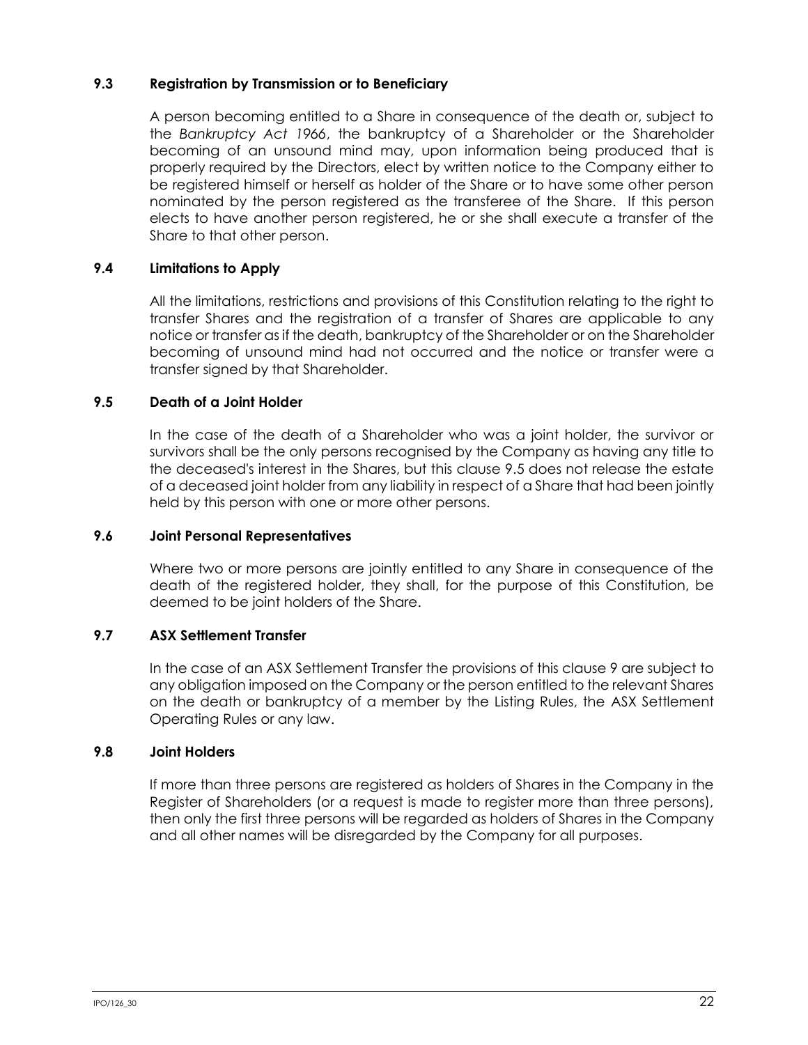### 9.3 Registration by Transmission or to Beneficiary

A person becoming entitled to a Share in consequence of the death or, subject to the *Bankruptcy Act 1966*, the bankruptcy of a Shareholder or the Shareholder becoming of an unsound mind may, upon information being produced that is properly required by the Directors, elect by written notice to the Company either to be registered himself or herself as holder of the Share or to have some other person nominated by the person registered as the transferee of the Share. If this person elects to have another person registered, he or she shall execute a transfer of the Share to that other person.

### 9.4 Limitations to Apply

All the limitations, restrictions and provisions of this Constitution relating to the right to transfer Shares and the registration of a transfer of Shares are applicable to any notice or transfer as if the death, bankruptcy of the Shareholder or on the Shareholder becoming of unsound mind had not occurred and the notice or transfer were a transfer signed by that Shareholder.

### 9.5 Death of a Joint Holder

In the case of the death of a Shareholder who was a joint holder, the survivor or survivors shall be the only persons recognised by the Company as having any title to the deceased's interest in the Shares, but this clause 9.5 does not release the estate of a deceased joint holder from any liability in respect of a Share that had been jointly held by this person with one or more other persons.

### 9.6 Joint Personal Representatives

Where two or more persons are jointly entitled to any Share in consequence of the death of the registered holder, they shall, for the purpose of this Constitution, be deemed to be joint holders of the Share.

### 9.7 ASX Settlement Transfer

In the case of an ASX Settlement Transfer the provisions of this clause 9 are subject to any obligation imposed on the Company or the person entitled to the relevant Shares on the death or bankruptcy of a member by the Listing Rules, the ASX Settlement Operating Rules or any law.

### 9.8 Joint Holders

If more than three persons are registered as holders of Shares in the Company in the Register of Shareholders (or a request is made to register more than three persons), then only the first three persons will be regarded as holders of Shares in the Company and all other names will be disregarded by the Company for all purposes.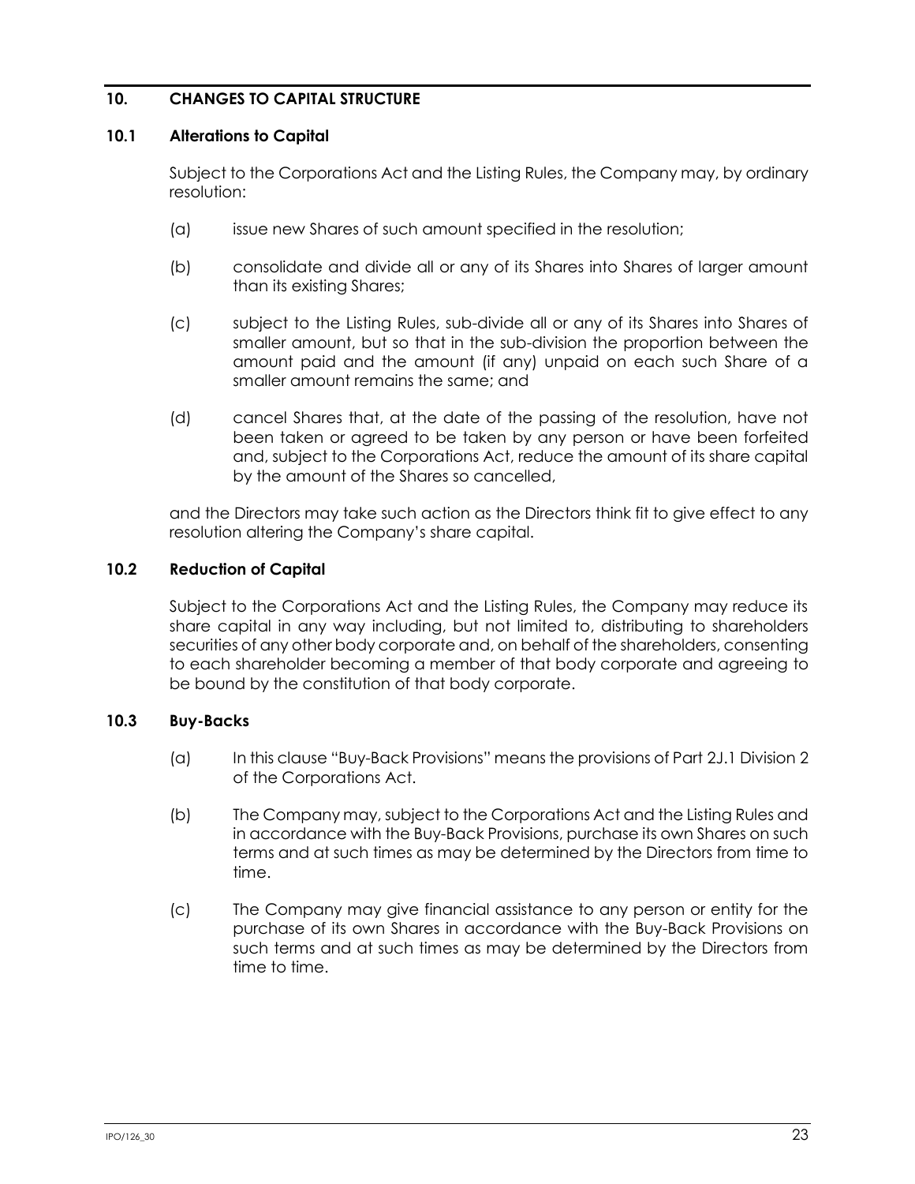## 10. CHANGES TO CAPITAL STRUCTURE

### 10.1 Alterations to Capital

Subject to the Corporations Act and the Listing Rules, the Company may, by ordinary resolution:

(a) issue new Shares of such amount specified in the resolution;

(b) consolidate and divide all or any of its Shares into Shares of larger amount than its existing Shares;

(c) subject to the Listing Rules, sub-divide all or any of its Shares into Shares of smaller amount, but so that in the sub-division the proportion between the amount paid and the amount (if any) unpaid on each such Share of a smaller amount remains the same; and

(d) cancel Shares that, at the date of the passing of the resolution, have not been taken or agreed to be taken by any person or have been forfeited and, subject to the Corporations Act, reduce the amount of its share capital by the amount of the Shares so cancelled,

and the Directors may take such action as the Directors think fit to give effect to any resolution altering the Company's share capital.

### 10.2 Reduction of Capital

Subject to the Corporations Act and the Listing Rules, the Company may reduce its share capital in any way including, but not limited to, distributing to shareholders securities of any other body corporate and, on behalf of the shareholders, consenting to each shareholder becoming a member of that body corporate and agreeing to be bound by the constitution of that body corporate.

### 10.3 Buy-Backs

(a) In this clause "Buy-Back Provisions" means the provisions of Part 2J.1 Division 2 of the Corporations Act.

(b) The Company may, subject to the Corporations Act and the Listing Rules and in accordance with the Buy-Back Provisions, purchase its own Shares on such terms and at such times as may be determined by the Directors from time to time.

(c) The Company may give financial assistance to any person or entity for the purchase of its own Shares in accordance with the Buy-Back Provisions on such terms and at such times as may be determined by the Directors from time to time.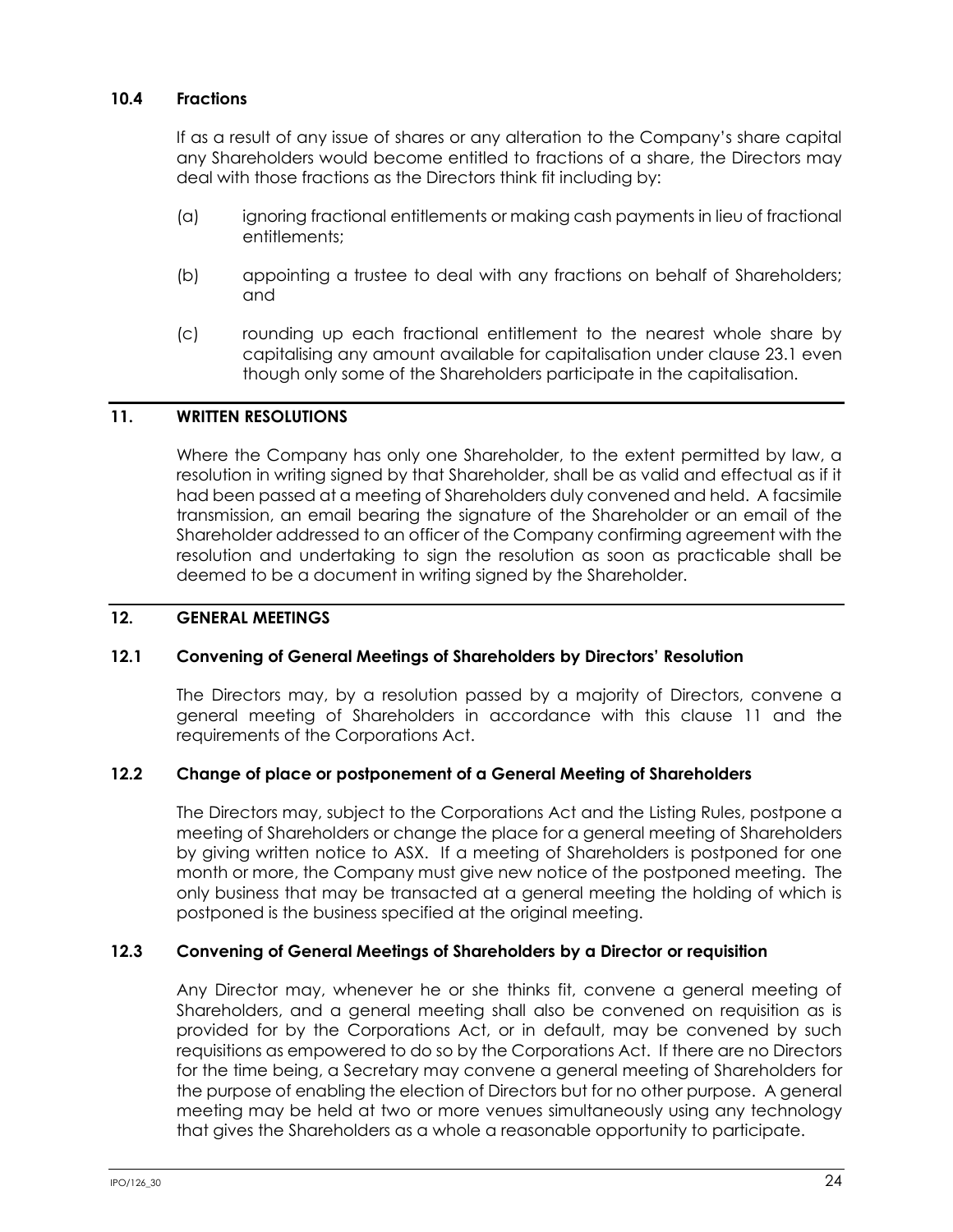### 10.4 Fractions

If as a result of any issue of shares or any alteration to the Company's share capital any Shareholders would become entitled to fractions of a share, the Directors may deal with those fractions as the Directors think fit including by:

(a) ignoring fractional entitlements or making cash payments in lieu of fractional entitlements;

(b) appointing a trustee to deal with any fractions on behalf of Shareholders; and

(c) rounding up each fractional entitlement to the nearest whole share by capitalising any amount available for capitalisation under clause 23.1 even though only some of the Shareholders participate in the capitalisation.

## 11. WRITTEN RESOLUTIONS

Where the Company has only one Shareholder, to the extent permitted by law, a resolution in writing signed by that Shareholder, shall be as valid and effectual as if it had been passed at a meeting of Shareholders duly convened and held. A facsimile transmission, an email bearing the signature of the Shareholder or an email of the Shareholder addressed to an officer of the Company confirming agreement with the resolution and undertaking to sign the resolution as soon as practicable shall be deemed to be a document in writing signed by the Shareholder.

## 12. GENERAL MEETINGS

### 12.1 Convening of General Meetings of Shareholders by Directors' Resolution

The Directors may, by a resolution passed by a majority of Directors, convene a general meeting of Shareholders in accordance with this clause 11 and the requirements of the Corporations Act.

### 12.2 Change of place or postponement of a General Meeting of Shareholders

The Directors may, subject to the Corporations Act and the Listing Rules, postpone a meeting of Shareholders or change the place for a general meeting of Shareholders by giving written notice to ASX. If a meeting of Shareholders is postponed for one month or more, the Company must give new notice of the postponed meeting. The only business that may be transacted at a general meeting the holding of which is postponed is the business specified at the original meeting.

### 12.3 Convening of General Meetings of Shareholders by a Director or requisition

Any Director may, whenever he or she thinks fit, convene a general meeting of Shareholders, and a general meeting shall also be convened on requisition as is provided for by the Corporations Act, or in default, may be convened by such requisitions as empowered to do so by the Corporations Act. If there are no Directors for the time being, a Secretary may convene a general meeting of Shareholders for the purpose of enabling the election of Directors but for no other purpose. A general meeting may be held at two or more venues simultaneously using any technology that gives the Shareholders as a whole a reasonable opportunity to participate.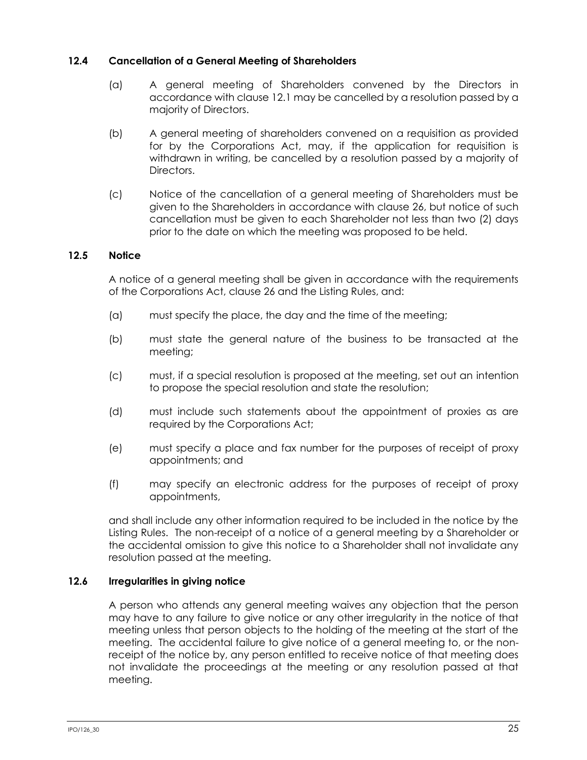### 12.4 Cancellation of a General Meeting of Shareholders

(a) A general meeting of Shareholders convened by the Directors in accordance with clause 12.1 may be cancelled by a resolution passed by a majority of Directors.

(b) A general meeting of shareholders convened on a requisition as provided for by the Corporations Act, may, if the application for requisition is withdrawn in writing, be cancelled by a resolution passed by a majority of Directors.

(c) Notice of the cancellation of a general meeting of Shareholders must be given to the Shareholders in accordance with clause 26, but notice of such cancellation must be given to each Shareholder not less than two (2) days prior to the date on which the meeting was proposed to be held.

### 12.5 Notice

A notice of a general meeting shall be given in accordance with the requirements of the Corporations Act, clause 26 and the Listing Rules, and:

(a) must specify the place, the day and the time of the meeting;

(b) must state the general nature of the business to be transacted at the meeting;

(c) must, if a special resolution is proposed at the meeting, set out an intention to propose the special resolution and state the resolution;

(d) must include such statements about the appointment of proxies as are required by the Corporations Act;

(e) must specify a place and fax number for the purposes of receipt of proxy appointments; and

(f) may specify an electronic address for the purposes of receipt of proxy appointments,

and shall include any other information required to be included in the notice by the Listing Rules. The non-receipt of a notice of a general meeting by a Shareholder or the accidental omission to give this notice to a Shareholder shall not invalidate any resolution passed at the meeting.

### 12.6 Irregularities in giving notice

A person who attends any general meeting waives any objection that the person may have to any failure to give notice or any other irregularity in the notice of that meeting unless that person objects to the holding of the meeting at the start of the meeting. The accidental failure to give notice of a general meeting to, or the non-receipt of the notice by, any person entitled to receive notice of that meeting does not invalidate the proceedings at the meeting or any resolution passed at that meeting.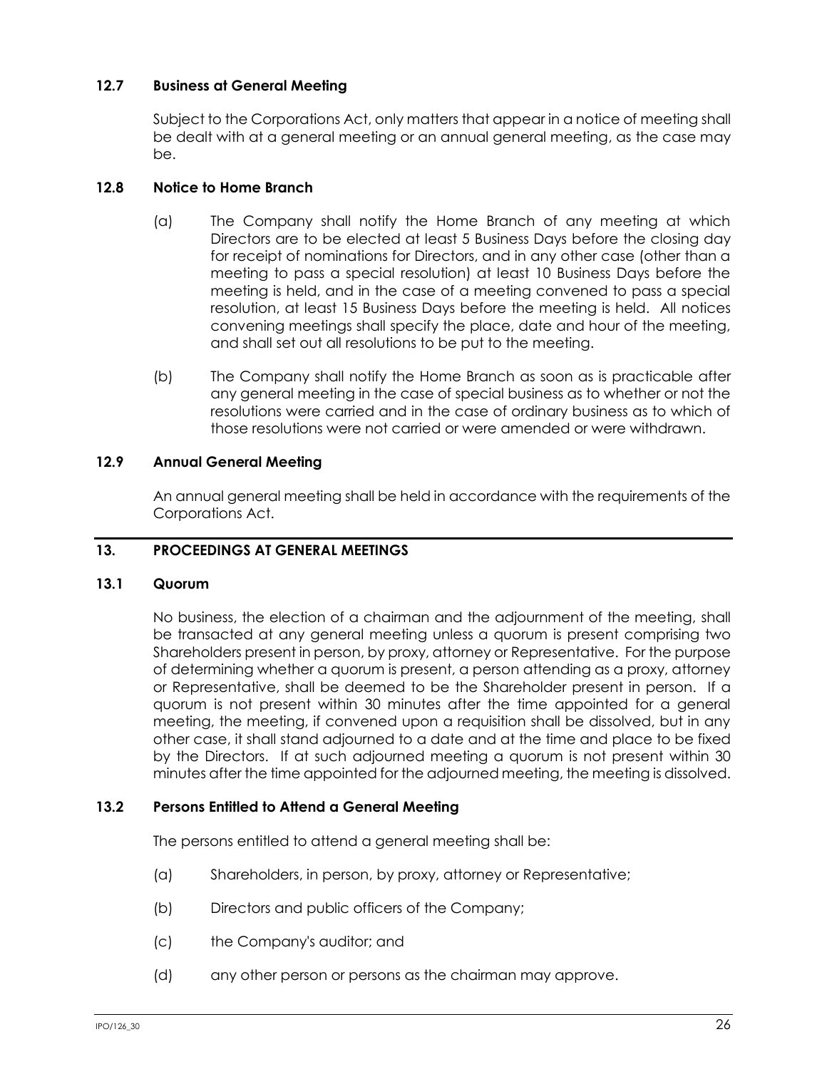### 12.7 Business at General Meeting

Subject to the Corporations Act, only matters that appear in a notice of meeting shall be dealt with at a general meeting or an annual general meeting, as the case may be.

### 12.8 Notice to Home Branch

(a) The Company shall notify the Home Branch of any meeting at which Directors are to be elected at least 5 Business Days before the closing day for receipt of nominations for Directors, and in any other case (other than a meeting to pass a special resolution) at least 10 Business Days before the meeting is held, and in the case of a meeting convened to pass a special resolution, at least 15 Business Days before the meeting is held. All notices convening meetings shall specify the place, date and hour of the meeting, and shall set out all resolutions to be put to the meeting.

(b) The Company shall notify the Home Branch as soon as is practicable after any general meeting in the case of special business as to whether or not the resolutions were carried and in the case of ordinary business as to which of those resolutions were not carried or were amended or were withdrawn.

### 12.9 Annual General Meeting

An annual general meeting shall be held in accordance with the requirements of the Corporations Act.

## 13. PROCEEDINGS AT GENERAL MEETINGS

### 13.1 Quorum

No business, the election of a chairman and the adjournment of the meeting, shall be transacted at any general meeting unless a quorum is present comprising two Shareholders present in person, by proxy, attorney or Representative. For the purpose of determining whether a quorum is present, a person attending as a proxy, attorney or Representative, shall be deemed to be the Shareholder present in person. If a quorum is not present within 30 minutes after the time appointed for a general meeting, the meeting, if convened upon a requisition shall be dissolved, but in any other case, it shall stand adjourned to a date and at the time and place to be fixed by the Directors. If at such adjourned meeting a quorum is not present within 30 minutes after the time appointed for the adjourned meeting, the meeting is dissolved.

### 13.2 Persons Entitled to Attend a General Meeting

The persons entitled to attend a general meeting shall be:

(a) Shareholders, in person, by proxy, attorney or Representative;

(b) Directors and public officers of the Company;

(c) the Company's auditor; and

(d) any other person or persons as the chairman may approve.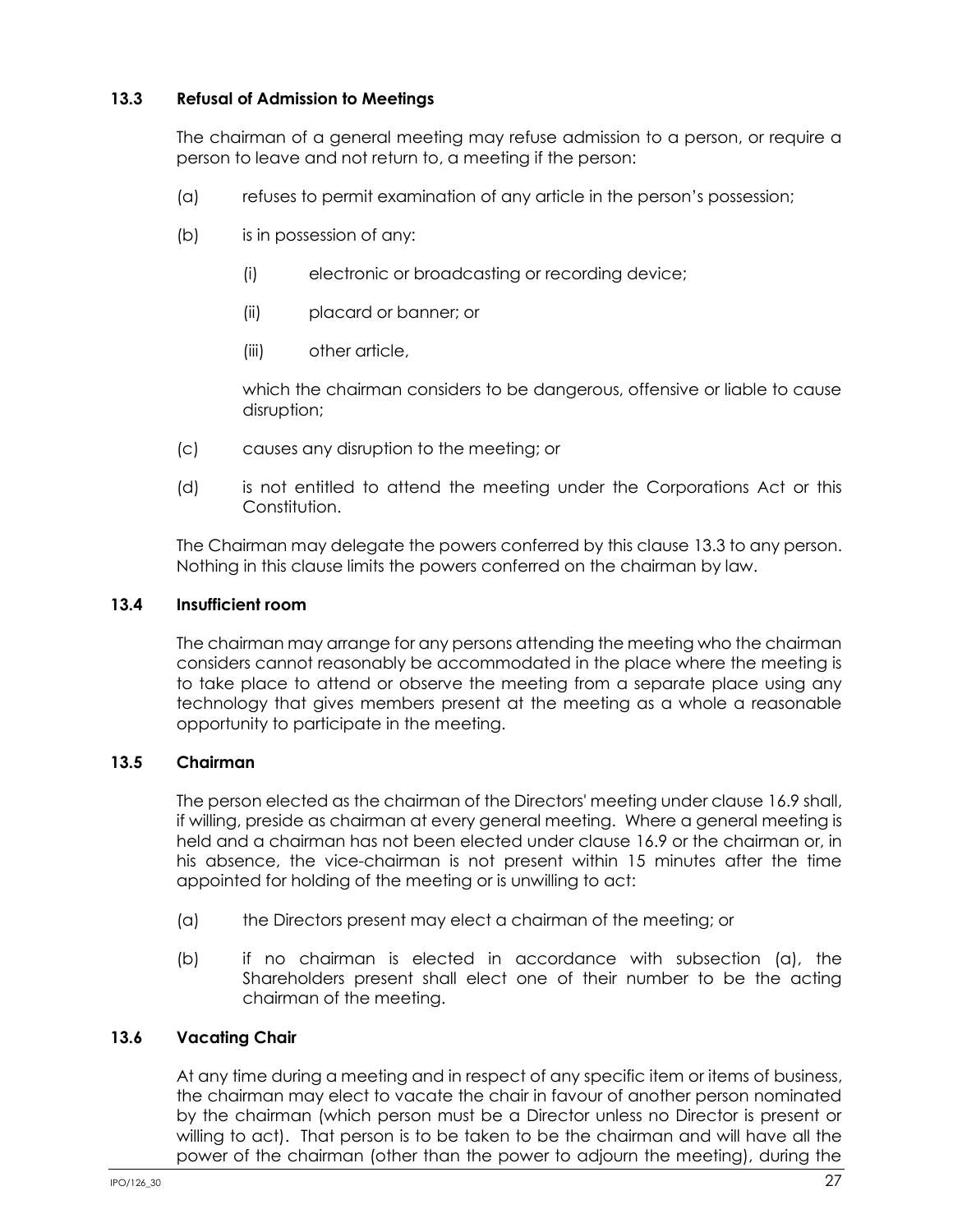### 13.3 Refusal of Admission to Meetings

The chairman of a general meeting may refuse admission to a person, or require a person to leave and not return to, a meeting if the person:

(a) refuses to permit examination of any article in the person's possession;

(b) is in possession of any:

  (i) electronic or broadcasting or recording device;

  (ii) placard or banner; or

  (iii) other article,

  which the chairman considers to be dangerous, offensive or liable to cause disruption;

(c) causes any disruption to the meeting; or

(d) is not entitled to attend the meeting under the Corporations Act or this Constitution.

The Chairman may delegate the powers conferred by this clause 13.3 to any person. Nothing in this clause limits the powers conferred on the chairman by law.

### 13.4 Insufficient room

The chairman may arrange for any persons attending the meeting who the chairman considers cannot reasonably be accommodated in the place where the meeting is to take place to attend or observe the meeting from a separate place using any technology that gives members present at the meeting as a whole a reasonable opportunity to participate in the meeting.

### 13.5 Chairman

The person elected as the chairman of the Directors' meeting under clause 16.9 shall, if willing, preside as chairman at every general meeting. Where a general meeting is held and a chairman has not been elected under clause 16.9 or the chairman or, in his absence, the vice-chairman is not present within 15 minutes after the time appointed for holding of the meeting or is unwilling to act:

(a) the Directors present may elect a chairman of the meeting; or

(b) if no chairman is elected in accordance with subsection (a), the Shareholders present shall elect one of their number to be the acting chairman of the meeting.

### 13.6 Vacating Chair

At any time during a meeting and in respect of any specific item or items of business, the chairman may elect to vacate the chair in favour of another person nominated by the chairman (which person must be a Director unless no Director is present or willing to act). That person is to be taken to be the chairman and will have all the power of the chairman (other than the power to adjourn the meeting), during the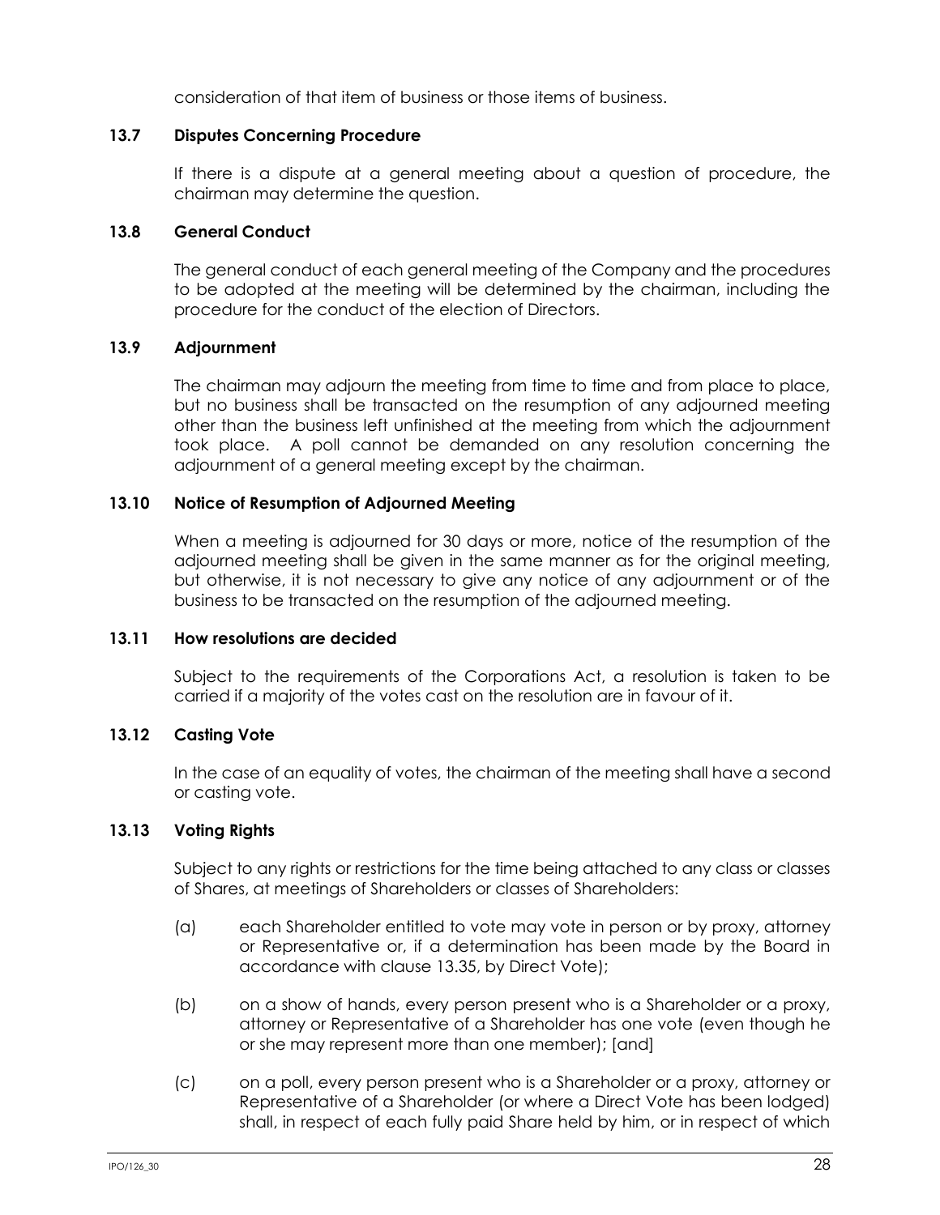consideration of that item of business or those items of business.

### 13.7 Disputes Concerning Procedure

If there is a dispute at a general meeting about a question of procedure, the chairman may determine the question.

### 13.8 General Conduct

The general conduct of each general meeting of the Company and the procedures to be adopted at the meeting will be determined by the chairman, including the procedure for the conduct of the election of Directors.

### 13.9 Adjournment

The chairman may adjourn the meeting from time to time and from place to place, but no business shall be transacted on the resumption of any adjourned meeting other than the business left unfinished at the meeting from which the adjournment took place. A poll cannot be demanded on any resolution concerning the adjournment of a general meeting except by the chairman.

### 13.10 Notice of Resumption of Adjourned Meeting

When a meeting is adjourned for 30 days or more, notice of the resumption of the adjourned meeting shall be given in the same manner as for the original meeting, but otherwise, it is not necessary to give any notice of any adjournment or of the business to be transacted on the resumption of the adjourned meeting.

### 13.11 How resolutions are decided

Subject to the requirements of the Corporations Act, a resolution is taken to be carried if a majority of the votes cast on the resolution are in favour of it.

### 13.12 Casting Vote

In the case of an equality of votes, the chairman of the meeting shall have a second or casting vote.

### 13.13 Voting Rights

Subject to any rights or restrictions for the time being attached to any class or classes of Shares, at meetings of Shareholders or classes of Shareholders:

(a) each Shareholder entitled to vote may vote in person or by proxy, attorney or Representative or, if a determination has been made by the Board in accordance with clause 13.35, by Direct Vote);

(b) on a show of hands, every person present who is a Shareholder or a proxy, attorney or Representative of a Shareholder has one vote (even though he or she may represent more than one member); [and]

(c) on a poll, every person present who is a Shareholder or a proxy, attorney or Representative of a Shareholder (or where a Direct Vote has been lodged) shall, in respect of each fully paid Share held by him, or in respect of which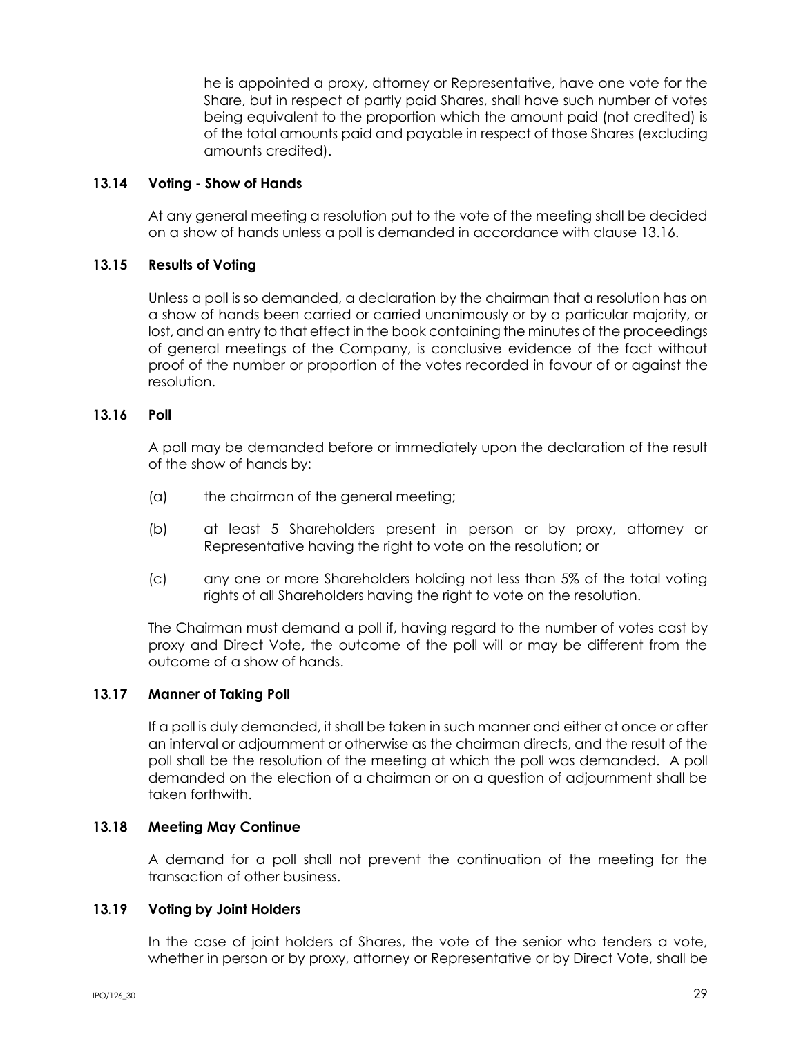he is appointed a proxy, attorney or Representative, have one vote for the Share, but in respect of partly paid Shares, shall have such number of votes being equivalent to the proportion which the amount paid (not credited) is of the total amounts paid and payable in respect of those Shares (excluding amounts credited).

### 13.14 Voting - Show of Hands

At any general meeting a resolution put to the vote of the meeting shall be decided on a show of hands unless a poll is demanded in accordance with clause 13.16.

### 13.15 Results of Voting

Unless a poll is so demanded, a declaration by the chairman that a resolution has on a show of hands been carried or carried unanimously or by a particular majority, or lost, and an entry to that effect in the book containing the minutes of the proceedings of general meetings of the Company, is conclusive evidence of the fact without proof of the number or proportion of the votes recorded in favour of or against the resolution.

### 13.16 Poll

A poll may be demanded before or immediately upon the declaration of the result of the show of hands by:

(a) the chairman of the general meeting;

(b) at least 5 Shareholders present in person or by proxy, attorney or Representative having the right to vote on the resolution; or

(c) any one or more Shareholders holding not less than 5% of the total voting rights of all Shareholders having the right to vote on the resolution.

The Chairman must demand a poll if, having regard to the number of votes cast by proxy and Direct Vote, the outcome of the poll will or may be different from the outcome of a show of hands.

### 13.17 Manner of Taking Poll

If a poll is duly demanded, it shall be taken in such manner and either at once or after an interval or adjournment or otherwise as the chairman directs, and the result of the poll shall be the resolution of the meeting at which the poll was demanded. A poll demanded on the election of a chairman or on a question of adjournment shall be taken forthwith.

### 13.18 Meeting May Continue

A demand for a poll shall not prevent the continuation of the meeting for the transaction of other business.

### 13.19 Voting by Joint Holders

In the case of joint holders of Shares, the vote of the senior who tenders a vote, whether in person or by proxy, attorney or Representative or by Direct Vote, shall be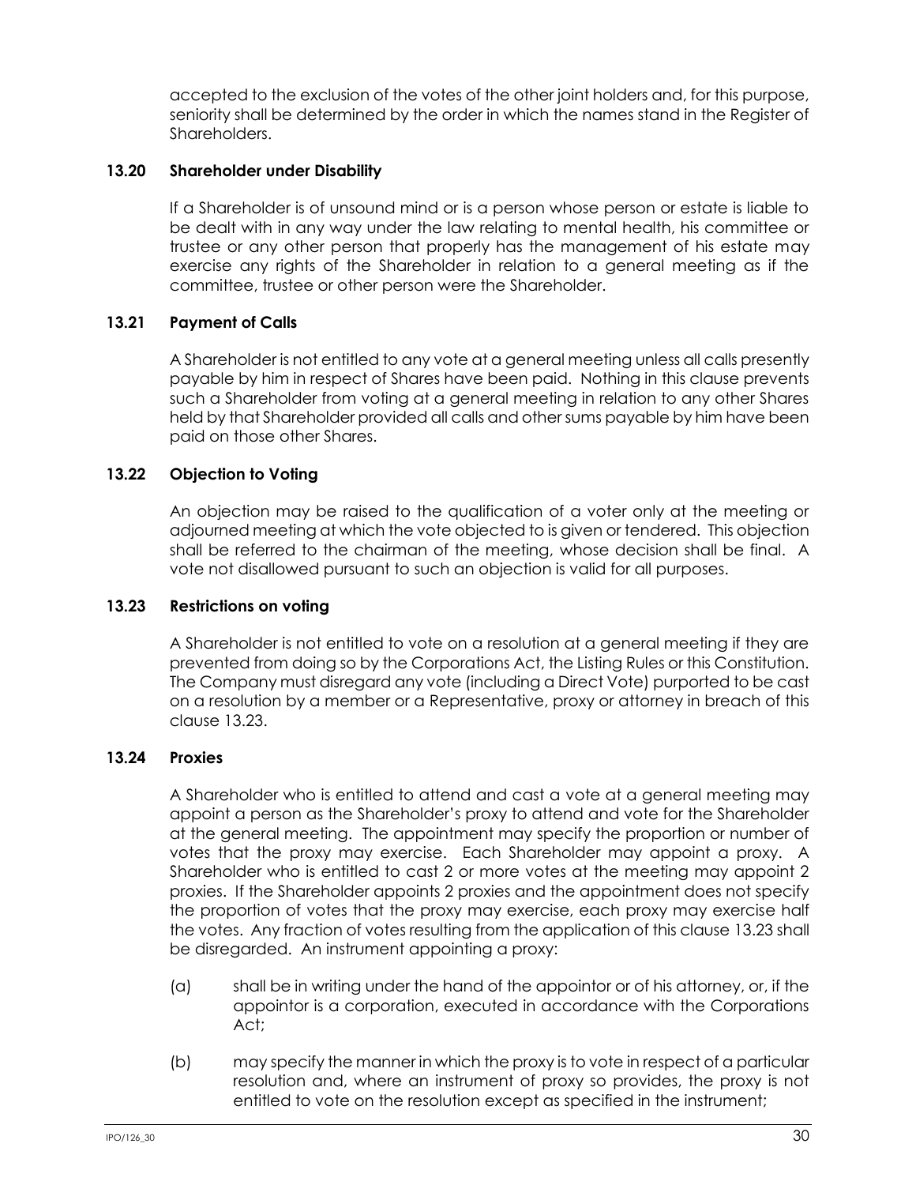accepted to the exclusion of the votes of the other joint holders and, for this purpose, seniority shall be determined by the order in which the names stand in the Register of Shareholders.

### 13.20 Shareholder under Disability

If a Shareholder is of unsound mind or is a person whose person or estate is liable to be dealt with in any way under the law relating to mental health, his committee or trustee or any other person that properly has the management of his estate may exercise any rights of the Shareholder in relation to a general meeting as if the committee, trustee or other person were the Shareholder.

### 13.21 Payment of Calls

A Shareholder is not entitled to any vote at a general meeting unless all calls presently payable by him in respect of Shares have been paid. Nothing in this clause prevents such a Shareholder from voting at a general meeting in relation to any other Shares held by that Shareholder provided all calls and other sums payable by him have been paid on those other Shares.

### 13.22 Objection to Voting

An objection may be raised to the qualification of a voter only at the meeting or adjourned meeting at which the vote objected to is given or tendered. This objection shall be referred to the chairman of the meeting, whose decision shall be final. A vote not disallowed pursuant to such an objection is valid for all purposes.

### 13.23 Restrictions on voting

A Shareholder is not entitled to vote on a resolution at a general meeting if they are prevented from doing so by the Corporations Act, the Listing Rules or this Constitution. The Company must disregard any vote (including a Direct Vote) purported to be cast on a resolution by a member or a Representative, proxy or attorney in breach of this clause 13.23.

### 13.24 Proxies

A Shareholder who is entitled to attend and cast a vote at a general meeting may appoint a person as the Shareholder's proxy to attend and vote for the Shareholder at the general meeting. The appointment may specify the proportion or number of votes that the proxy may exercise. Each Shareholder may appoint a proxy. A Shareholder who is entitled to cast 2 or more votes at the meeting may appoint 2 proxies. If the Shareholder appoints 2 proxies and the appointment does not specify the proportion of votes that the proxy may exercise, each proxy may exercise half the votes. Any fraction of votes resulting from the application of this clause 13.23 shall be disregarded. An instrument appointing a proxy:

(a) shall be in writing under the hand of the appointor or of his attorney, or, if the appointor is a corporation, executed in accordance with the Corporations Act;

(b) may specify the manner in which the proxy is to vote in respect of a particular resolution and, where an instrument of proxy so provides, the proxy is not entitled to vote on the resolution except as specified in the instrument;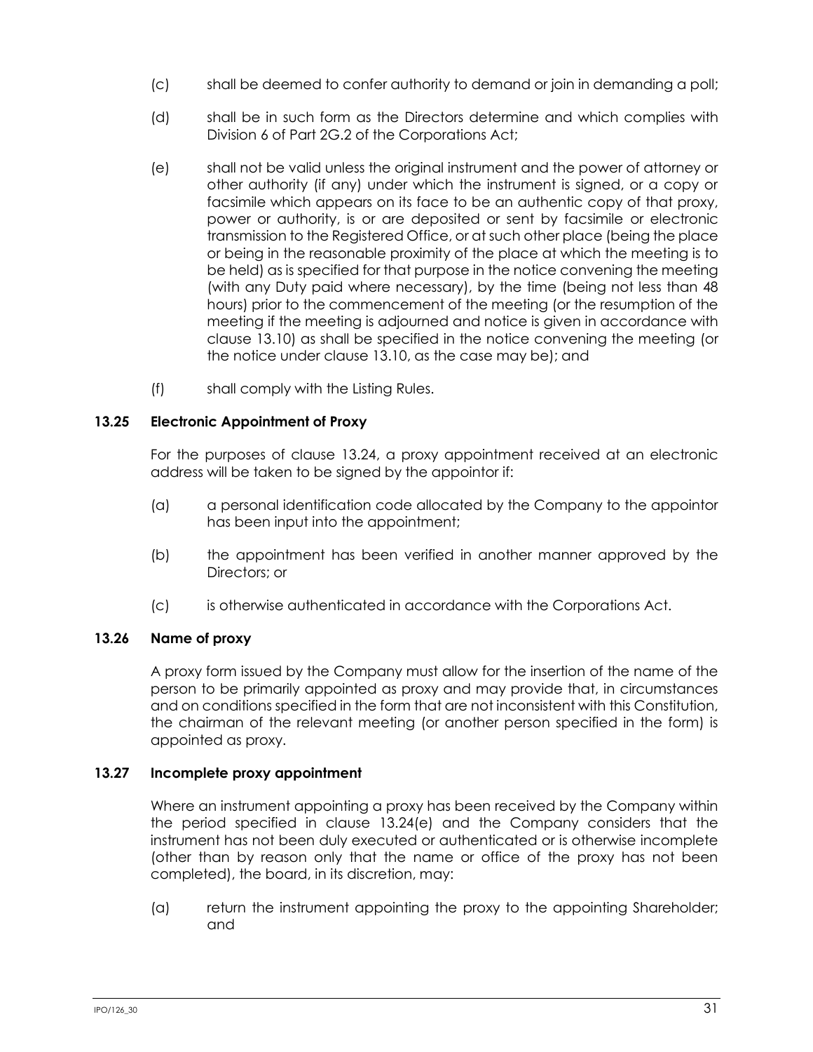(c) shall be deemed to confer authority to demand or join in demanding a poll;

(d) shall be in such form as the Directors determine and which complies with Division 6 of Part 2G.2 of the Corporations Act;

(e) shall not be valid unless the original instrument and the power of attorney or other authority (if any) under which the instrument is signed, or a copy or facsimile which appears on its face to be an authentic copy of that proxy, power or authority, is or are deposited or sent by facsimile or electronic transmission to the Registered Office, or at such other place (being the place or being in the reasonable proximity of the place at which the meeting is to be held) as is specified for that purpose in the notice convening the meeting (with any Duty paid where necessary), by the time (being not less than 48 hours) prior to the commencement of the meeting (or the resumption of the meeting if the meeting is adjourned and notice is given in accordance with clause 13.10) as shall be specified in the notice convening the meeting (or the notice under clause 13.10, as the case may be); and

(f) shall comply with the Listing Rules.

### 13.25 Electronic Appointment of Proxy

For the purposes of clause 13.24, a proxy appointment received at an electronic address will be taken to be signed by the appointor if:

(a) a personal identification code allocated by the Company to the appointor has been input into the appointment;

(b) the appointment has been verified in another manner approved by the Directors; or

(c) is otherwise authenticated in accordance with the Corporations Act.

### 13.26 Name of proxy

A proxy form issued by the Company must allow for the insertion of the name of the person to be primarily appointed as proxy and may provide that, in circumstances and on conditions specified in the form that are not inconsistent with this Constitution, the chairman of the relevant meeting (or another person specified in the form) is appointed as proxy.

### 13.27 Incomplete proxy appointment

Where an instrument appointing a proxy has been received by the Company within the period specified in clause 13.24(e) and the Company considers that the instrument has not been duly executed or authenticated or is otherwise incomplete (other than by reason only that the name or office of the proxy has not been completed), the board, in its discretion, may:

(a) return the instrument appointing the proxy to the appointing Shareholder; and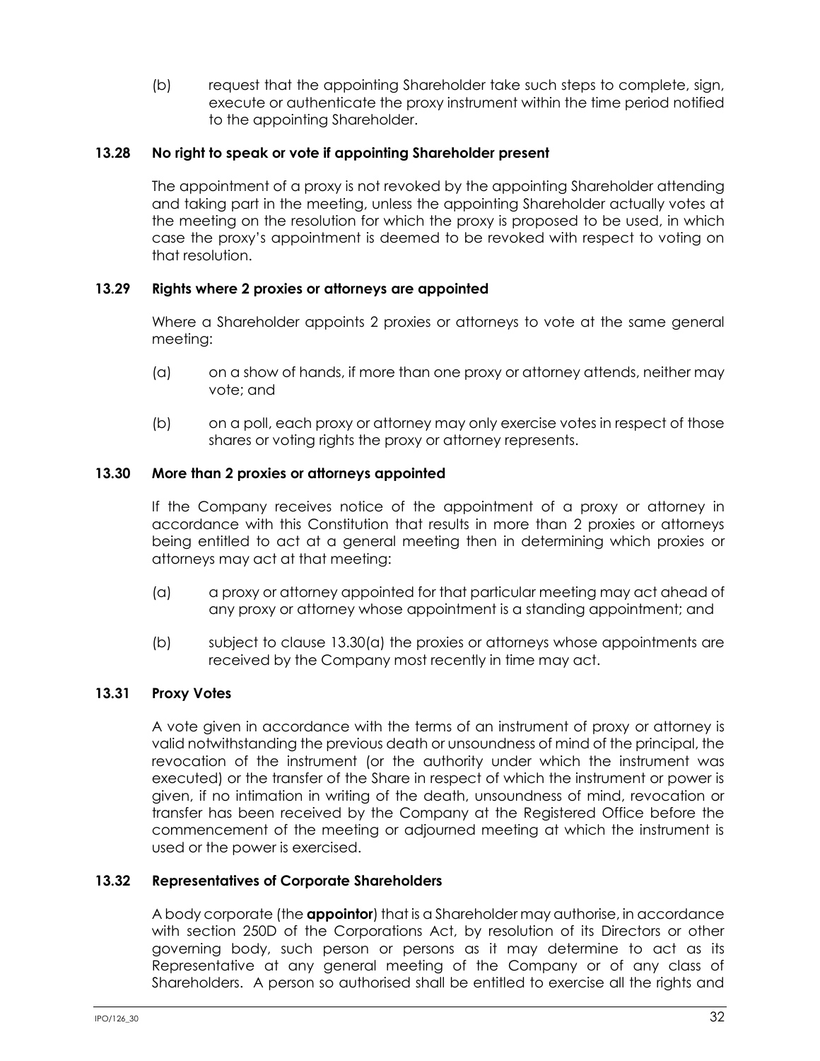(b) request that the appointing Shareholder take such steps to complete, sign, execute or authenticate the proxy instrument within the time period notified to the appointing Shareholder.

### 13.28 No right to speak or vote if appointing Shareholder present

The appointment of a proxy is not revoked by the appointing Shareholder attending and taking part in the meeting, unless the appointing Shareholder actually votes at the meeting on the resolution for which the proxy is proposed to be used, in which case the proxy's appointment is deemed to be revoked with respect to voting on that resolution.

### 13.29 Rights where 2 proxies or attorneys are appointed

Where a Shareholder appoints 2 proxies or attorneys to vote at the same general meeting:

(a) on a show of hands, if more than one proxy or attorney attends, neither may vote; and

(b) on a poll, each proxy or attorney may only exercise votes in respect of those shares or voting rights the proxy or attorney represents.

### 13.30 More than 2 proxies or attorneys appointed

If the Company receives notice of the appointment of a proxy or attorney in accordance with this Constitution that results in more than 2 proxies or attorneys being entitled to act at a general meeting then in determining which proxies or attorneys may act at that meeting:

(a) a proxy or attorney appointed for that particular meeting may act ahead of any proxy or attorney whose appointment is a standing appointment; and

(b) subject to clause 13.30(a) the proxies or attorneys whose appointments are received by the Company most recently in time may act.

### 13.31 Proxy Votes

A vote given in accordance with the terms of an instrument of proxy or attorney is valid notwithstanding the previous death or unsoundness of mind of the principal, the revocation of the instrument (or the authority under which the instrument was executed) or the transfer of the Share in respect of which the instrument or power is given, if no intimation in writing of the death, unsoundness of mind, revocation or transfer has been received by the Company at the Registered Office before the commencement of the meeting or adjourned meeting at which the instrument is used or the power is exercised.

### 13.32 Representatives of Corporate Shareholders

A body corporate (the **appointor**) that is a Shareholder may authorise, in accordance with section 250D of the Corporations Act, by resolution of its Directors or other governing body, such person or persons as it may determine to act as its Representative at any general meeting of the Company or of any class of Shareholders. A person so authorised shall be entitled to exercise all the rights and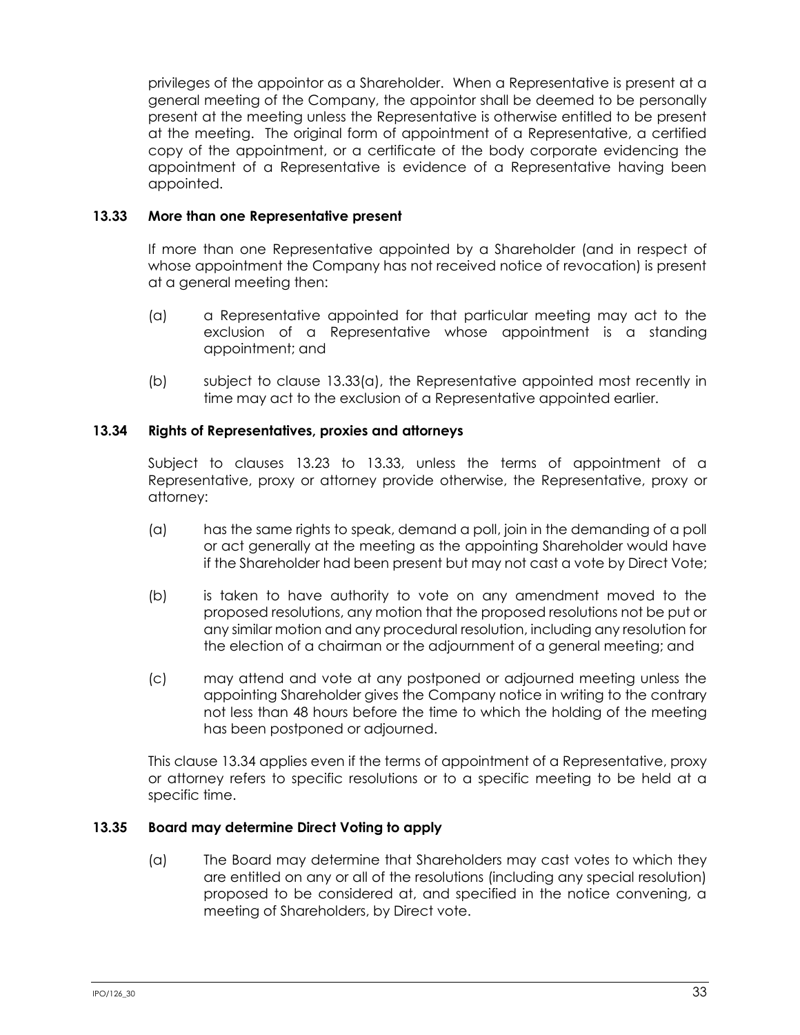privileges of the appointor as a Shareholder. When a Representative is present at a general meeting of the Company, the appointor shall be deemed to be personally present at the meeting unless the Representative is otherwise entitled to be present at the meeting. The original form of appointment of a Representative, a certified copy of the appointment, or a certificate of the body corporate evidencing the appointment of a Representative is evidence of a Representative having been appointed.

### 13.33 More than one Representative present

If more than one Representative appointed by a Shareholder (and in respect of whose appointment the Company has not received notice of revocation) is present at a general meeting then:

(a) a Representative appointed for that particular meeting may act to the exclusion of a Representative whose appointment is a standing appointment; and

(b) subject to clause 13.33(a), the Representative appointed most recently in time may act to the exclusion of a Representative appointed earlier.

### 13.34 Rights of Representatives, proxies and attorneys

Subject to clauses 13.23 to 13.33, unless the terms of appointment of a Representative, proxy or attorney provide otherwise, the Representative, proxy or attorney:

(a) has the same rights to speak, demand a poll, join in the demanding of a poll or act generally at the meeting as the appointing Shareholder would have if the Shareholder had been present but may not cast a vote by Direct Vote;

(b) is taken to have authority to vote on any amendment moved to the proposed resolutions, any motion that the proposed resolutions not be put or any similar motion and any procedural resolution, including any resolution for the election of a chairman or the adjournment of a general meeting; and

(c) may attend and vote at any postponed or adjourned meeting unless the appointing Shareholder gives the Company notice in writing to the contrary not less than 48 hours before the time to which the holding of the meeting has been postponed or adjourned.

This clause 13.34 applies even if the terms of appointment of a Representative, proxy or attorney refers to specific resolutions or to a specific meeting to be held at a specific time.

### 13.35 Board may determine Direct Voting to apply

(a) The Board may determine that Shareholders may cast votes to which they are entitled on any or all of the resolutions (including any special resolution) proposed to be considered at, and specified in the notice convening, a meeting of Shareholders, by Direct vote.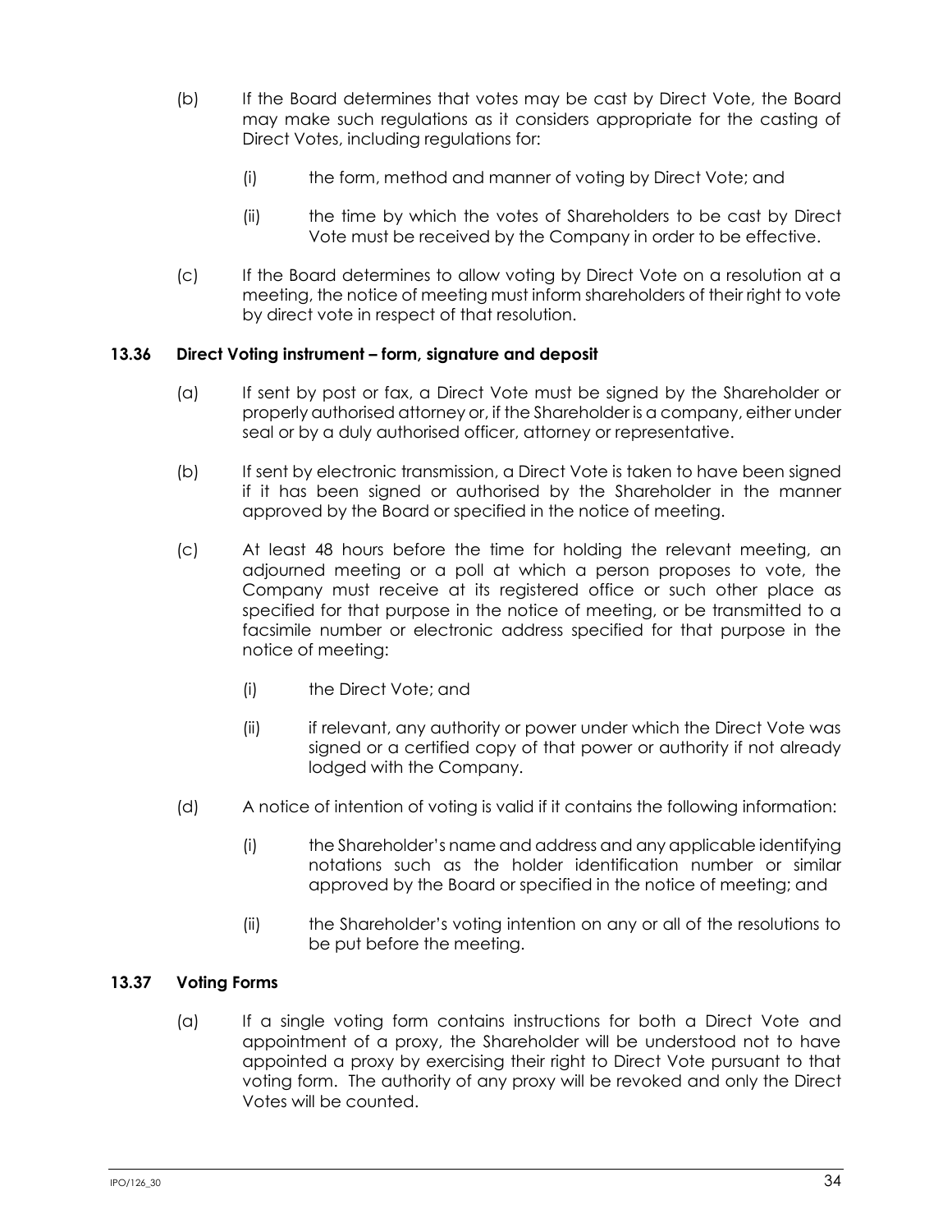(b) If the Board determines that votes may be cast by Direct Vote, the Board may make such regulations as it considers appropriate for the casting of Direct Votes, including regulations for:

  (i) the form, method and manner of voting by Direct Vote; and

  (ii) the time by which the votes of Shareholders to be cast by Direct Vote must be received by the Company in order to be effective.

(c) If the Board determines to allow voting by Direct Vote on a resolution at a meeting, the notice of meeting must inform shareholders of their right to vote by direct vote in respect of that resolution.

### 13.36 Direct Voting instrument – form, signature and deposit

(a) If sent by post or fax, a Direct Vote must be signed by the Shareholder or properly authorised attorney or, if the Shareholder is a company, either under seal or by a duly authorised officer, attorney or representative.

(b) If sent by electronic transmission, a Direct Vote is taken to have been signed if it has been signed or authorised by the Shareholder in the manner approved by the Board or specified in the notice of meeting.

(c) At least 48 hours before the time for holding the relevant meeting, an adjourned meeting or a poll at which a person proposes to vote, the Company must receive at its registered office or such other place as specified for that purpose in the notice of meeting, or be transmitted to a facsimile number or electronic address specified for that purpose in the notice of meeting:

  (i) the Direct Vote; and

  (ii) if relevant, any authority or power under which the Direct Vote was signed or a certified copy of that power or authority if not already lodged with the Company.

(d) A notice of intention of voting is valid if it contains the following information:

  (i) the Shareholder's name and address and any applicable identifying notations such as the holder identification number or similar approved by the Board or specified in the notice of meeting; and

  (ii) the Shareholder's voting intention on any or all of the resolutions to be put before the meeting.

### 13.37 Voting Forms

(a) If a single voting form contains instructions for both a Direct Vote and appointment of a proxy, the Shareholder will be understood not to have appointed a proxy by exercising their right to Direct Vote pursuant to that voting form. The authority of any proxy will be revoked and only the Direct Votes will be counted.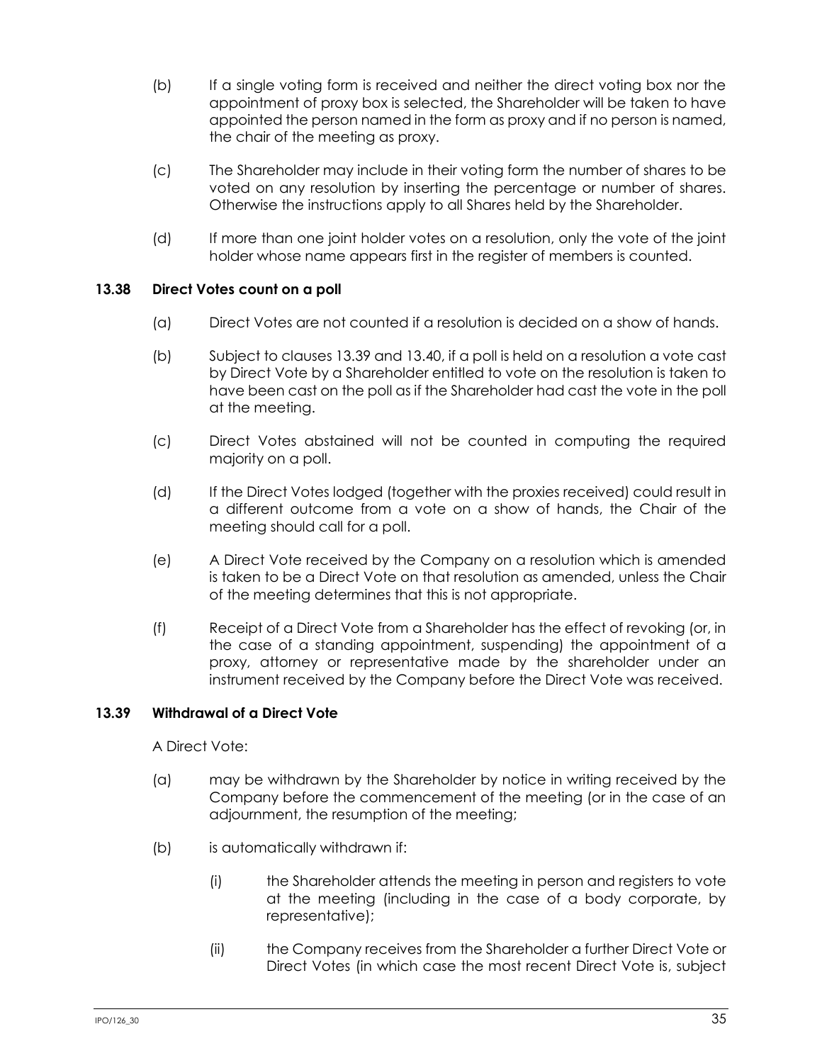(b) If a single voting form is received and neither the direct voting box nor the appointment of proxy box is selected, the Shareholder will be taken to have appointed the person named in the form as proxy and if no person is named, the chair of the meeting as proxy.

(c) The Shareholder may include in their voting form the number of shares to be voted on any resolution by inserting the percentage or number of shares. Otherwise the instructions apply to all Shares held by the Shareholder.

(d) If more than one joint holder votes on a resolution, only the vote of the joint holder whose name appears first in the register of members is counted.

**13.38 Direct Votes count on a poll**

(a) Direct Votes are not counted if a resolution is decided on a show of hands.

(b) Subject to clauses 13.39 and 13.40, if a poll is held on a resolution a vote cast by Direct Vote by a Shareholder entitled to vote on the resolution is taken to have been cast on the poll as if the Shareholder had cast the vote in the poll at the meeting.

(c) Direct Votes abstained will not be counted in computing the required majority on a poll.

(d) If the Direct Votes lodged (together with the proxies received) could result in a different outcome from a vote on a show of hands, the Chair of the meeting should call for a poll.

(e) A Direct Vote received by the Company on a resolution which is amended is taken to be a Direct Vote on that resolution as amended, unless the Chair of the meeting determines that this is not appropriate.

(f) Receipt of a Direct Vote from a Shareholder has the effect of revoking (or, in the case of a standing appointment, suspending) the appointment of a proxy, attorney or representative made by the shareholder under an instrument received by the Company before the Direct Vote was received.

**13.39 Withdrawal of a Direct Vote**

A Direct Vote:

(a) may be withdrawn by the Shareholder by notice in writing received by the Company before the commencement of the meeting (or in the case of an adjournment, the resumption of the meeting;

(b) is automatically withdrawn if:

(i) the Shareholder attends the meeting in person and registers to vote at the meeting (including in the case of a body corporate, by representative);

(ii) the Company receives from the Shareholder a further Direct Vote or Direct Votes (in which case the most recent Direct Vote is, subject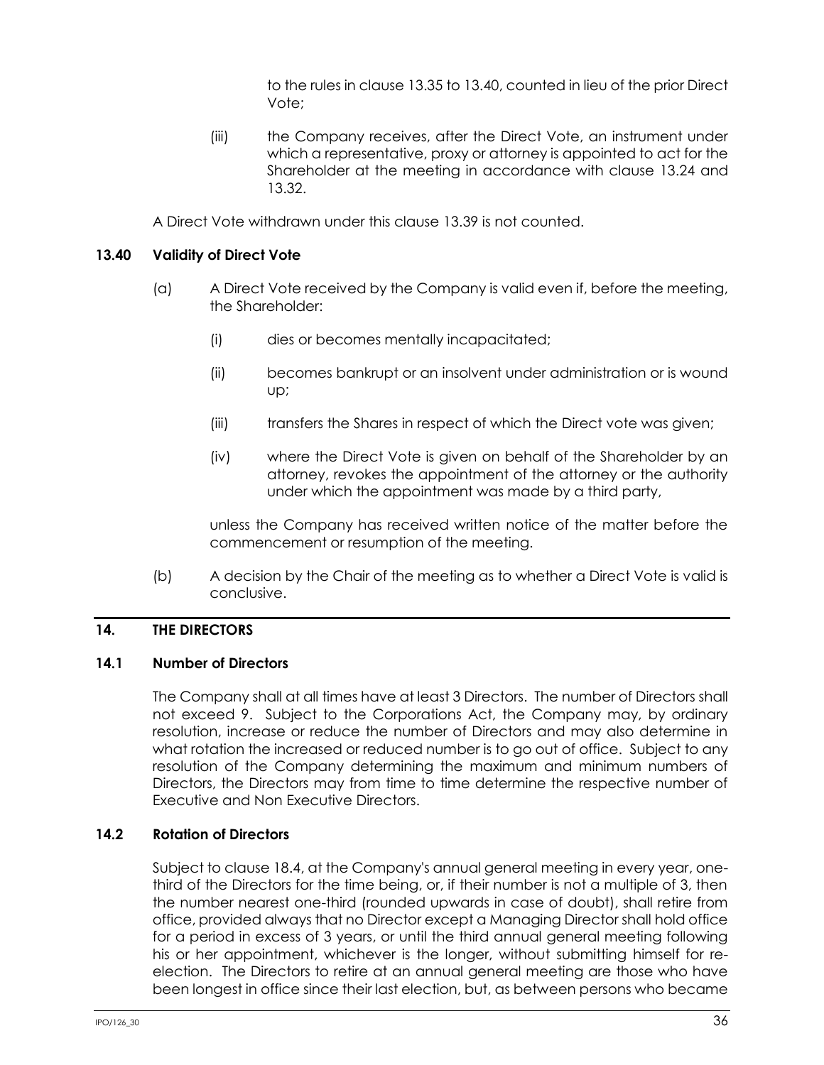to the rules in clause 13.35 to 13.40, counted in lieu of the prior Direct Vote;

(iii) the Company receives, after the Direct Vote, an instrument under which a representative, proxy or attorney is appointed to act for the Shareholder at the meeting in accordance with clause 13.24 and 13.32.

A Direct Vote withdrawn under this clause 13.39 is not counted.

### 13.40 Validity of Direct Vote

(a) A Direct Vote received by the Company is valid even if, before the meeting, the Shareholder:

(i) dies or becomes mentally incapacitated;

(ii) becomes bankrupt or an insolvent under administration or is wound up;

(iii) transfers the Shares in respect of which the Direct vote was given;

(iv) where the Direct Vote is given on behalf of the Shareholder by an attorney, revokes the appointment of the attorney or the authority under which the appointment was made by a third party,

unless the Company has received written notice of the matter before the commencement or resumption of the meeting.

(b) A decision by the Chair of the meeting as to whether a Direct Vote is valid is conclusive.

## 14. THE DIRECTORS

### 14.1 Number of Directors

The Company shall at all times have at least 3 Directors. The number of Directors shall not exceed 9. Subject to the Corporations Act, the Company may, by ordinary resolution, increase or reduce the number of Directors and may also determine in what rotation the increased or reduced number is to go out of office. Subject to any resolution of the Company determining the maximum and minimum numbers of Directors, the Directors may from time to time determine the respective number of Executive and Non Executive Directors.

### 14.2 Rotation of Directors

Subject to clause 18.4, at the Company's annual general meeting in every year, one-third of the Directors for the time being, or, if their number is not a multiple of 3, then the number nearest one-third (rounded upwards in case of doubt), shall retire from office, provided always that no Director except a Managing Director shall hold office for a period in excess of 3 years, or until the third annual general meeting following his or her appointment, whichever is the longer, without submitting himself for re-election. The Directors to retire at an annual general meeting are those who have been longest in office since their last election, but, as between persons who became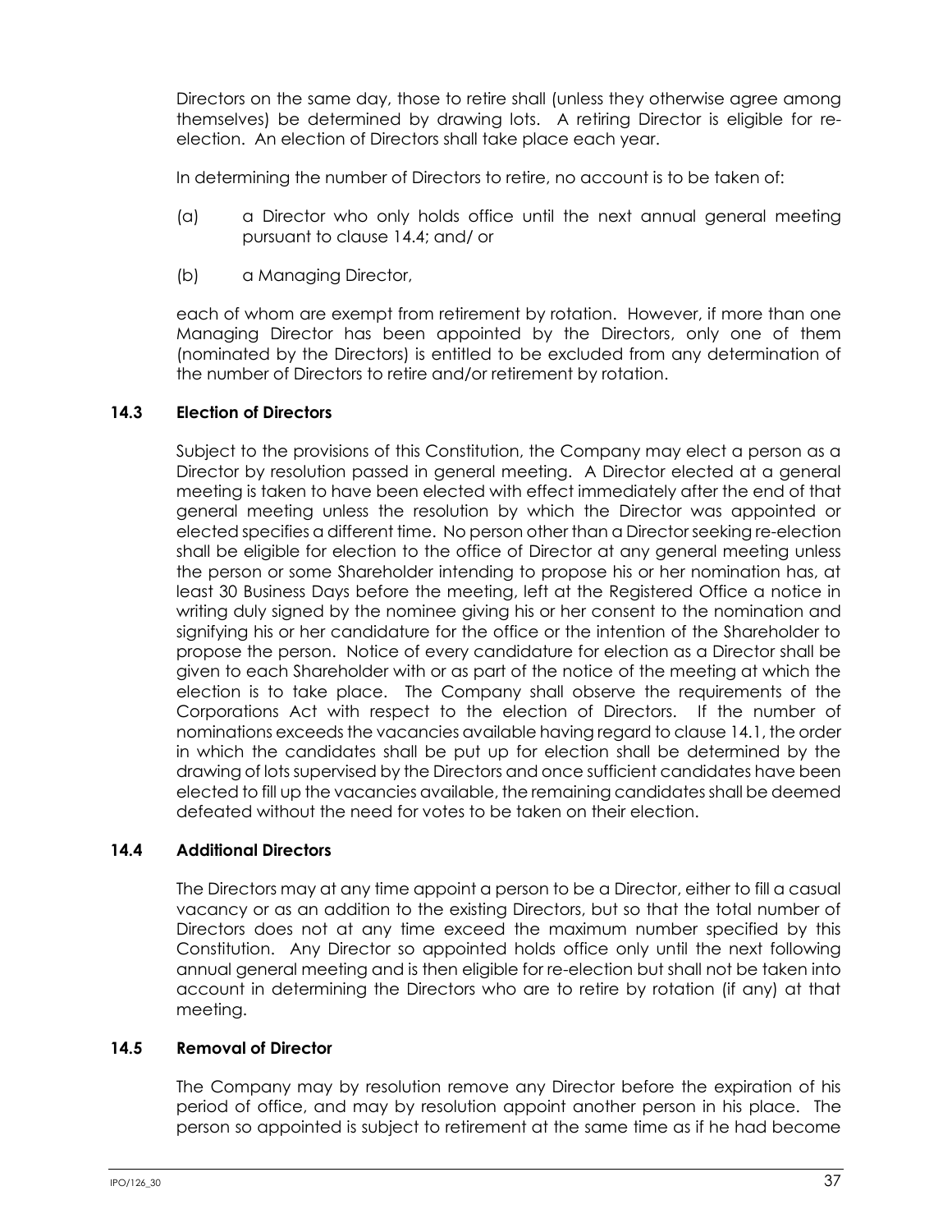Directors on the same day, those to retire shall (unless they otherwise agree among themselves) be determined by drawing lots. A retiring Director is eligible for re-election. An election of Directors shall take place each year.

In determining the number of Directors to retire, no account is to be taken of:

(a) a Director who only holds office until the next annual general meeting pursuant to clause 14.4; and/ or

(b) a Managing Director,

each of whom are exempt from retirement by rotation. However, if more than one Managing Director has been appointed by the Directors, only one of them (nominated by the Directors) is entitled to be excluded from any determination of the number of Directors to retire and/or retirement by rotation.

### 14.3 Election of Directors

Subject to the provisions of this Constitution, the Company may elect a person as a Director by resolution passed in general meeting. A Director elected at a general meeting is taken to have been elected with effect immediately after the end of that general meeting unless the resolution by which the Director was appointed or elected specifies a different time. No person other than a Director seeking re-election shall be eligible for election to the office of Director at any general meeting unless the person or some Shareholder intending to propose his or her nomination has, at least 30 Business Days before the meeting, left at the Registered Office a notice in writing duly signed by the nominee giving his or her consent to the nomination and signifying his or her candidature for the office or the intention of the Shareholder to propose the person. Notice of every candidature for election as a Director shall be given to each Shareholder with or as part of the notice of the meeting at which the election is to take place. The Company shall observe the requirements of the Corporations Act with respect to the election of Directors. If the number of nominations exceeds the vacancies available having regard to clause 14.1, the order in which the candidates shall be put up for election shall be determined by the drawing of lots supervised by the Directors and once sufficient candidates have been elected to fill up the vacancies available, the remaining candidates shall be deemed defeated without the need for votes to be taken on their election.

### 14.4 Additional Directors

The Directors may at any time appoint a person to be a Director, either to fill a casual vacancy or as an addition to the existing Directors, but so that the total number of Directors does not at any time exceed the maximum number specified by this Constitution. Any Director so appointed holds office only until the next following annual general meeting and is then eligible for re-election but shall not be taken into account in determining the Directors who are to retire by rotation (if any) at that meeting.

### 14.5 Removal of Director

The Company may by resolution remove any Director before the expiration of his period of office, and may by resolution appoint another person in his place. The person so appointed is subject to retirement at the same time as if he had become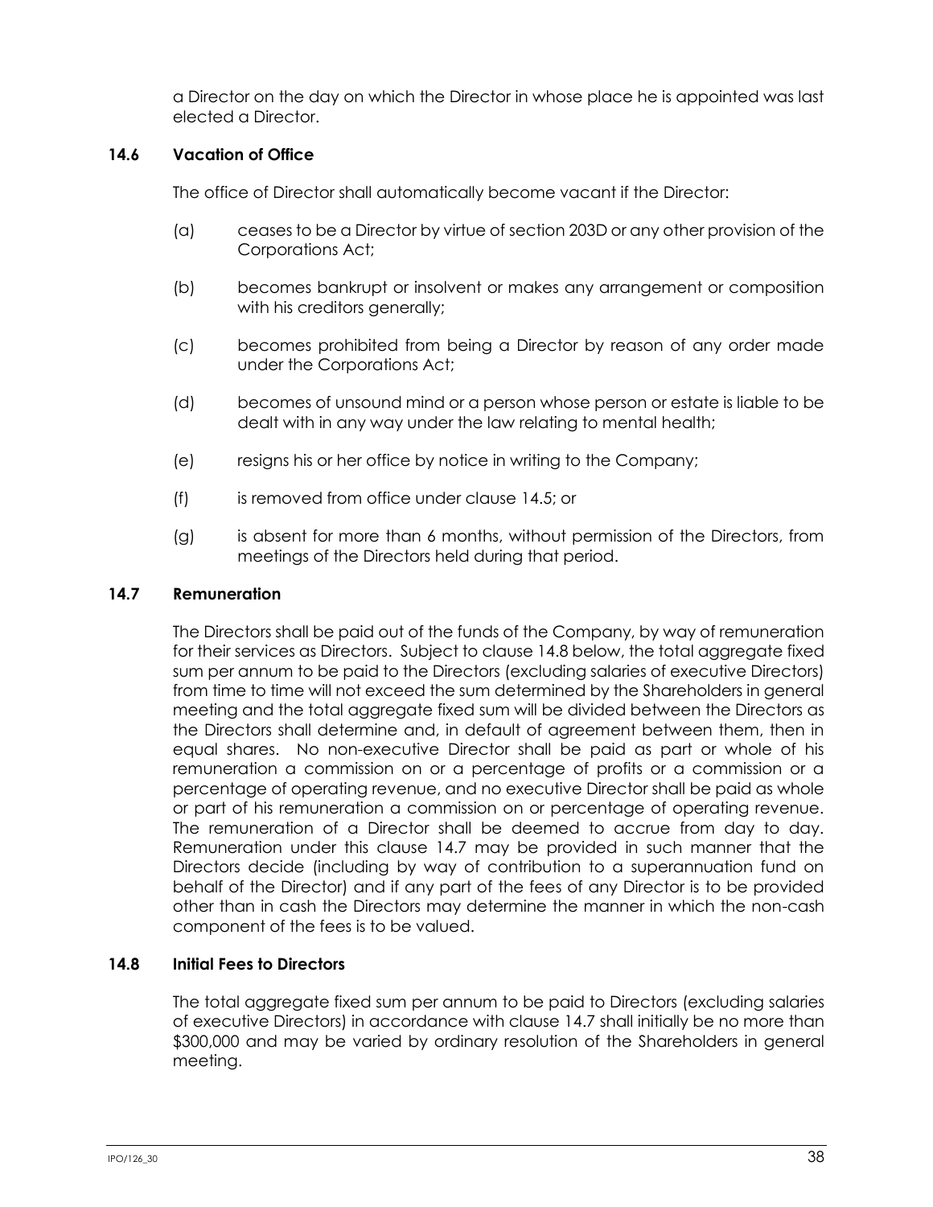a Director on the day on which the Director in whose place he is appointed was last elected a Director.

### 14.6 Vacation of Office

The office of Director shall automatically become vacant if the Director:

(a) ceases to be a Director by virtue of section 203D or any other provision of the Corporations Act;

(b) becomes bankrupt or insolvent or makes any arrangement or composition with his creditors generally;

(c) becomes prohibited from being a Director by reason of any order made under the Corporations Act;

(d) becomes of unsound mind or a person whose person or estate is liable to be dealt with in any way under the law relating to mental health;

(e) resigns his or her office by notice in writing to the Company;

(f) is removed from office under clause 14.5; or

(g) is absent for more than 6 months, without permission of the Directors, from meetings of the Directors held during that period.

### 14.7 Remuneration

The Directors shall be paid out of the funds of the Company, by way of remuneration for their services as Directors. Subject to clause 14.8 below, the total aggregate fixed sum per annum to be paid to the Directors (excluding salaries of executive Directors) from time to time will not exceed the sum determined by the Shareholders in general meeting and the total aggregate fixed sum will be divided between the Directors as the Directors shall determine and, in default of agreement between them, then in equal shares. No non-executive Director shall be paid as part or whole of his remuneration a commission on or a percentage of profits or a commission or a percentage of operating revenue, and no executive Director shall be paid as whole or part of his remuneration a commission on or percentage of operating revenue. The remuneration of a Director shall be deemed to accrue from day to day. Remuneration under this clause 14.7 may be provided in such manner that the Directors decide (including by way of contribution to a superannuation fund on behalf of the Director) and if any part of the fees of any Director is to be provided other than in cash the Directors may determine the manner in which the non-cash component of the fees is to be valued.

### 14.8 Initial Fees to Directors

The total aggregate fixed sum per annum to be paid to Directors (excluding salaries of executive Directors) in accordance with clause 14.7 shall initially be no more than $300,000 and may be varied by ordinary resolution of the Shareholders in general meeting.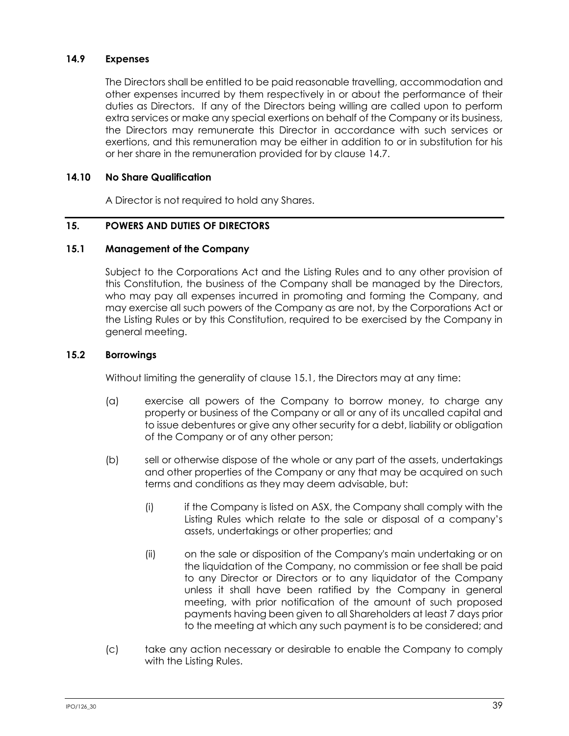### 14.9 Expenses

The Directors shall be entitled to be paid reasonable travelling, accommodation and other expenses incurred by them respectively in or about the performance of their duties as Directors. If any of the Directors being willing are called upon to perform extra services or make any special exertions on behalf of the Company or its business, the Directors may remunerate this Director in accordance with such services or exertions, and this remuneration may be either in addition to or in substitution for his or her share in the remuneration provided for by clause 14.7.

### 14.10 No Share Qualification

A Director is not required to hold any Shares.

## 15. POWERS AND DUTIES OF DIRECTORS

### 15.1 Management of the Company

Subject to the Corporations Act and the Listing Rules and to any other provision of this Constitution, the business of the Company shall be managed by the Directors, who may pay all expenses incurred in promoting and forming the Company, and may exercise all such powers of the Company as are not, by the Corporations Act or the Listing Rules or by this Constitution, required to be exercised by the Company in general meeting.

### 15.2 Borrowings

Without limiting the generality of clause 15.1, the Directors may at any time:

(a) exercise all powers of the Company to borrow money, to charge any property or business of the Company or all or any of its uncalled capital and to issue debentures or give any other security for a debt, liability or obligation of the Company or of any other person;

(b) sell or otherwise dispose of the whole or any part of the assets, undertakings and other properties of the Company or any that may be acquired on such terms and conditions as they may deem advisable, but:

(i) if the Company is listed on ASX, the Company shall comply with the Listing Rules which relate to the sale or disposal of a company's assets, undertakings or other properties; and

(ii) on the sale or disposition of the Company's main undertaking or on the liquidation of the Company, no commission or fee shall be paid to any Director or Directors or to any liquidator of the Company unless it shall have been ratified by the Company in general meeting, with prior notification of the amount of such proposed payments having been given to all Shareholders at least 7 days prior to the meeting at which any such payment is to be considered; and

(c) take any action necessary or desirable to enable the Company to comply with the Listing Rules.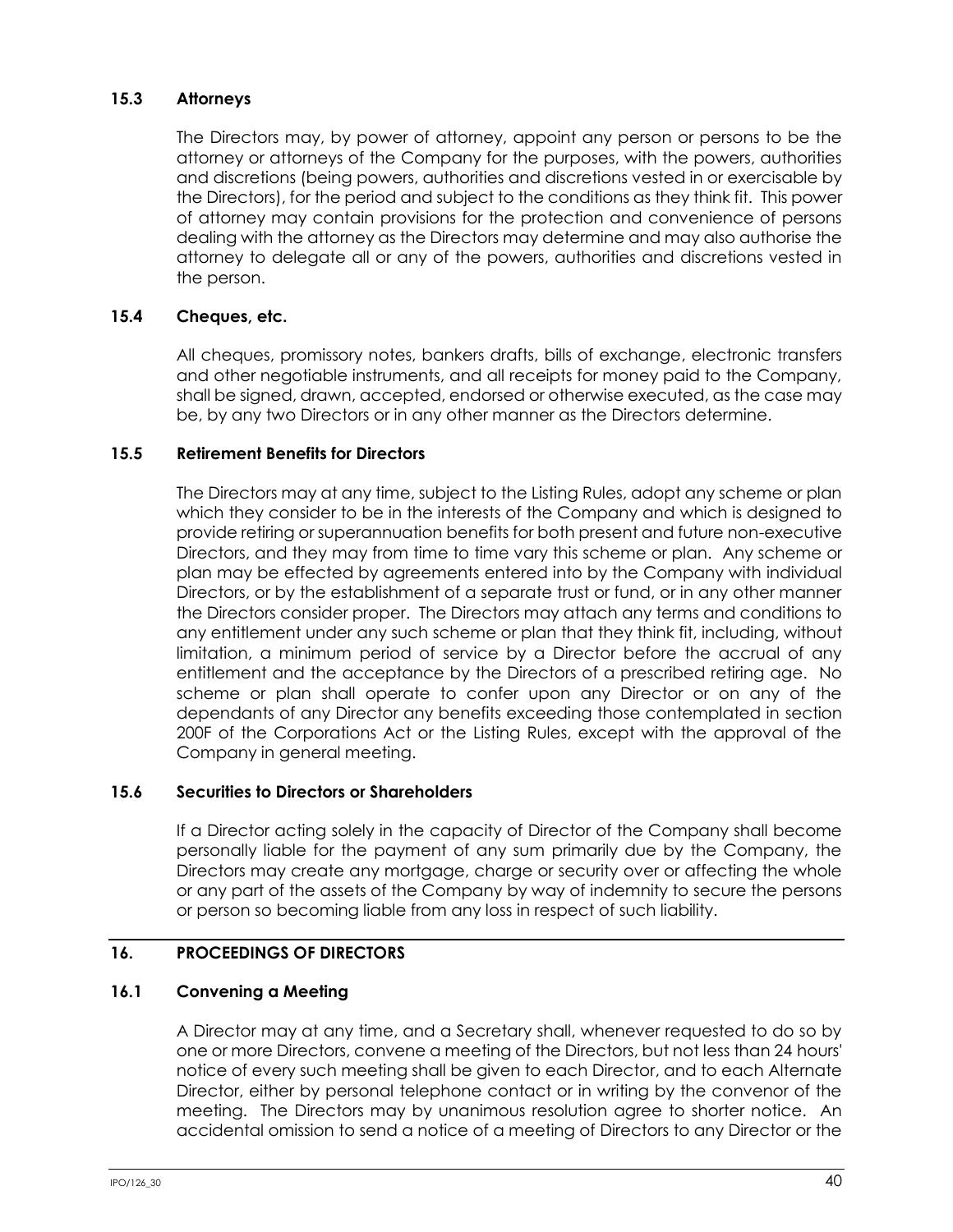### 15.3 Attorneys

The Directors may, by power of attorney, appoint any person or persons to be the attorney or attorneys of the Company for the purposes, with the powers, authorities and discretions (being powers, authorities and discretions vested in or exercisable by the Directors), for the period and subject to the conditions as they think fit. This power of attorney may contain provisions for the protection and convenience of persons dealing with the attorney as the Directors may determine and may also authorise the attorney to delegate all or any of the powers, authorities and discretions vested in the person.

### 15.4 Cheques, etc.

All cheques, promissory notes, bankers drafts, bills of exchange, electronic transfers and other negotiable instruments, and all receipts for money paid to the Company, shall be signed, drawn, accepted, endorsed or otherwise executed, as the case may be, by any two Directors or in any other manner as the Directors determine.

### 15.5 Retirement Benefits for Directors

The Directors may at any time, subject to the Listing Rules, adopt any scheme or plan which they consider to be in the interests of the Company and which is designed to provide retiring or superannuation benefits for both present and future non-executive Directors, and they may from time to time vary this scheme or plan. Any scheme or plan may be effected by agreements entered into by the Company with individual Directors, or by the establishment of a separate trust or fund, or in any other manner the Directors consider proper. The Directors may attach any terms and conditions to any entitlement under any such scheme or plan that they think fit, including, without limitation, a minimum period of service by a Director before the accrual of any entitlement and the acceptance by the Directors of a prescribed retiring age. No scheme or plan shall operate to confer upon any Director or on any of the dependants of any Director any benefits exceeding those contemplated in section 200F of the Corporations Act or the Listing Rules, except with the approval of the Company in general meeting.

### 15.6 Securities to Directors or Shareholders

If a Director acting solely in the capacity of Director of the Company shall become personally liable for the payment of any sum primarily due by the Company, the Directors may create any mortgage, charge or security over or affecting the whole or any part of the assets of the Company by way of indemnity to secure the persons or person so becoming liable from any loss in respect of such liability.

## 16. PROCEEDINGS OF DIRECTORS

### 16.1 Convening a Meeting

A Director may at any time, and a Secretary shall, whenever requested to do so by one or more Directors, convene a meeting of the Directors, but not less than 24 hours' notice of every such meeting shall be given to each Director, and to each Alternate Director, either by personal telephone contact or in writing by the convenor of the meeting. The Directors may by unanimous resolution agree to shorter notice. An accidental omission to send a notice of a meeting of Directors to any Director or the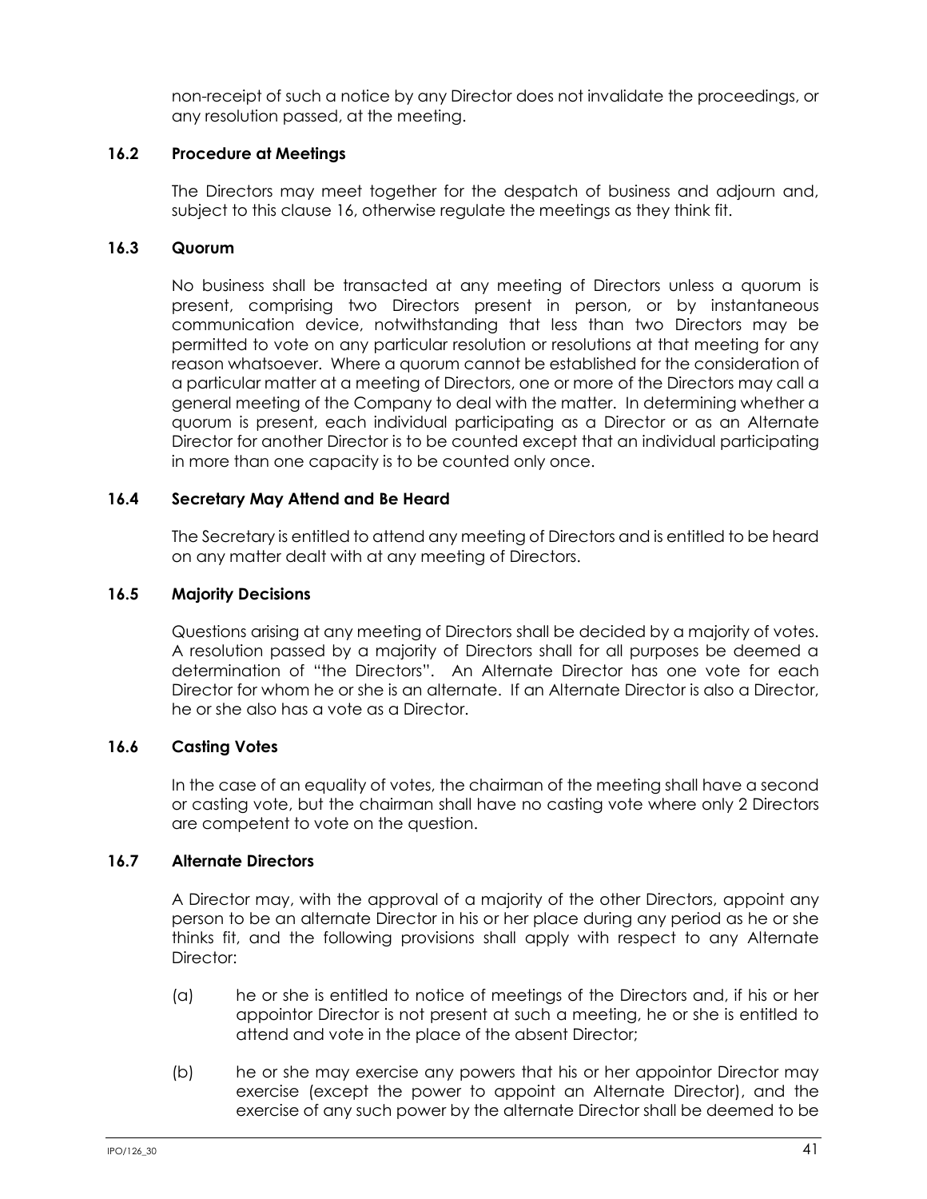non-receipt of such a notice by any Director does not invalidate the proceedings, or any resolution passed, at the meeting.

### 16.2 Procedure at Meetings

The Directors may meet together for the despatch of business and adjourn and, subject to this clause 16, otherwise regulate the meetings as they think fit.

### 16.3 Quorum

No business shall be transacted at any meeting of Directors unless a quorum is present, comprising two Directors present in person, or by instantaneous communication device, notwithstanding that less than two Directors may be permitted to vote on any particular resolution or resolutions at that meeting for any reason whatsoever. Where a quorum cannot be established for the consideration of a particular matter at a meeting of Directors, one or more of the Directors may call a general meeting of the Company to deal with the matter. In determining whether a quorum is present, each individual participating as a Director or as an Alternate Director for another Director is to be counted except that an individual participating in more than one capacity is to be counted only once.

### 16.4 Secretary May Attend and Be Heard

The Secretary is entitled to attend any meeting of Directors and is entitled to be heard on any matter dealt with at any meeting of Directors.

### 16.5 Majority Decisions

Questions arising at any meeting of Directors shall be decided by a majority of votes. A resolution passed by a majority of Directors shall for all purposes be deemed a determination of "the Directors". An Alternate Director has one vote for each Director for whom he or she is an alternate. If an Alternate Director is also a Director, he or she also has a vote as a Director.

### 16.6 Casting Votes

In the case of an equality of votes, the chairman of the meeting shall have a second or casting vote, but the chairman shall have no casting vote where only 2 Directors are competent to vote on the question.

### 16.7 Alternate Directors

A Director may, with the approval of a majority of the other Directors, appoint any person to be an alternate Director in his or her place during any period as he or she thinks fit, and the following provisions shall apply with respect to any Alternate Director:

(a) he or she is entitled to notice of meetings of the Directors and, if his or her appointor Director is not present at such a meeting, he or she is entitled to attend and vote in the place of the absent Director;

(b) he or she may exercise any powers that his or her appointor Director may exercise (except the power to appoint an Alternate Director), and the exercise of any such power by the alternate Director shall be deemed to be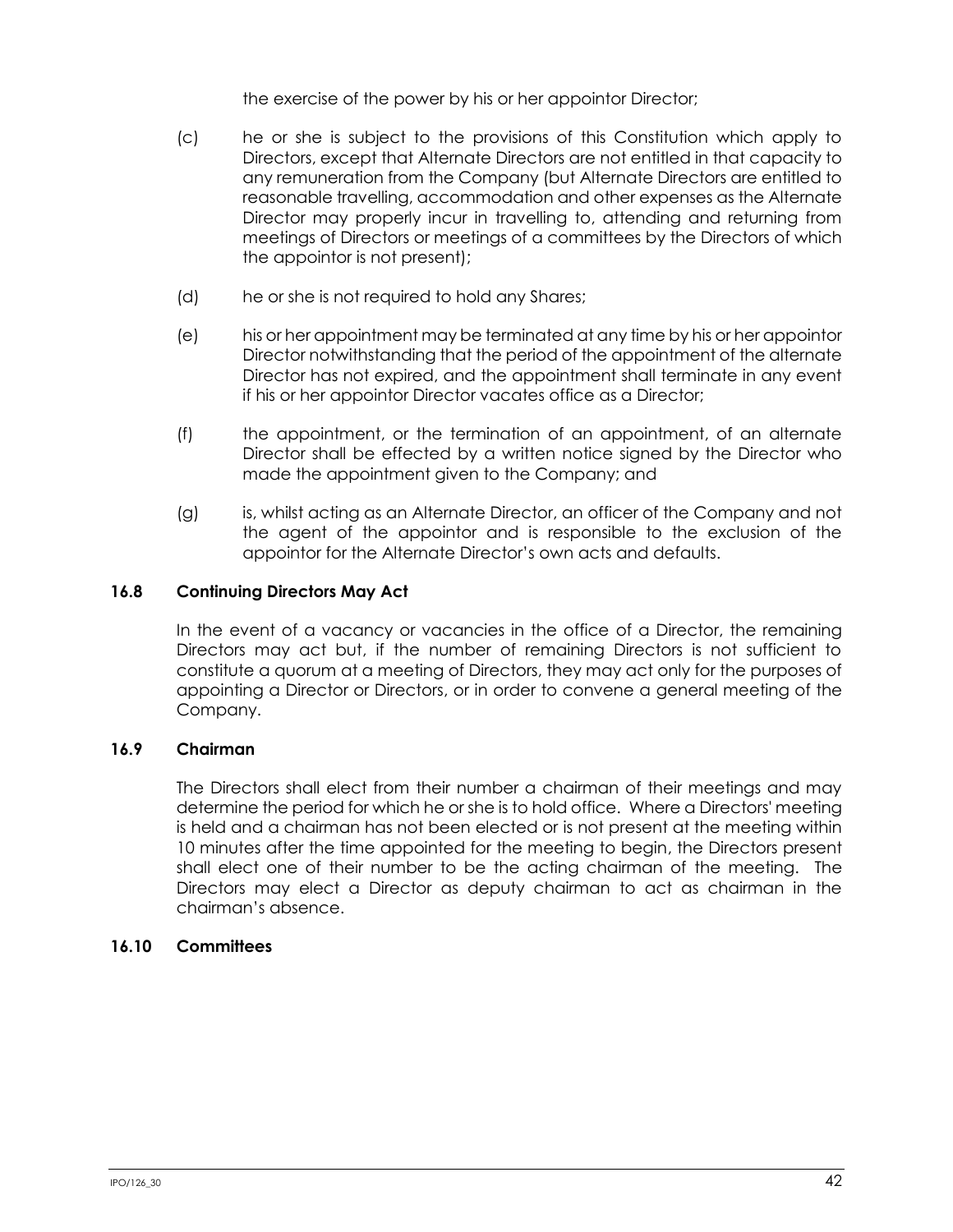the exercise of the power by his or her appointor Director;

(c) he or she is subject to the provisions of this Constitution which apply to Directors, except that Alternate Directors are not entitled in that capacity to any remuneration from the Company (but Alternate Directors are entitled to reasonable travelling, accommodation and other expenses as the Alternate Director may properly incur in travelling to, attending and returning from meetings of Directors or meetings of a committees by the Directors of which the appointor is not present);

(d) he or she is not required to hold any Shares;

(e) his or her appointment may be terminated at any time by his or her appointor Director notwithstanding that the period of the appointment of the alternate Director has not expired, and the appointment shall terminate in any event if his or her appointor Director vacates office as a Director;

(f) the appointment, or the termination of an appointment, of an alternate Director shall be effected by a written notice signed by the Director who made the appointment given to the Company; and

(g) is, whilst acting as an Alternate Director, an officer of the Company and not the agent of the appointor and is responsible to the exclusion of the appointor for the Alternate Director's own acts and defaults.

### 16.8 Continuing Directors May Act

In the event of a vacancy or vacancies in the office of a Director, the remaining Directors may act but, if the number of remaining Directors is not sufficient to constitute a quorum at a meeting of Directors, they may act only for the purposes of appointing a Director or Directors, or in order to convene a general meeting of the Company.

### 16.9 Chairman

The Directors shall elect from their number a chairman of their meetings and may determine the period for which he or she is to hold office. Where a Directors' meeting is held and a chairman has not been elected or is not present at the meeting within 10 minutes after the time appointed for the meeting to begin, the Directors present shall elect one of their number to be the acting chairman of the meeting. The Directors may elect a Director as deputy chairman to act as chairman in the chairman's absence.

### 16.10 Committees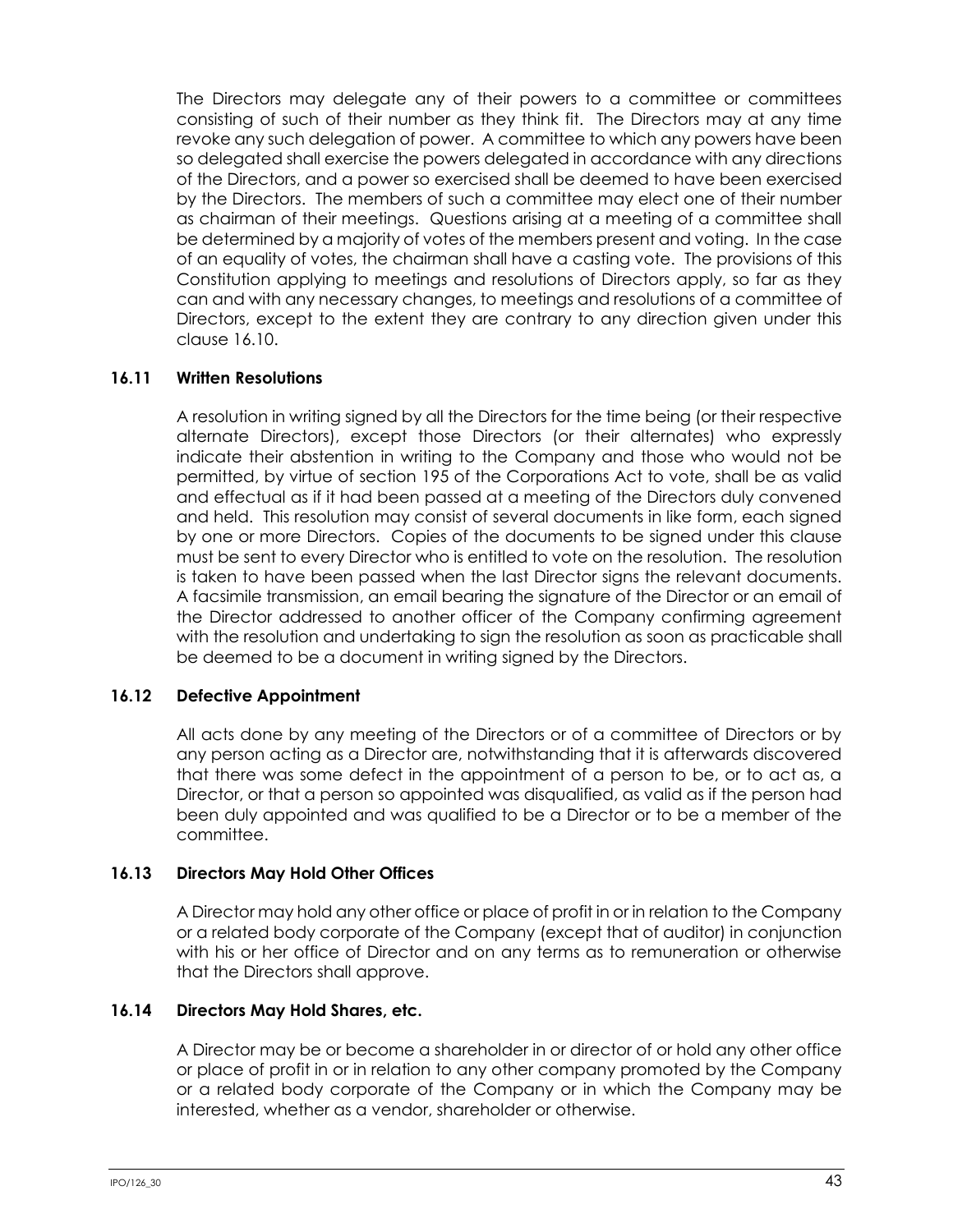The Directors may delegate any of their powers to a committee or committees consisting of such of their number as they think fit. The Directors may at any time revoke any such delegation of power. A committee to which any powers have been so delegated shall exercise the powers delegated in accordance with any directions of the Directors, and a power so exercised shall be deemed to have been exercised by the Directors. The members of such a committee may elect one of their number as chairman of their meetings. Questions arising at a meeting of a committee shall be determined by a majority of votes of the members present and voting. In the case of an equality of votes, the chairman shall have a casting vote. The provisions of this Constitution applying to meetings and resolutions of Directors apply, so far as they can and with any necessary changes, to meetings and resolutions of a committee of Directors, except to the extent they are contrary to any direction given under this clause 16.10.

### 16.11 Written Resolutions

A resolution in writing signed by all the Directors for the time being (or their respective alternate Directors), except those Directors (or their alternates) who expressly indicate their abstention in writing to the Company and those who would not be permitted, by virtue of section 195 of the Corporations Act to vote, shall be as valid and effectual as if it had been passed at a meeting of the Directors duly convened and held. This resolution may consist of several documents in like form, each signed by one or more Directors. Copies of the documents to be signed under this clause must be sent to every Director who is entitled to vote on the resolution. The resolution is taken to have been passed when the last Director signs the relevant documents. A facsimile transmission, an email bearing the signature of the Director or an email of the Director addressed to another officer of the Company confirming agreement with the resolution and undertaking to sign the resolution as soon as practicable shall be deemed to be a document in writing signed by the Directors.

### 16.12 Defective Appointment

All acts done by any meeting of the Directors or of a committee of Directors or by any person acting as a Director are, notwithstanding that it is afterwards discovered that there was some defect in the appointment of a person to be, or to act as, a Director, or that a person so appointed was disqualified, as valid as if the person had been duly appointed and was qualified to be a Director or to be a member of the committee.

### 16.13 Directors May Hold Other Offices

A Director may hold any other office or place of profit in or in relation to the Company or a related body corporate of the Company (except that of auditor) in conjunction with his or her office of Director and on any terms as to remuneration or otherwise that the Directors shall approve.

### 16.14 Directors May Hold Shares, etc.

A Director may be or become a shareholder in or director of or hold any other office or place of profit in or in relation to any other company promoted by the Company or a related body corporate of the Company or in which the Company may be interested, whether as a vendor, shareholder or otherwise.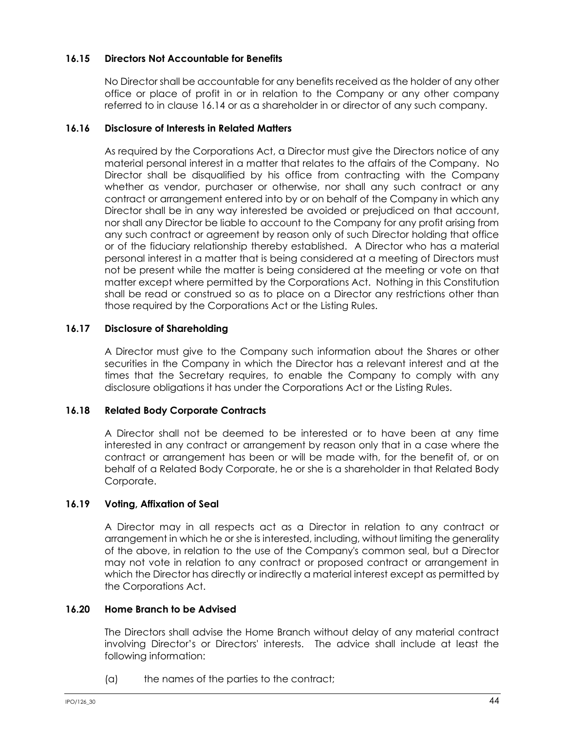### 16.15 Directors Not Accountable for Benefits

No Director shall be accountable for any benefits received as the holder of any other office or place of profit in or in relation to the Company or any other company referred to in clause 16.14 or as a shareholder in or director of any such company.

### 16.16 Disclosure of Interests in Related Matters

As required by the Corporations Act, a Director must give the Directors notice of any material personal interest in a matter that relates to the affairs of the Company. No Director shall be disqualified by his office from contracting with the Company whether as vendor, purchaser or otherwise, nor shall any such contract or any contract or arrangement entered into by or on behalf of the Company in which any Director shall be in any way interested be avoided or prejudiced on that account, nor shall any Director be liable to account to the Company for any profit arising from any such contract or agreement by reason only of such Director holding that office or of the fiduciary relationship thereby established. A Director who has a material personal interest in a matter that is being considered at a meeting of Directors must not be present while the matter is being considered at the meeting or vote on that matter except where permitted by the Corporations Act. Nothing in this Constitution shall be read or construed so as to place on a Director any restrictions other than those required by the Corporations Act or the Listing Rules.

### 16.17 Disclosure of Shareholding

A Director must give to the Company such information about the Shares or other securities in the Company in which the Director has a relevant interest and at the times that the Secretary requires, to enable the Company to comply with any disclosure obligations it has under the Corporations Act or the Listing Rules.

### 16.18 Related Body Corporate Contracts

A Director shall not be deemed to be interested or to have been at any time interested in any contract or arrangement by reason only that in a case where the contract or arrangement has been or will be made with, for the benefit of, or on behalf of a Related Body Corporate, he or she is a shareholder in that Related Body Corporate.

### 16.19 Voting, Affixation of Seal

A Director may in all respects act as a Director in relation to any contract or arrangement in which he or she is interested, including, without limiting the generality of the above, in relation to the use of the Company's common seal, but a Director may not vote in relation to any contract or proposed contract or arrangement in which the Director has directly or indirectly a material interest except as permitted by the Corporations Act.

### 16.20 Home Branch to be Advised

The Directors shall advise the Home Branch without delay of any material contract involving Director's or Directors' interests. The advice shall include at least the following information:

(a) the names of the parties to the contract;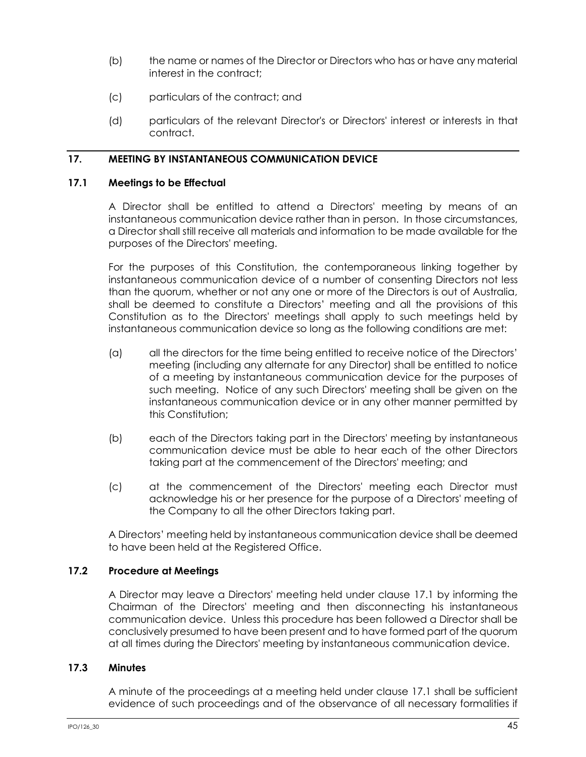(b) the name or names of the Director or Directors who has or have any material interest in the contract;

(c) particulars of the contract; and

(d) particulars of the relevant Director's or Directors' interest or interests in that contract.

## 17. MEETING BY INSTANTANEOUS COMMUNICATION DEVICE

### 17.1 Meetings to be Effectual

A Director shall be entitled to attend a Directors' meeting by means of an instantaneous communication device rather than in person. In those circumstances, a Director shall still receive all materials and information to be made available for the purposes of the Directors' meeting.

For the purposes of this Constitution, the contemporaneous linking together by instantaneous communication device of a number of consenting Directors not less than the quorum, whether or not any one or more of the Directors is out of Australia, shall be deemed to constitute a Directors' meeting and all the provisions of this Constitution as to the Directors' meetings shall apply to such meetings held by instantaneous communication device so long as the following conditions are met:

(a) all the directors for the time being entitled to receive notice of the Directors' meeting (including any alternate for any Director) shall be entitled to notice of a meeting by instantaneous communication device for the purposes of such meeting. Notice of any such Directors' meeting shall be given on the instantaneous communication device or in any other manner permitted by this Constitution;

(b) each of the Directors taking part in the Directors' meeting by instantaneous communication device must be able to hear each of the other Directors taking part at the commencement of the Directors' meeting; and

(c) at the commencement of the Directors' meeting each Director must acknowledge his or her presence for the purpose of a Directors' meeting of the Company to all the other Directors taking part.

A Directors' meeting held by instantaneous communication device shall be deemed to have been held at the Registered Office.

### 17.2 Procedure at Meetings

A Director may leave a Directors' meeting held under clause 17.1 by informing the Chairman of the Directors' meeting and then disconnecting his instantaneous communication device. Unless this procedure has been followed a Director shall be conclusively presumed to have been present and to have formed part of the quorum at all times during the Directors' meeting by instantaneous communication device.

### 17.3 Minutes

A minute of the proceedings at a meeting held under clause 17.1 shall be sufficient evidence of such proceedings and of the observance of all necessary formalities if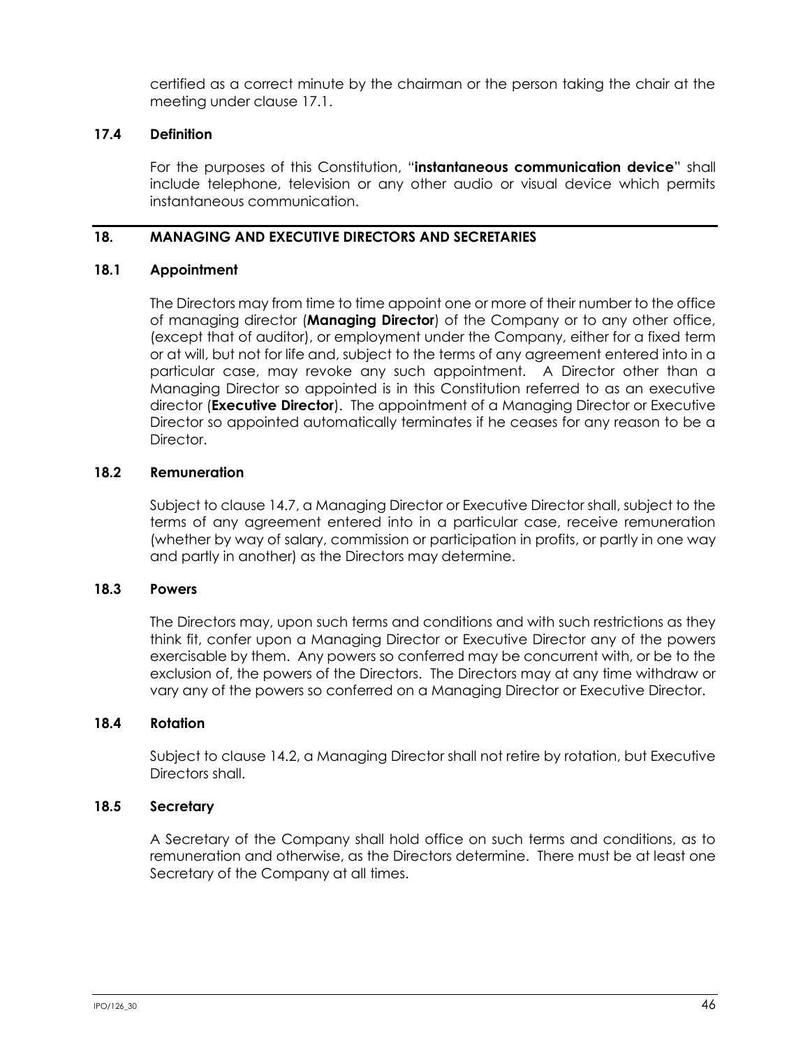certified as a correct minute by the chairman or the person taking the chair at the meeting under clause 17.1.

### 17.4 Definition

For the purposes of this Constitution, "**instantaneous communication device**" shall include telephone, television or any other audio or visual device which permits instantaneous communication.

## 18. MANAGING AND EXECUTIVE DIRECTORS AND SECRETARIES

### 18.1 Appointment

The Directors may from time to time appoint one or more of their number to the office of managing director (**Managing Director**) of the Company or to any other office, (except that of auditor), or employment under the Company, either for a fixed term or at will, but not for life and, subject to the terms of any agreement entered into in a particular case, may revoke any such appointment. A Director other than a Managing Director so appointed is in this Constitution referred to as an executive director (**Executive Director**). The appointment of a Managing Director or Executive Director so appointed automatically terminates if he ceases for any reason to be a Director.

### 18.2 Remuneration

Subject to clause 14.7, a Managing Director or Executive Director shall, subject to the terms of any agreement entered into in a particular case, receive remuneration (whether by way of salary, commission or participation in profits, or partly in one way and partly in another) as the Directors may determine.

### 18.3 Powers

The Directors may, upon such terms and conditions and with such restrictions as they think fit, confer upon a Managing Director or Executive Director any of the powers exercisable by them. Any powers so conferred may be concurrent with, or be to the exclusion of, the powers of the Directors. The Directors may at any time withdraw or vary any of the powers so conferred on a Managing Director or Executive Director.

### 18.4 Rotation

Subject to clause 14.2, a Managing Director shall not retire by rotation, but Executive Directors shall.

### 18.5 Secretary

A Secretary of the Company shall hold office on such terms and conditions, as to remuneration and otherwise, as the Directors determine. There must be at least one Secretary of the Company at all times.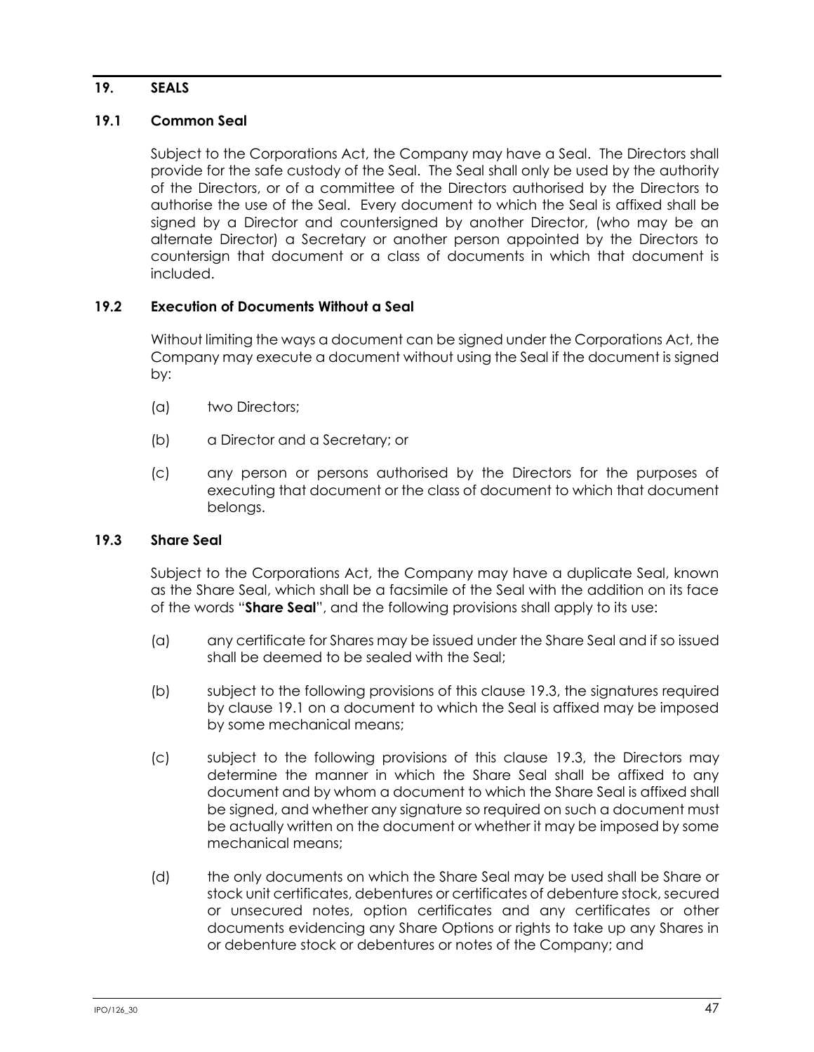## 19. SEALS

### 19.1 Common Seal

Subject to the Corporations Act, the Company may have a Seal. The Directors shall provide for the safe custody of the Seal. The Seal shall only be used by the authority of the Directors, or of a committee of the Directors authorised by the Directors to authorise the use of the Seal. Every document to which the Seal is affixed shall be signed by a Director and countersigned by another Director, (who may be an alternate Director) a Secretary or another person appointed by the Directors to countersign that document or a class of documents in which that document is included.

### 19.2 Execution of Documents Without a Seal

Without limiting the ways a document can be signed under the Corporations Act, the Company may execute a document without using the Seal if the document is signed by:

(a) two Directors;

(b) a Director and a Secretary; or

(c) any person or persons authorised by the Directors for the purposes of executing that document or the class of document to which that document belongs.

### 19.3 Share Seal

Subject to the Corporations Act, the Company may have a duplicate Seal, known as the Share Seal, which shall be a facsimile of the Seal with the addition on its face of the words "**Share Seal**", and the following provisions shall apply to its use:

(a) any certificate for Shares may be issued under the Share Seal and if so issued shall be deemed to be sealed with the Seal;

(b) subject to the following provisions of this clause 19.3, the signatures required by clause 19.1 on a document to which the Seal is affixed may be imposed by some mechanical means;

(c) subject to the following provisions of this clause 19.3, the Directors may determine the manner in which the Share Seal shall be affixed to any document and by whom a document to which the Share Seal is affixed shall be signed, and whether any signature so required on such a document must be actually written on the document or whether it may be imposed by some mechanical means;

(d) the only documents on which the Share Seal may be used shall be Share or stock unit certificates, debentures or certificates of debenture stock, secured or unsecured notes, option certificates and any certificates or other documents evidencing any Share Options or rights to take up any Shares in or debenture stock or debentures or notes of the Company; and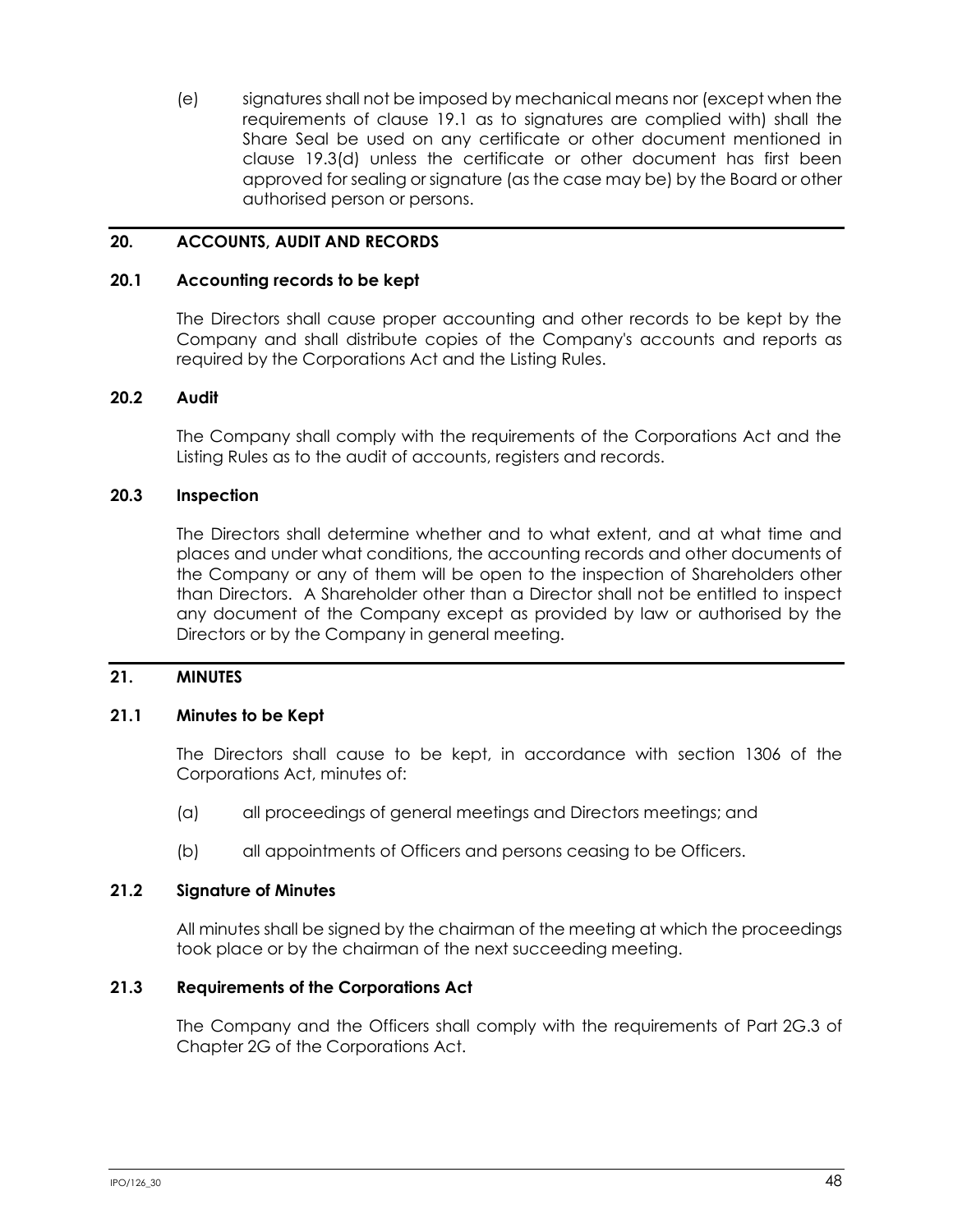(e) signatures shall not be imposed by mechanical means nor (except when the requirements of clause 19.1 as to signatures are complied with) shall the Share Seal be used on any certificate or other document mentioned in clause 19.3(d) unless the certificate or other document has first been approved for sealing or signature (as the case may be) by the Board or other authorised person or persons.

## 20. ACCOUNTS, AUDIT AND RECORDS

### 20.1 Accounting records to be kept

The Directors shall cause proper accounting and other records to be kept by the Company and shall distribute copies of the Company's accounts and reports as required by the Corporations Act and the Listing Rules.

### 20.2 Audit

The Company shall comply with the requirements of the Corporations Act and the Listing Rules as to the audit of accounts, registers and records.

### 20.3 Inspection

The Directors shall determine whether and to what extent, and at what time and places and under what conditions, the accounting records and other documents of the Company or any of them will be open to the inspection of Shareholders other than Directors. A Shareholder other than a Director shall not be entitled to inspect any document of the Company except as provided by law or authorised by the Directors or by the Company in general meeting.

## 21. MINUTES

### 21.1 Minutes to be Kept

The Directors shall cause to be kept, in accordance with section 1306 of the Corporations Act, minutes of:

(a) all proceedings of general meetings and Directors meetings; and

(b) all appointments of Officers and persons ceasing to be Officers.

### 21.2 Signature of Minutes

All minutes shall be signed by the chairman of the meeting at which the proceedings took place or by the chairman of the next succeeding meeting.

### 21.3 Requirements of the Corporations Act

The Company and the Officers shall comply with the requirements of Part 2G.3 of Chapter 2G of the Corporations Act.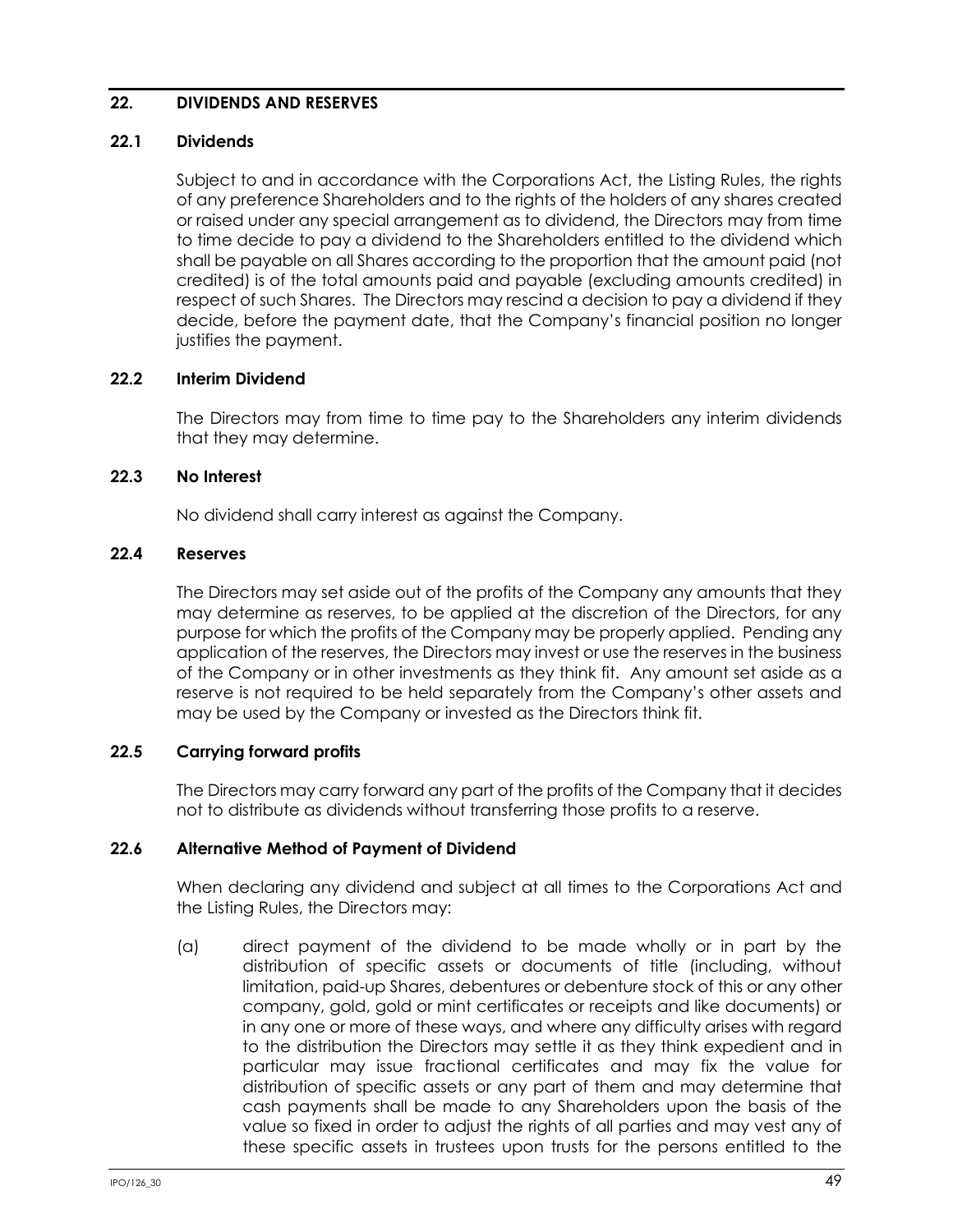## 22. DIVIDENDS AND RESERVES

### 22.1 Dividends

Subject to and in accordance with the Corporations Act, the Listing Rules, the rights of any preference Shareholders and to the rights of the holders of any shares created or raised under any special arrangement as to dividend, the Directors may from time to time decide to pay a dividend to the Shareholders entitled to the dividend which shall be payable on all Shares according to the proportion that the amount paid (not credited) is of the total amounts paid and payable (excluding amounts credited) in respect of such Shares. The Directors may rescind a decision to pay a dividend if they decide, before the payment date, that the Company's financial position no longer justifies the payment.

### 22.2 Interim Dividend

The Directors may from time to time pay to the Shareholders any interim dividends that they may determine.

### 22.3 No Interest

No dividend shall carry interest as against the Company.

### 22.4 Reserves

The Directors may set aside out of the profits of the Company any amounts that they may determine as reserves, to be applied at the discretion of the Directors, for any purpose for which the profits of the Company may be properly applied. Pending any application of the reserves, the Directors may invest or use the reserves in the business of the Company or in other investments as they think fit. Any amount set aside as a reserve is not required to be held separately from the Company's other assets and may be used by the Company or invested as the Directors think fit.

### 22.5 Carrying forward profits

The Directors may carry forward any part of the profits of the Company that it decides not to distribute as dividends without transferring those profits to a reserve.

### 22.6 Alternative Method of Payment of Dividend

When declaring any dividend and subject at all times to the Corporations Act and the Listing Rules, the Directors may:

(a) direct payment of the dividend to be made wholly or in part by the distribution of specific assets or documents of title (including, without limitation, paid-up Shares, debentures or debenture stock of this or any other company, gold, gold or mint certificates or receipts and like documents) or in any one or more of these ways, and where any difficulty arises with regard to the distribution the Directors may settle it as they think expedient and in particular may issue fractional certificates and may fix the value for distribution of specific assets or any part of them and may determine that cash payments shall be made to any Shareholders upon the basis of the value so fixed in order to adjust the rights of all parties and may vest any of these specific assets in trustees upon trusts for the persons entitled to the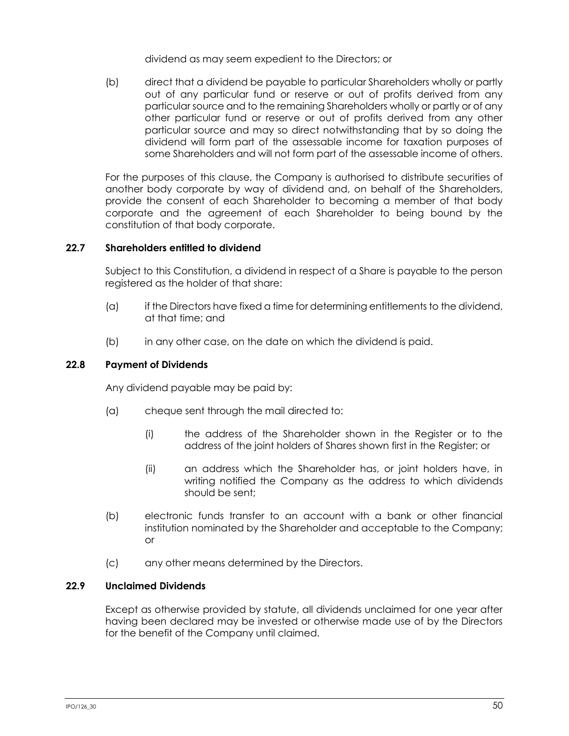dividend as may seem expedient to the Directors; or

(b) direct that a dividend be payable to particular Shareholders wholly or partly out of any particular fund or reserve or out of profits derived from any particular source and to the remaining Shareholders wholly or partly or of any other particular fund or reserve or out of profits derived from any other particular source and may so direct notwithstanding that by so doing the dividend will form part of the assessable income for taxation purposes of some Shareholders and will not form part of the assessable income of others.

For the purposes of this clause, the Company is authorised to distribute securities of another body corporate by way of dividend and, on behalf of the Shareholders, provide the consent of each Shareholder to becoming a member of that body corporate and the agreement of each Shareholder to being bound by the constitution of that body corporate.

### 22.7 Shareholders entitled to dividend

Subject to this Constitution, a dividend in respect of a Share is payable to the person registered as the holder of that share:

(a) if the Directors have fixed a time for determining entitlements to the dividend, at that time; and

(b) in any other case, on the date on which the dividend is paid.

### 22.8 Payment of Dividends

Any dividend payable may be paid by:

(a) cheque sent through the mail directed to:

(i) the address of the Shareholder shown in the Register or to the address of the joint holders of Shares shown first in the Register; or

(ii) an address which the Shareholder has, or joint holders have, in writing notified the Company as the address to which dividends should be sent;

(b) electronic funds transfer to an account with a bank or other financial institution nominated by the Shareholder and acceptable to the Company; or

(c) any other means determined by the Directors.

### 22.9 Unclaimed Dividends

Except as otherwise provided by statute, all dividends unclaimed for one year after having been declared may be invested or otherwise made use of by the Directors for the benefit of the Company until claimed.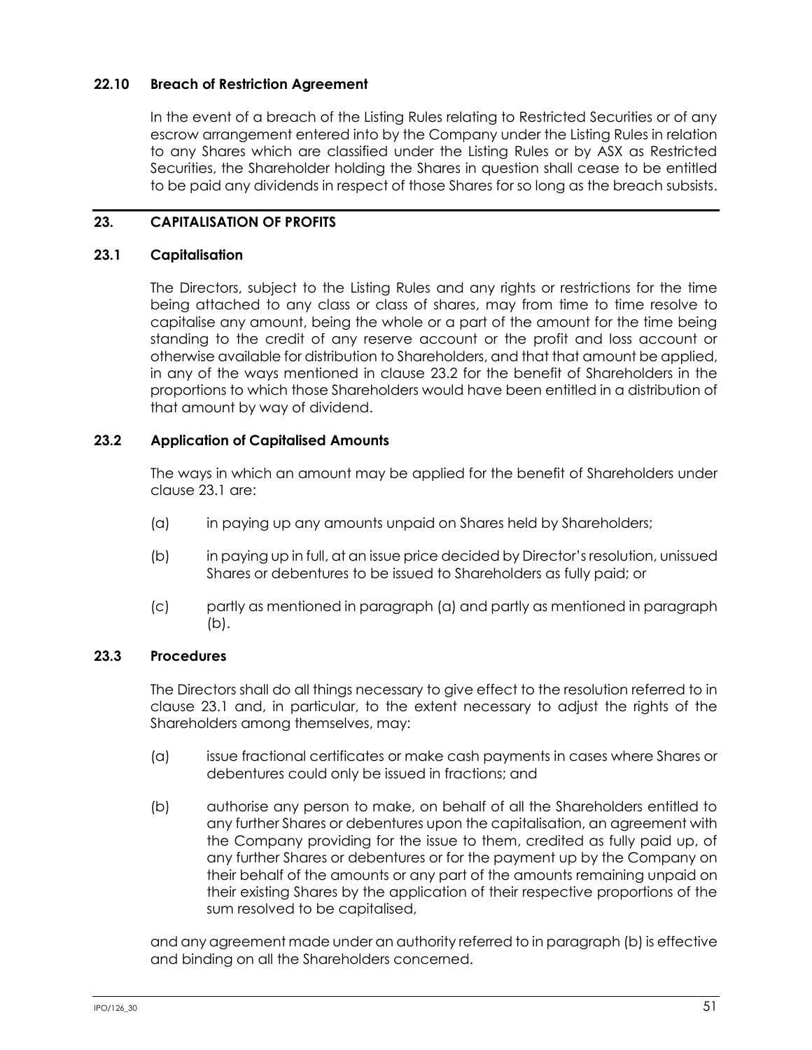### 22.10 Breach of Restriction Agreement

In the event of a breach of the Listing Rules relating to Restricted Securities or of any escrow arrangement entered into by the Company under the Listing Rules in relation to any Shares which are classified under the Listing Rules or by ASX as Restricted Securities, the Shareholder holding the Shares in question shall cease to be entitled to be paid any dividends in respect of those Shares for so long as the breach subsists.

## 23. CAPITALISATION OF PROFITS

### 23.1 Capitalisation

The Directors, subject to the Listing Rules and any rights or restrictions for the time being attached to any class or class of shares, may from time to time resolve to capitalise any amount, being the whole or a part of the amount for the time being standing to the credit of any reserve account or the profit and loss account or otherwise available for distribution to Shareholders, and that that amount be applied, in any of the ways mentioned in clause 23.2 for the benefit of Shareholders in the proportions to which those Shareholders would have been entitled in a distribution of that amount by way of dividend.

### 23.2 Application of Capitalised Amounts

The ways in which an amount may be applied for the benefit of Shareholders under clause 23.1 are:

(a) in paying up any amounts unpaid on Shares held by Shareholders;

(b) in paying up in full, at an issue price decided by Director's resolution, unissued Shares or debentures to be issued to Shareholders as fully paid; or

(c) partly as mentioned in paragraph (a) and partly as mentioned in paragraph (b).

### 23.3 Procedures

The Directors shall do all things necessary to give effect to the resolution referred to in clause 23.1 and, in particular, to the extent necessary to adjust the rights of the Shareholders among themselves, may:

(a) issue fractional certificates or make cash payments in cases where Shares or debentures could only be issued in fractions; and

(b) authorise any person to make, on behalf of all the Shareholders entitled to any further Shares or debentures upon the capitalisation, an agreement with the Company providing for the issue to them, credited as fully paid up, of any further Shares or debentures or for the payment up by the Company on their behalf of the amounts or any part of the amounts remaining unpaid on their existing Shares by the application of their respective proportions of the sum resolved to be capitalised,

and any agreement made under an authority referred to in paragraph (b) is effective and binding on all the Shareholders concerned.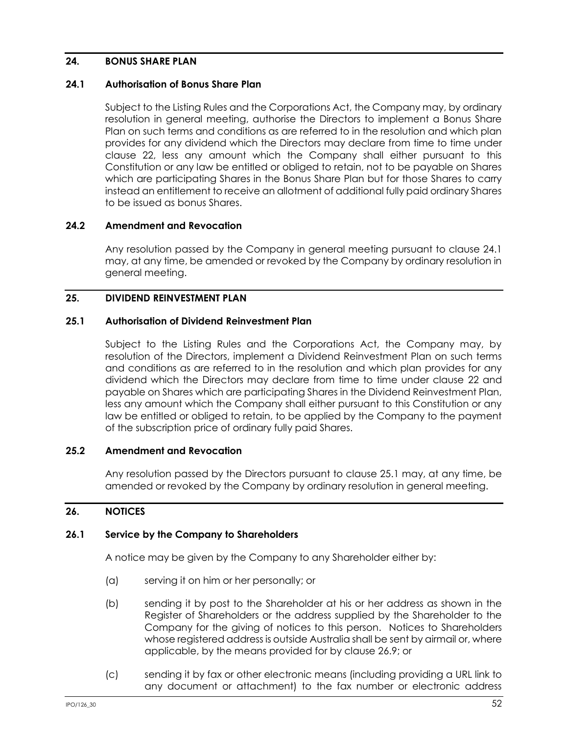## 24. BONUS SHARE PLAN

### 24.1 Authorisation of Bonus Share Plan

Subject to the Listing Rules and the Corporations Act, the Company may, by ordinary resolution in general meeting, authorise the Directors to implement a Bonus Share Plan on such terms and conditions as are referred to in the resolution and which plan provides for any dividend which the Directors may declare from time to time under clause 22, less any amount which the Company shall either pursuant to this Constitution or any law be entitled or obliged to retain, not to be payable on Shares which are participating Shares in the Bonus Share Plan but for those Shares to carry instead an entitlement to receive an allotment of additional fully paid ordinary Shares to be issued as bonus Shares.

### 24.2 Amendment and Revocation

Any resolution passed by the Company in general meeting pursuant to clause 24.1 may, at any time, be amended or revoked by the Company by ordinary resolution in general meeting.

## 25. DIVIDEND REINVESTMENT PLAN

### 25.1 Authorisation of Dividend Reinvestment Plan

Subject to the Listing Rules and the Corporations Act, the Company may, by resolution of the Directors, implement a Dividend Reinvestment Plan on such terms and conditions as are referred to in the resolution and which plan provides for any dividend which the Directors may declare from time to time under clause 22 and payable on Shares which are participating Shares in the Dividend Reinvestment Plan, less any amount which the Company shall either pursuant to this Constitution or any law be entitled or obliged to retain, to be applied by the Company to the payment of the subscription price of ordinary fully paid Shares.

### 25.2 Amendment and Revocation

Any resolution passed by the Directors pursuant to clause 25.1 may, at any time, be amended or revoked by the Company by ordinary resolution in general meeting.

## 26. NOTICES

### 26.1 Service by the Company to Shareholders

A notice may be given by the Company to any Shareholder either by:

(a) serving it on him or her personally; or

(b) sending it by post to the Shareholder at his or her address as shown in the Register of Shareholders or the address supplied by the Shareholder to the Company for the giving of notices to this person. Notices to Shareholders whose registered address is outside Australia shall be sent by airmail or, where applicable, by the means provided for by clause 26.9; or

(c) sending it by fax or other electronic means (including providing a URL link to any document or attachment) to the fax number or electronic address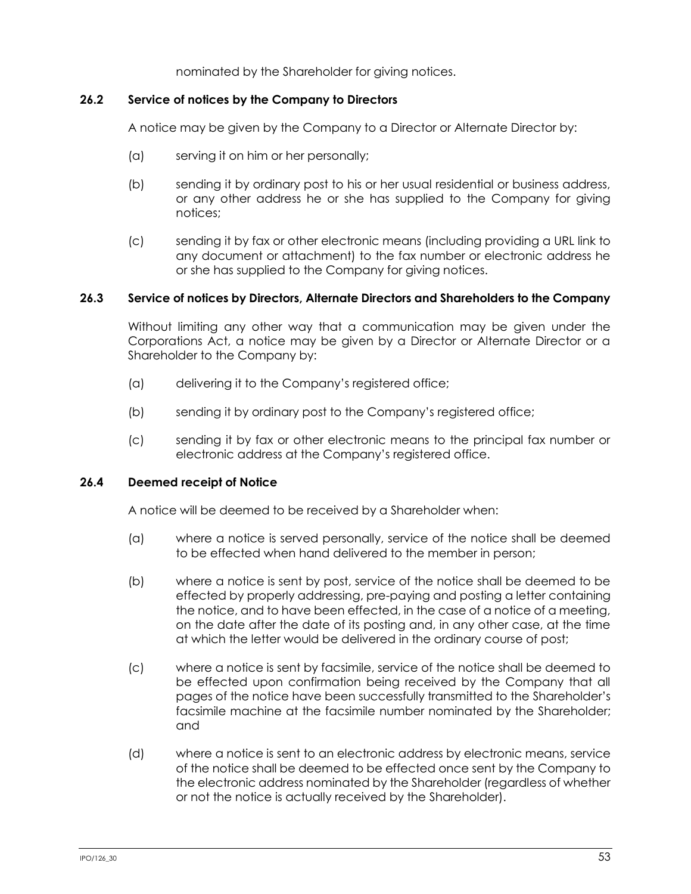nominated by the Shareholder for giving notices.

### 26.2 Service of notices by the Company to Directors

A notice may be given by the Company to a Director or Alternate Director by:

(a) serving it on him or her personally;

(b) sending it by ordinary post to his or her usual residential or business address, or any other address he or she has supplied to the Company for giving notices;

(c) sending it by fax or other electronic means (including providing a URL link to any document or attachment) to the fax number or electronic address he or she has supplied to the Company for giving notices.

### 26.3 Service of notices by Directors, Alternate Directors and Shareholders to the Company

Without limiting any other way that a communication may be given under the Corporations Act, a notice may be given by a Director or Alternate Director or a Shareholder to the Company by:

(a) delivering it to the Company's registered office;

(b) sending it by ordinary post to the Company's registered office;

(c) sending it by fax or other electronic means to the principal fax number or electronic address at the Company's registered office.

### 26.4 Deemed receipt of Notice

A notice will be deemed to be received by a Shareholder when:

(a) where a notice is served personally, service of the notice shall be deemed to be effected when hand delivered to the member in person;

(b) where a notice is sent by post, service of the notice shall be deemed to be effected by properly addressing, pre-paying and posting a letter containing the notice, and to have been effected, in the case of a notice of a meeting, on the date after the date of its posting and, in any other case, at the time at which the letter would be delivered in the ordinary course of post;

(c) where a notice is sent by facsimile, service of the notice shall be deemed to be effected upon confirmation being received by the Company that all pages of the notice have been successfully transmitted to the Shareholder's facsimile machine at the facsimile number nominated by the Shareholder; and

(d) where a notice is sent to an electronic address by electronic means, service of the notice shall be deemed to be effected once sent by the Company to the electronic address nominated by the Shareholder (regardless of whether or not the notice is actually received by the Shareholder).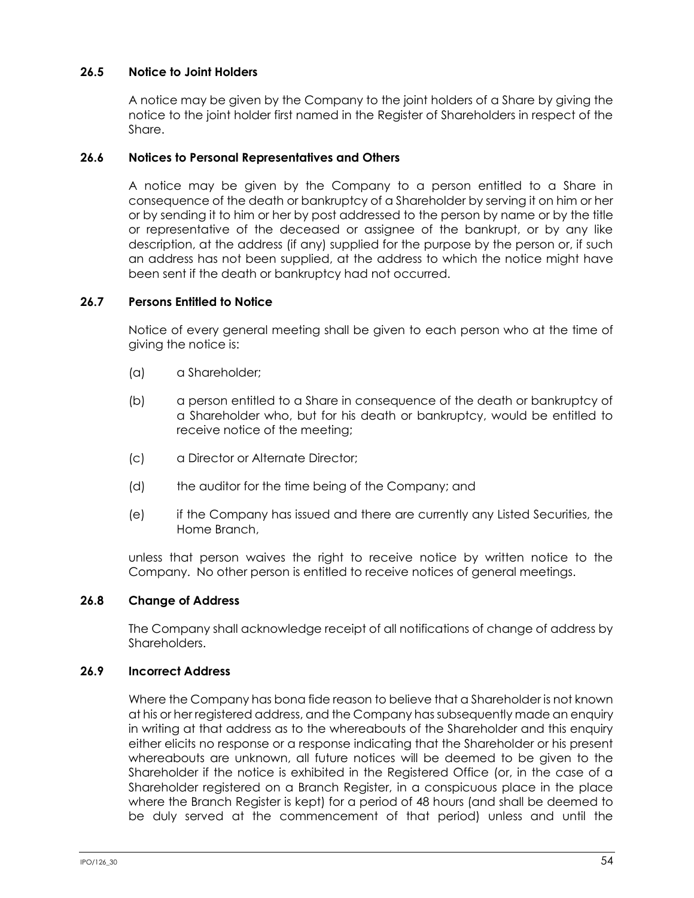### 26.5 Notice to Joint Holders

A notice may be given by the Company to the joint holders of a Share by giving the notice to the joint holder first named in the Register of Shareholders in respect of the Share.

### 26.6 Notices to Personal Representatives and Others

A notice may be given by the Company to a person entitled to a Share in consequence of the death or bankruptcy of a Shareholder by serving it on him or her or by sending it to him or her by post addressed to the person by name or by the title or representative of the deceased or assignee of the bankrupt, or by any like description, at the address (if any) supplied for the purpose by the person or, if such an address has not been supplied, at the address to which the notice might have been sent if the death or bankruptcy had not occurred.

### 26.7 Persons Entitled to Notice

Notice of every general meeting shall be given to each person who at the time of giving the notice is:

(a) a Shareholder;

(b) a person entitled to a Share in consequence of the death or bankruptcy of a Shareholder who, but for his death or bankruptcy, would be entitled to receive notice of the meeting;

(c) a Director or Alternate Director;

(d) the auditor for the time being of the Company; and

(e) if the Company has issued and there are currently any Listed Securities, the Home Branch,

unless that person waives the right to receive notice by written notice to the Company. No other person is entitled to receive notices of general meetings.

### 26.8 Change of Address

The Company shall acknowledge receipt of all notifications of change of address by Shareholders.

### 26.9 Incorrect Address

Where the Company has bona fide reason to believe that a Shareholder is not known at his or her registered address, and the Company has subsequently made an enquiry in writing at that address as to the whereabouts of the Shareholder and this enquiry either elicits no response or a response indicating that the Shareholder or his present whereabouts are unknown, all future notices will be deemed to be given to the Shareholder if the notice is exhibited in the Registered Office (or, in the case of a Shareholder registered on a Branch Register, in a conspicuous place in the place where the Branch Register is kept) for a period of 48 hours (and shall be deemed to be duly served at the commencement of that period) unless and until the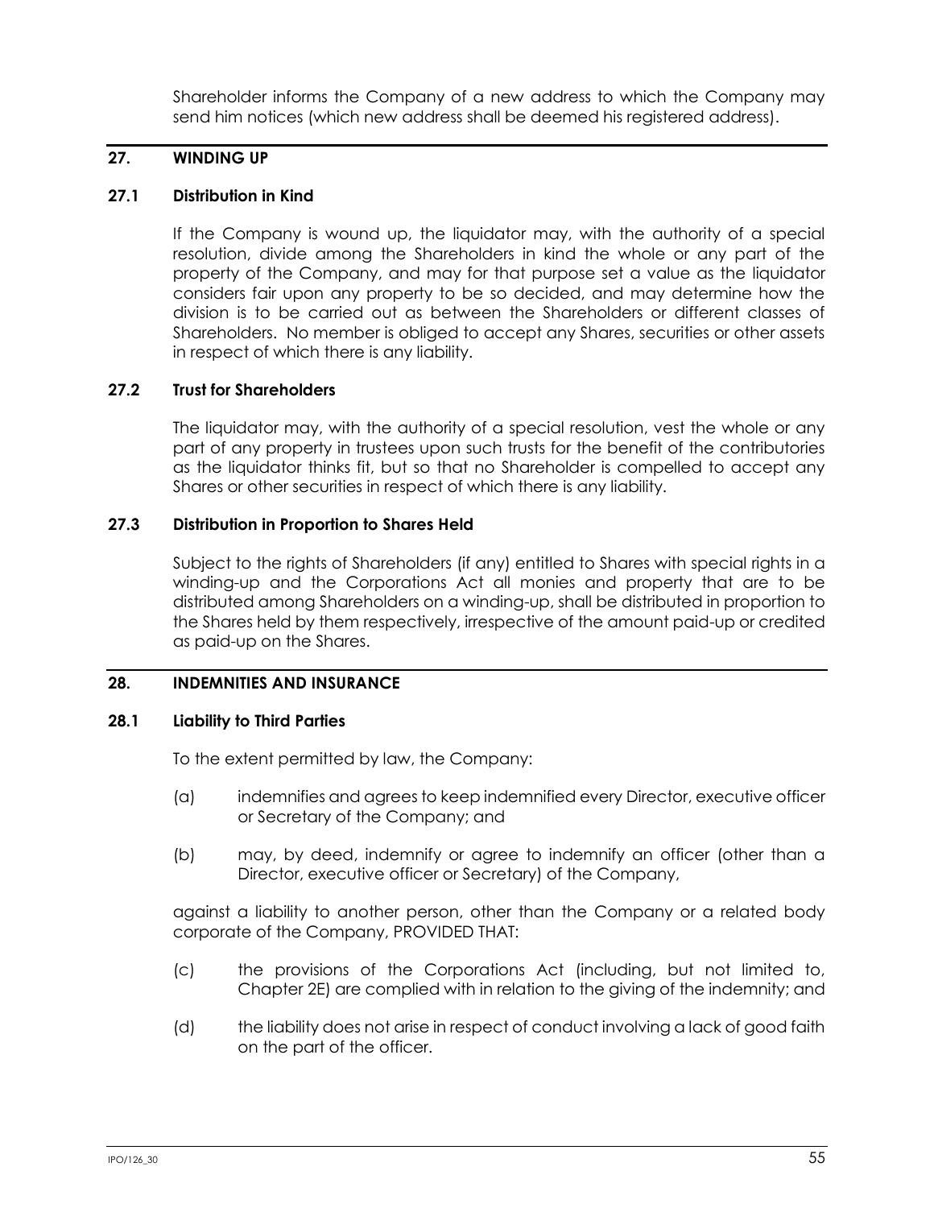Shareholder informs the Company of a new address to which the Company may send him notices (which new address shall be deemed his registered address).

## 27. WINDING UP

### 27.1 Distribution in Kind

If the Company is wound up, the liquidator may, with the authority of a special resolution, divide among the Shareholders in kind the whole or any part of the property of the Company, and may for that purpose set a value as the liquidator considers fair upon any property to be so decided, and may determine how the division is to be carried out as between the Shareholders or different classes of Shareholders. No member is obliged to accept any Shares, securities or other assets in respect of which there is any liability.

### 27.2 Trust for Shareholders

The liquidator may, with the authority of a special resolution, vest the whole or any part of any property in trustees upon such trusts for the benefit of the contributories as the liquidator thinks fit, but so that no Shareholder is compelled to accept any Shares or other securities in respect of which there is any liability.

### 27.3 Distribution in Proportion to Shares Held

Subject to the rights of Shareholders (if any) entitled to Shares with special rights in a winding-up and the Corporations Act all monies and property that are to be distributed among Shareholders on a winding-up, shall be distributed in proportion to the Shares held by them respectively, irrespective of the amount paid-up or credited as paid-up on the Shares.

## 28. INDEMNITIES AND INSURANCE

### 28.1 Liability to Third Parties

To the extent permitted by law, the Company:

(a) indemnifies and agrees to keep indemnified every Director, executive officer or Secretary of the Company; and

(b) may, by deed, indemnify or agree to indemnify an officer (other than a Director, executive officer or Secretary) of the Company,

against a liability to another person, other than the Company or a related body corporate of the Company, PROVIDED THAT:

(c) the provisions of the Corporations Act (including, but not limited to, Chapter 2E) are complied with in relation to the giving of the indemnity; and

(d) the liability does not arise in respect of conduct involving a lack of good faith on the part of the officer.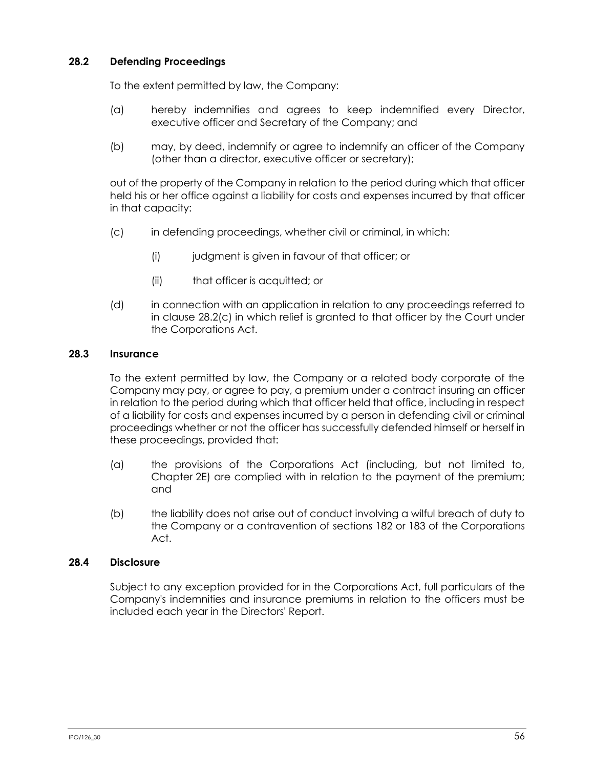### 28.2 Defending Proceedings

To the extent permitted by law, the Company:

(a) hereby indemnifies and agrees to keep indemnified every Director, executive officer and Secretary of the Company; and

(b) may, by deed, indemnify or agree to indemnify an officer of the Company (other than a director, executive officer or secretary);

out of the property of the Company in relation to the period during which that officer held his or her office against a liability for costs and expenses incurred by that officer in that capacity:

(c) in defending proceedings, whether civil or criminal, in which:

(i) judgment is given in favour of that officer; or

(ii) that officer is acquitted; or

(d) in connection with an application in relation to any proceedings referred to in clause 28.2(c) in which relief is granted to that officer by the Court under the Corporations Act.

### 28.3 Insurance

To the extent permitted by law, the Company or a related body corporate of the Company may pay, or agree to pay, a premium under a contract insuring an officer in relation to the period during which that officer held that office, including in respect of a liability for costs and expenses incurred by a person in defending civil or criminal proceedings whether or not the officer has successfully defended himself or herself in these proceedings, provided that:

(a) the provisions of the Corporations Act (including, but not limited to, Chapter 2E) are complied with in relation to the payment of the premium; and

(b) the liability does not arise out of conduct involving a wilful breach of duty to the Company or a contravention of sections 182 or 183 of the Corporations Act.

### 28.4 Disclosure

Subject to any exception provided for in the Corporations Act, full particulars of the Company's indemnities and insurance premiums in relation to the officers must be included each year in the Directors' Report.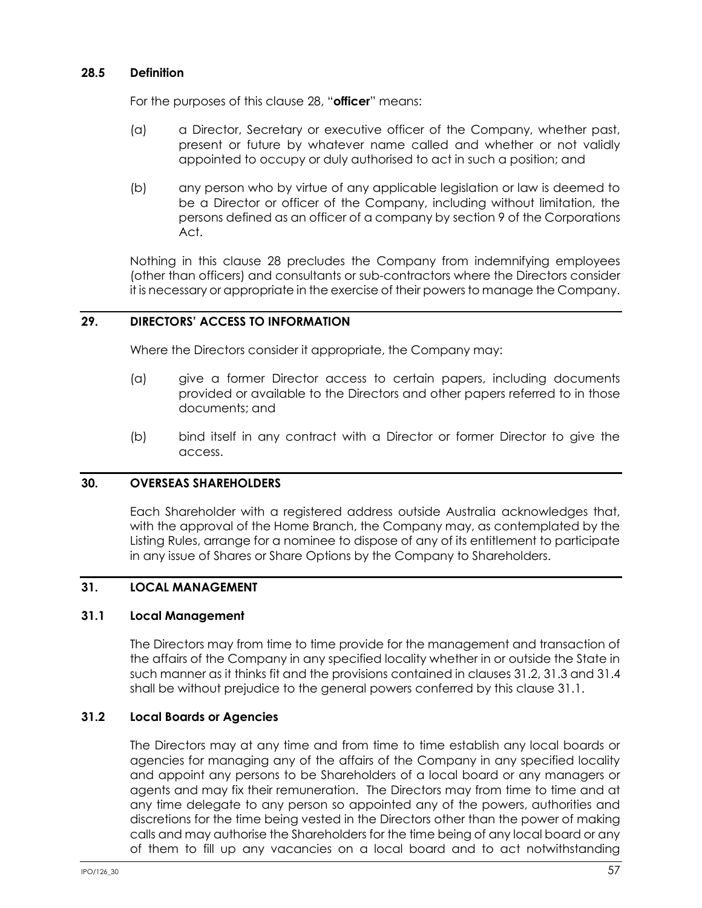### 28.5 Definition

For the purposes of this clause 28, "**officer**" means:

(a) a Director, Secretary or executive officer of the Company, whether past, present or future by whatever name called and whether or not validly appointed to occupy or duly authorised to act in such a position; and

(b) any person who by virtue of any applicable legislation or law is deemed to be a Director or officer of the Company, including without limitation, the persons defined as an officer of a company by section 9 of the Corporations Act.

Nothing in this clause 28 precludes the Company from indemnifying employees (other than officers) and consultants or sub-contractors where the Directors consider it is necessary or appropriate in the exercise of their powers to manage the Company.

## 29. DIRECTORS' ACCESS TO INFORMATION

Where the Directors consider it appropriate, the Company may:

(a) give a former Director access to certain papers, including documents provided or available to the Directors and other papers referred to in those documents; and

(b) bind itself in any contract with a Director or former Director to give the access.

## 30. OVERSEAS SHAREHOLDERS

Each Shareholder with a registered address outside Australia acknowledges that, with the approval of the Home Branch, the Company may, as contemplated by the Listing Rules, arrange for a nominee to dispose of any of its entitlement to participate in any issue of Shares or Share Options by the Company to Shareholders.

## 31. LOCAL MANAGEMENT

### 31.1 Local Management

The Directors may from time to time provide for the management and transaction of the affairs of the Company in any specified locality whether in or outside the State in such manner as it thinks fit and the provisions contained in clauses 31.2, 31.3 and 31.4 shall be without prejudice to the general powers conferred by this clause 31.1.

### 31.2 Local Boards or Agencies

The Directors may at any time and from time to time establish any local boards or agencies for managing any of the affairs of the Company in any specified locality and appoint any persons to be Shareholders of a local board or any managers or agents and may fix their remuneration. The Directors may from time to time and at any time delegate to any person so appointed any of the powers, authorities and discretions for the time being vested in the Directors other than the power of making calls and may authorise the Shareholders for the time being of any local board or any of them to fill up any vacancies on a local board and to act notwithstanding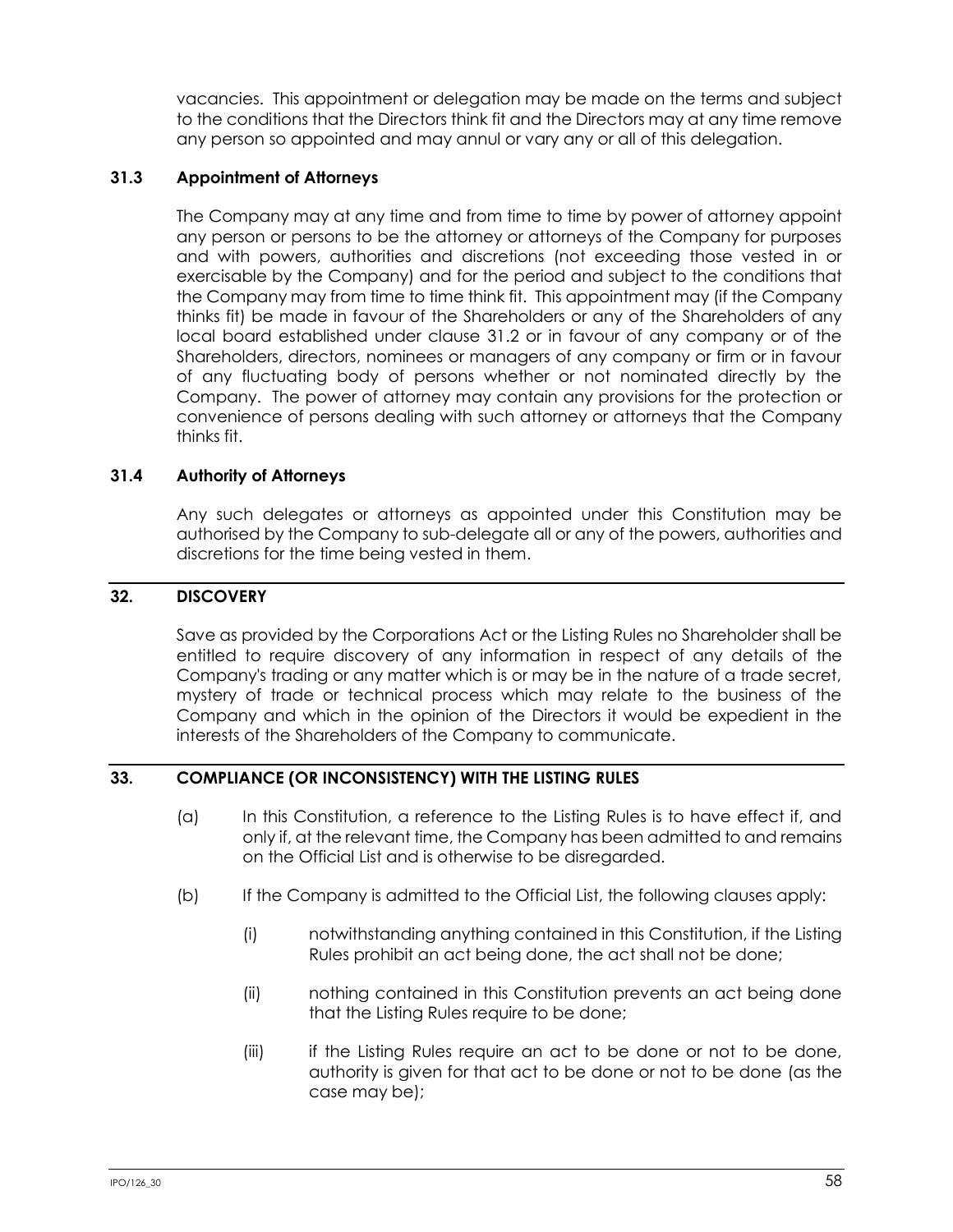vacancies. This appointment or delegation may be made on the terms and subject to the conditions that the Directors think fit and the Directors may at any time remove any person so appointed and may annul or vary any or all of this delegation.

### 31.3 Appointment of Attorneys

The Company may at any time and from time to time by power of attorney appoint any person or persons to be the attorney or attorneys of the Company for purposes and with powers, authorities and discretions (not exceeding those vested in or exercisable by the Company) and for the period and subject to the conditions that the Company may from time to time think fit. This appointment may (if the Company thinks fit) be made in favour of the Shareholders or any of the Shareholders of any local board established under clause 31.2 or in favour of any company or of the Shareholders, directors, nominees or managers of any company or firm or in favour of any fluctuating body of persons whether or not nominated directly by the Company. The power of attorney may contain any provisions for the protection or convenience of persons dealing with such attorney or attorneys that the Company thinks fit.

### 31.4 Authority of Attorneys

Any such delegates or attorneys as appointed under this Constitution may be authorised by the Company to sub-delegate all or any of the powers, authorities and discretions for the time being vested in them.

## 32. DISCOVERY

Save as provided by the Corporations Act or the Listing Rules no Shareholder shall be entitled to require discovery of any information in respect of any details of the Company's trading or any matter which is or may be in the nature of a trade secret, mystery of trade or technical process which may relate to the business of the Company and which in the opinion of the Directors it would be expedient in the interests of the Shareholders of the Company to communicate.

## 33. COMPLIANCE (OR INCONSISTENCY) WITH THE LISTING RULES

(a) In this Constitution, a reference to the Listing Rules is to have effect if, and only if, at the relevant time, the Company has been admitted to and remains on the Official List and is otherwise to be disregarded.

(b) If the Company is admitted to the Official List, the following clauses apply:

(i) notwithstanding anything contained in this Constitution, if the Listing Rules prohibit an act being done, the act shall not be done;

(ii) nothing contained in this Constitution prevents an act being done that the Listing Rules require to be done;

(iii) if the Listing Rules require an act to be done or not to be done, authority is given for that act to be done or not to be done (as the case may be);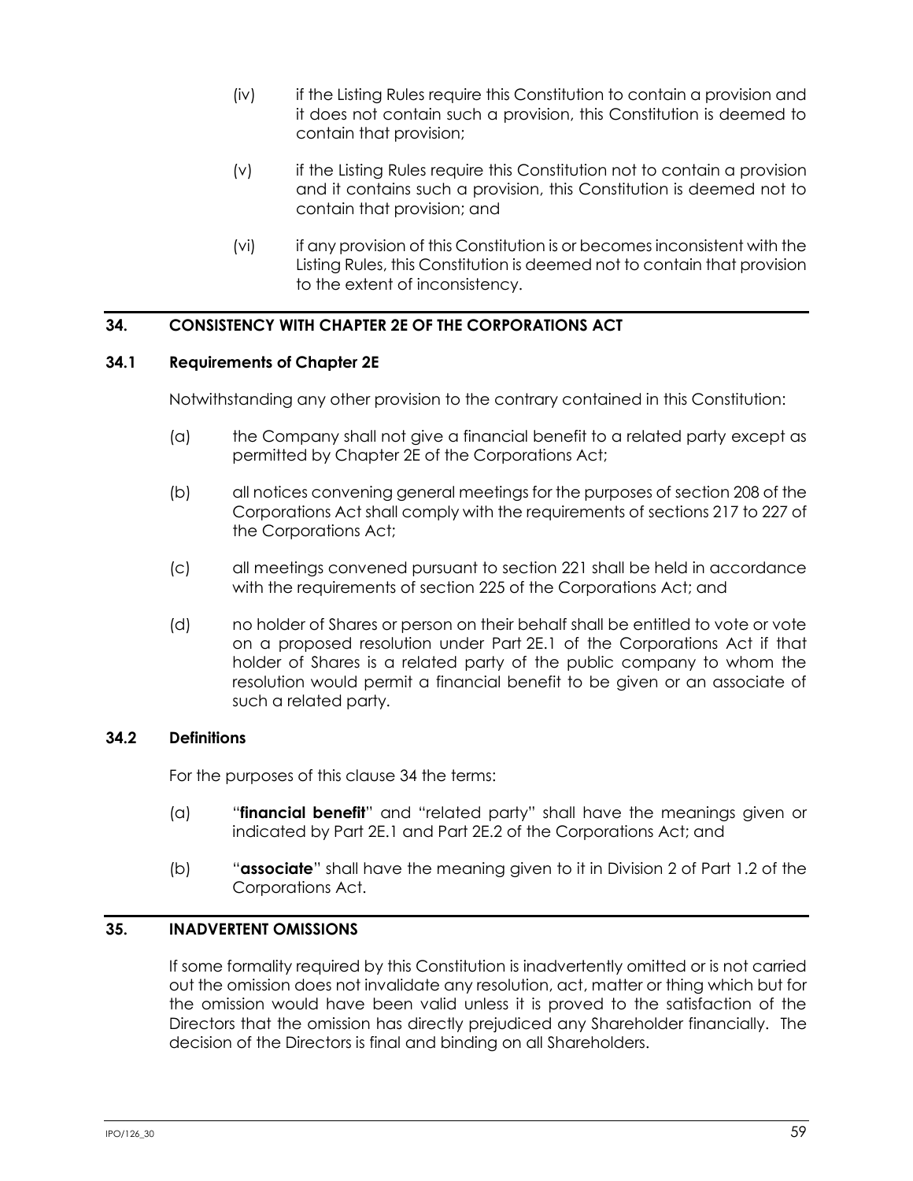(iv) if the Listing Rules require this Constitution to contain a provision and it does not contain such a provision, this Constitution is deemed to contain that provision;

(v) if the Listing Rules require this Constitution not to contain a provision and it contains such a provision, this Constitution is deemed not to contain that provision; and

(vi) if any provision of this Constitution is or becomes inconsistent with the Listing Rules, this Constitution is deemed not to contain that provision to the extent of inconsistency.

## 34. CONSISTENCY WITH CHAPTER 2E OF THE CORPORATIONS ACT

### 34.1 Requirements of Chapter 2E

Notwithstanding any other provision to the contrary contained in this Constitution:

(a) the Company shall not give a financial benefit to a related party except as permitted by Chapter 2E of the Corporations Act;

(b) all notices convening general meetings for the purposes of section 208 of the Corporations Act shall comply with the requirements of sections 217 to 227 of the Corporations Act;

(c) all meetings convened pursuant to section 221 shall be held in accordance with the requirements of section 225 of the Corporations Act; and

(d) no holder of Shares or person on their behalf shall be entitled to vote or vote on a proposed resolution under Part 2E.1 of the Corporations Act if that holder of Shares is a related party of the public company to whom the resolution would permit a financial benefit to be given or an associate of such a related party.

### 34.2 Definitions

For the purposes of this clause 34 the terms:

(a) "**financial benefit**" and "related party" shall have the meanings given or indicated by Part 2E.1 and Part 2E.2 of the Corporations Act; and

(b) "**associate**" shall have the meaning given to it in Division 2 of Part 1.2 of the Corporations Act.

## 35. INADVERTENT OMISSIONS

If some formality required by this Constitution is inadvertently omitted or is not carried out the omission does not invalidate any resolution, act, matter or thing which but for the omission would have been valid unless it is proved to the satisfaction of the Directors that the omission has directly prejudiced any Shareholder financially. The decision of the Directors is final and binding on all Shareholders.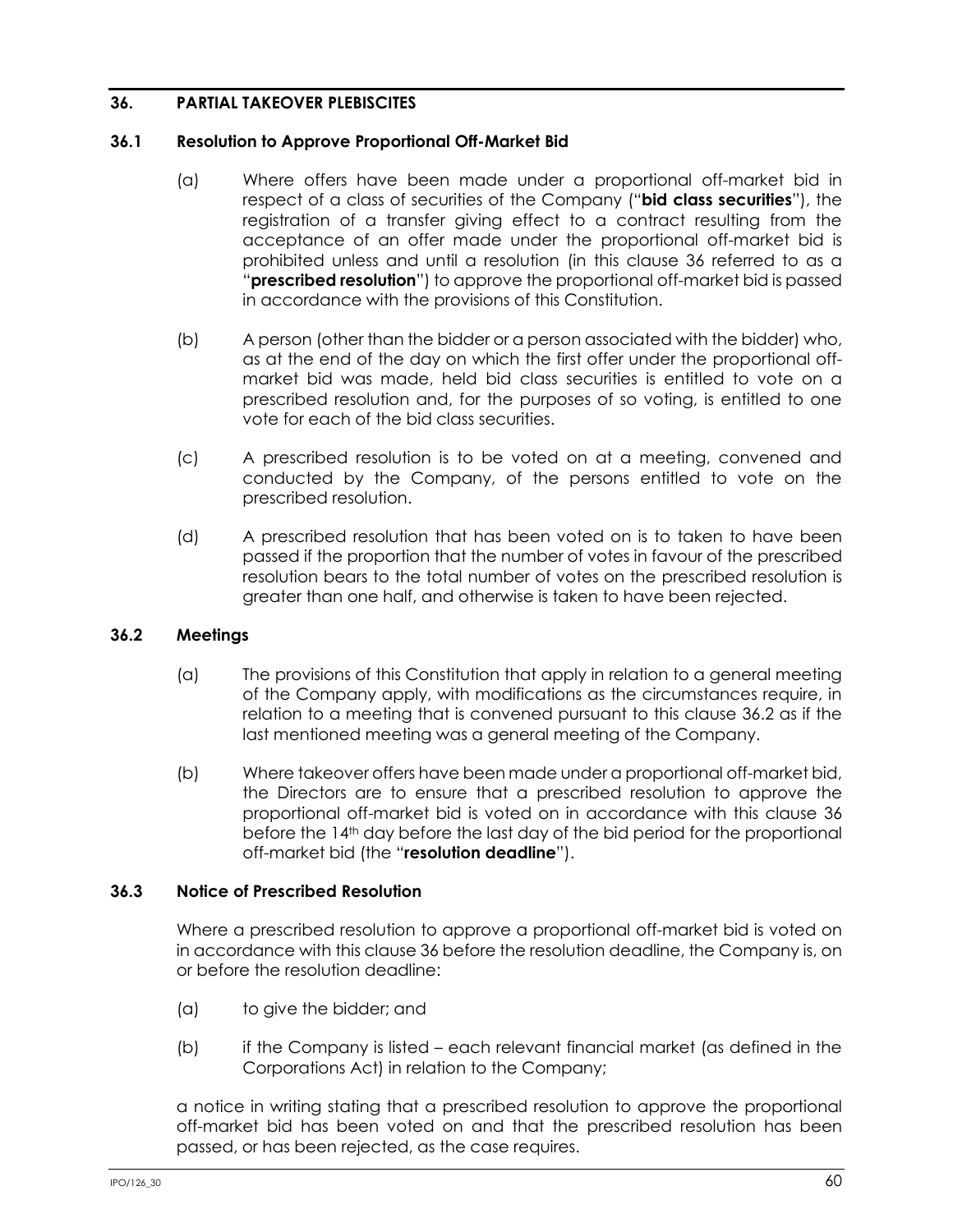## 36. PARTIAL TAKEOVER PLEBISCITES

### 36.1 Resolution to Approve Proportional Off-Market Bid

(a) Where offers have been made under a proportional off-market bid in respect of a class of securities of the Company ("**bid class securities**"), the registration of a transfer giving effect to a contract resulting from the acceptance of an offer made under the proportional off-market bid is prohibited unless and until a resolution (in this clause 36 referred to as a "**prescribed resolution**") to approve the proportional off-market bid is passed in accordance with the provisions of this Constitution.

(b) A person (other than the bidder or a person associated with the bidder) who, as at the end of the day on which the first offer under the proportional off-market bid was made, held bid class securities is entitled to vote on a prescribed resolution and, for the purposes of so voting, is entitled to one vote for each of the bid class securities.

(c) A prescribed resolution is to be voted on at a meeting, convened and conducted by the Company, of the persons entitled to vote on the prescribed resolution.

(d) A prescribed resolution that has been voted on is to taken to have been passed if the proportion that the number of votes in favour of the prescribed resolution bears to the total number of votes on the prescribed resolution is greater than one half, and otherwise is taken to have been rejected.

### 36.2 Meetings

(a) The provisions of this Constitution that apply in relation to a general meeting of the Company apply, with modifications as the circumstances require, in relation to a meeting that is convened pursuant to this clause 36.2 as if the last mentioned meeting was a general meeting of the Company.

(b) Where takeover offers have been made under a proportional off-market bid, the Directors are to ensure that a prescribed resolution to approve the proportional off-market bid is voted on in accordance with this clause 36 before the 14th day before the last day of the bid period for the proportional off-market bid (the "**resolution deadline**").

### 36.3 Notice of Prescribed Resolution

Where a prescribed resolution to approve a proportional off-market bid is voted on in accordance with this clause 36 before the resolution deadline, the Company is, on or before the resolution deadline:

(a) to give the bidder; and

(b) if the Company is listed – each relevant financial market (as defined in the Corporations Act) in relation to the Company;

a notice in writing stating that a prescribed resolution to approve the proportional off-market bid has been voted on and that the prescribed resolution has been passed, or has been rejected, as the case requires.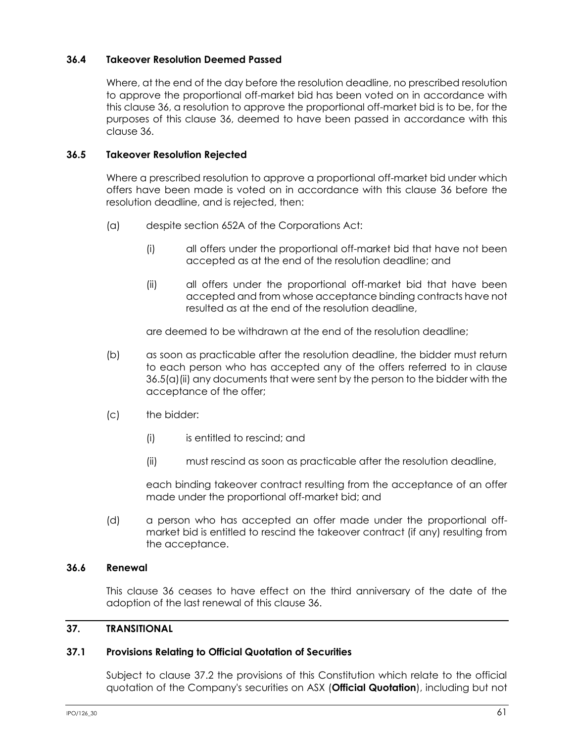### 36.4 Takeover Resolution Deemed Passed

Where, at the end of the day before the resolution deadline, no prescribed resolution to approve the proportional off-market bid has been voted on in accordance with this clause 36, a resolution to approve the proportional off-market bid is to be, for the purposes of this clause 36, deemed to have been passed in accordance with this clause 36.

### 36.5 Takeover Resolution Rejected

Where a prescribed resolution to approve a proportional off-market bid under which offers have been made is voted on in accordance with this clause 36 before the resolution deadline, and is rejected, then:

(a) despite section 652A of the Corporations Act:

   (i) all offers under the proportional off-market bid that have not been accepted as at the end of the resolution deadline; and

   (ii) all offers under the proportional off-market bid that have been accepted and from whose acceptance binding contracts have not resulted as at the end of the resolution deadline,

   are deemed to be withdrawn at the end of the resolution deadline;

(b) as soon as practicable after the resolution deadline, the bidder must return to each person who has accepted any of the offers referred to in clause 36.5(a)(ii) any documents that were sent by the person to the bidder with the acceptance of the offer;

(c) the bidder:

   (i) is entitled to rescind; and

   (ii) must rescind as soon as practicable after the resolution deadline,

   each binding takeover contract resulting from the acceptance of an offer made under the proportional off-market bid; and

(d) a person who has accepted an offer made under the proportional off-market bid is entitled to rescind the takeover contract (if any) resulting from the acceptance.

### 36.6 Renewal

This clause 36 ceases to have effect on the third anniversary of the date of the adoption of the last renewal of this clause 36.

## 37. TRANSITIONAL

### 37.1 Provisions Relating to Official Quotation of Securities

Subject to clause 37.2 the provisions of this Constitution which relate to the official quotation of the Company's securities on ASX (**Official Quotation**), including but not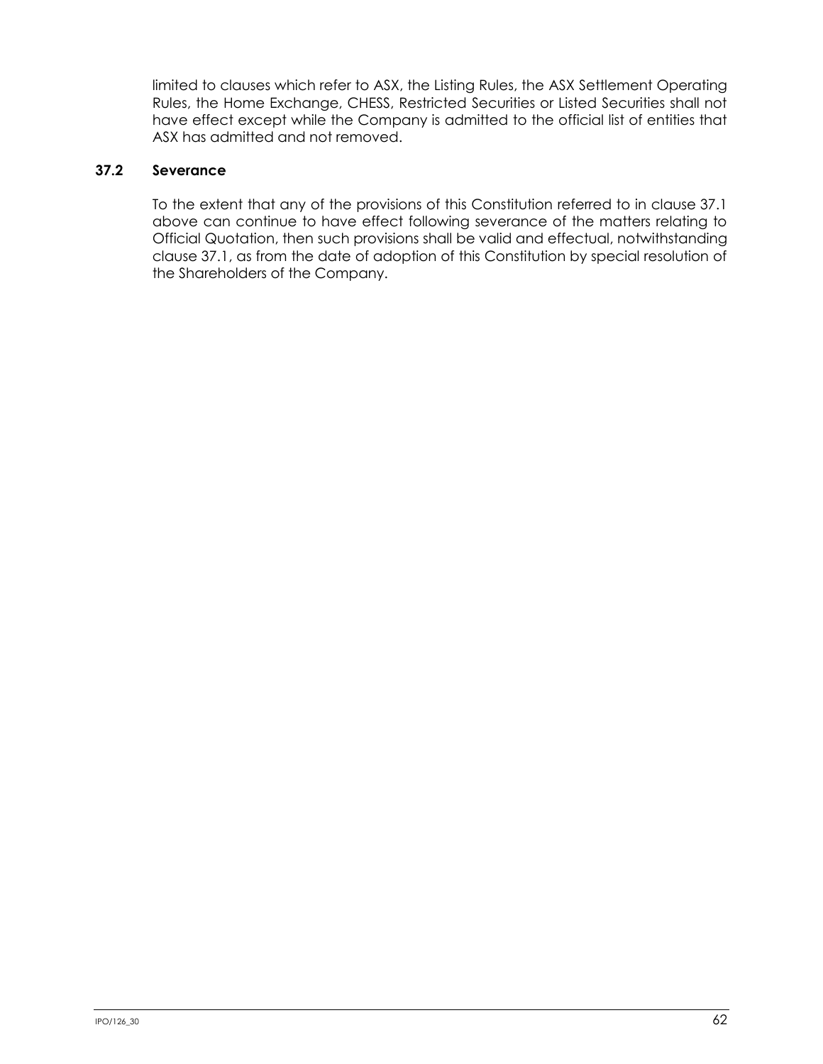limited to clauses which refer to ASX, the Listing Rules, the ASX Settlement Operating Rules, the Home Exchange, CHESS, Restricted Securities or Listed Securities shall not have effect except while the Company is admitted to the official list of entities that ASX has admitted and not removed.

### 37.2 Severance

To the extent that any of the provisions of this Constitution referred to in clause 37.1 above can continue to have effect following severance of the matters relating to Official Quotation, then such provisions shall be valid and effectual, notwithstanding clause 37.1, as from the date of adoption of this Constitution by special resolution of the Shareholders of the Company.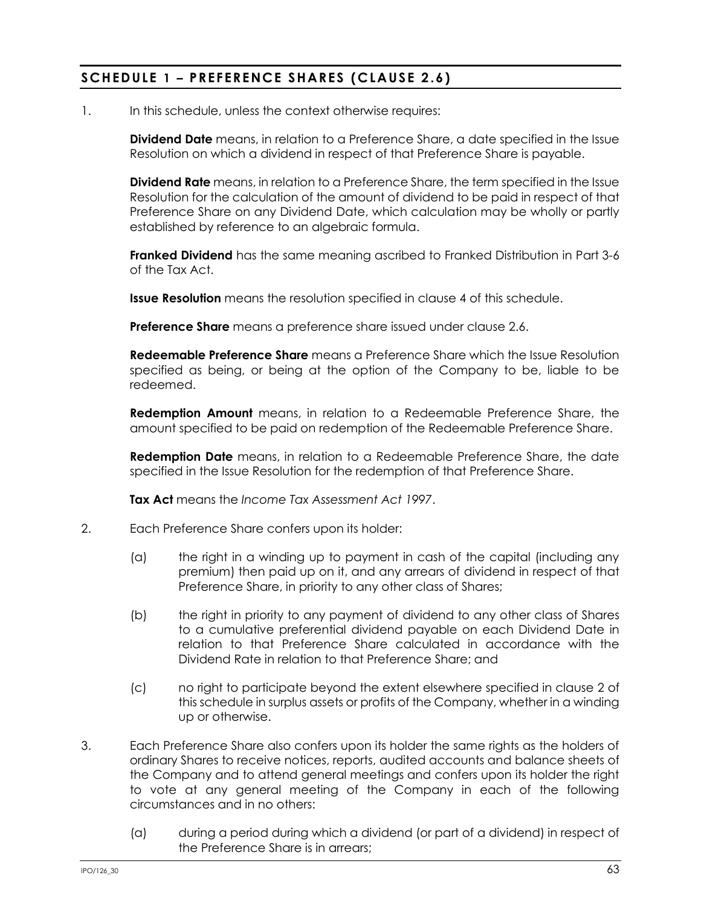## SCHEDULE 1 – PREFERENCE SHARES (CLAUSE 2.6)

1. In this schedule, unless the context otherwise requires:

   **Dividend Date** means, in relation to a Preference Share, a date specified in the Issue Resolution on which a dividend in respect of that Preference Share is payable.

   **Dividend Rate** means, in relation to a Preference Share, the term specified in the Issue Resolution for the calculation of the amount of dividend to be paid in respect of that Preference Share on any Dividend Date, which calculation may be wholly or partly established by reference to an algebraic formula.

   **Franked Dividend** has the same meaning ascribed to Franked Distribution in Part 3-6 of the Tax Act.

   **Issue Resolution** means the resolution specified in clause 4 of this schedule.

   **Preference Share** means a preference share issued under clause 2.6.

   **Redeemable Preference Share** means a Preference Share which the Issue Resolution specified as being, or being at the option of the Company to be, liable to be redeemed.

   **Redemption Amount** means, in relation to a Redeemable Preference Share, the amount specified to be paid on redemption of the Redeemable Preference Share.

   **Redemption Date** means, in relation to a Redeemable Preference Share, the date specified in the Issue Resolution for the redemption of that Preference Share.

   **Tax Act** means the *Income Tax Assessment Act 1997*.

2. Each Preference Share confers upon its holder:

   (a) the right in a winding up to payment in cash of the capital (including any premium) then paid up on it, and any arrears of dividend in respect of that Preference Share, in priority to any other class of Shares;

   (b) the right in priority to any payment of dividend to any other class of Shares to a cumulative preferential dividend payable on each Dividend Date in relation to that Preference Share calculated in accordance with the Dividend Rate in relation to that Preference Share; and

   (c) no right to participate beyond the extent elsewhere specified in clause 2 of this schedule in surplus assets or profits of the Company, whether in a winding up or otherwise.

3. Each Preference Share also confers upon its holder the same rights as the holders of ordinary Shares to receive notices, reports, audited accounts and balance sheets of the Company and to attend general meetings and confers upon its holder the right to vote at any general meeting of the Company in each of the following circumstances and in no others:

   (a) during a period during which a dividend (or part of a dividend) in respect of the Preference Share is in arrears;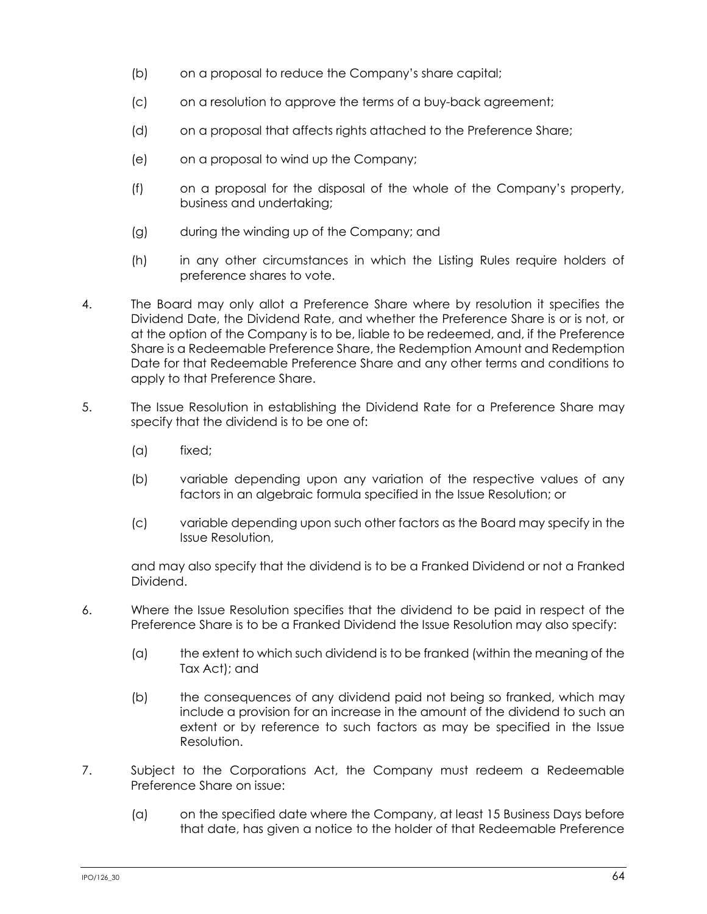(b) on a proposal to reduce the Company's share capital;

(c) on a resolution to approve the terms of a buy-back agreement;

(d) on a proposal that affects rights attached to the Preference Share;

(e) on a proposal to wind up the Company;

(f) on a proposal for the disposal of the whole of the Company's property, business and undertaking;

(g) during the winding up of the Company; and

(h) in any other circumstances in which the Listing Rules require holders of preference shares to vote.

4. The Board may only allot a Preference Share where by resolution it specifies the Dividend Date, the Dividend Rate, and whether the Preference Share is or is not, or at the option of the Company is to be, liable to be redeemed, and, if the Preference Share is a Redeemable Preference Share, the Redemption Amount and Redemption Date for that Redeemable Preference Share and any other terms and conditions to apply to that Preference Share.

5. The Issue Resolution in establishing the Dividend Rate for a Preference Share may specify that the dividend is to be one of:

   (a) fixed;

   (b) variable depending upon any variation of the respective values of any factors in an algebraic formula specified in the Issue Resolution; or

   (c) variable depending upon such other factors as the Board may specify in the Issue Resolution,

   and may also specify that the dividend is to be a Franked Dividend or not a Franked Dividend.

6. Where the Issue Resolution specifies that the dividend to be paid in respect of the Preference Share is to be a Franked Dividend the Issue Resolution may also specify:

   (a) the extent to which such dividend is to be franked (within the meaning of the Tax Act); and

   (b) the consequences of any dividend paid not being so franked, which may include a provision for an increase in the amount of the dividend to such an extent or by reference to such factors as may be specified in the Issue Resolution.

7. Subject to the Corporations Act, the Company must redeem a Redeemable Preference Share on issue:

   (a) on the specified date where the Company, at least 15 Business Days before that date, has given a notice to the holder of that Redeemable Preference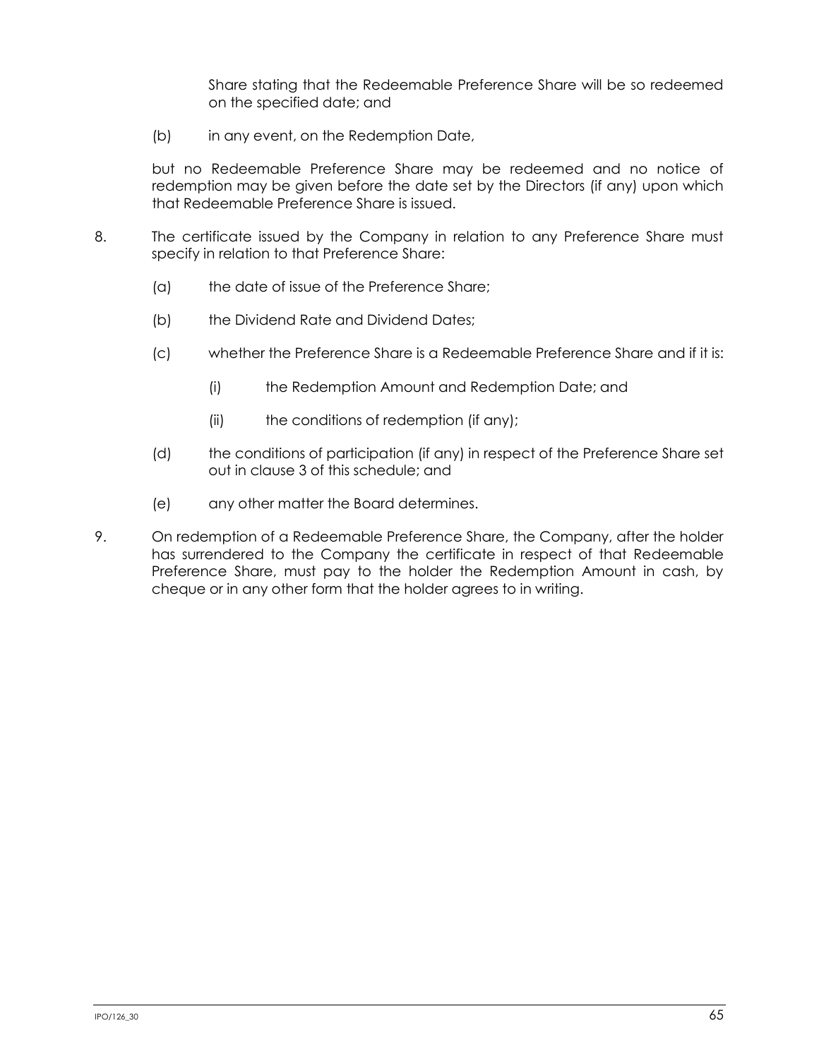Share stating that the Redeemable Preference Share will be so redeemed on the specified date; and

(b) in any event, on the Redemption Date,

but no Redeemable Preference Share may be redeemed and no notice of redemption may be given before the date set by the Directors (if any) upon which that Redeemable Preference Share is issued.

8. The certificate issued by the Company in relation to any Preference Share must specify in relation to that Preference Share:

   (a) the date of issue of the Preference Share;

   (b) the Dividend Rate and Dividend Dates;

   (c) whether the Preference Share is a Redeemable Preference Share and if it is:

      (i) the Redemption Amount and Redemption Date; and

      (ii) the conditions of redemption (if any);

   (d) the conditions of participation (if any) in respect of the Preference Share set out in clause 3 of this schedule; and

   (e) any other matter the Board determines.

9. On redemption of a Redeemable Preference Share, the Company, after the holder has surrendered to the Company the certificate in respect of that Redeemable Preference Share, must pay to the holder the Redemption Amount in cash, by cheque or in any other form that the holder agrees to in writing.